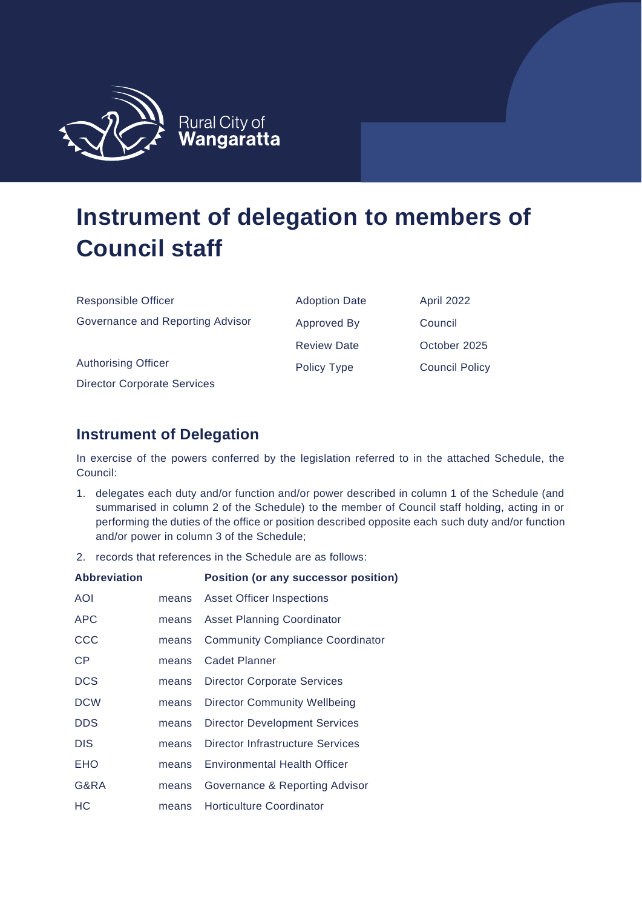Rural City of **Wangaratta**

# Instrument of delegation to members of Council staff

| | | |
|---|---|---|
| Responsible Officer | Adoption Date | April 2022 |
| Governance and Reporting Advisor | Approved By | Council |
| | Review Date | October 2025 |
| Authorising Officer | Policy Type | Council Policy |
| Director Corporate Services | | |

## Instrument of Delegation

In exercise of the powers conferred by the legislation referred to in the attached Schedule, the Council:

1. delegates each duty and/or function and/or power described in column 1 of the Schedule (and summarised in column 2 of the Schedule) to the member of Council staff holding, acting in or performing the duties of the office or position described opposite each such duty and/or function and/or power in column 3 of the Schedule;
2. records that references in the Schedule are as follows:

| Abbreviation | | Position (or any successor position) |
|---|---|---|
| AOI | means | Asset Officer Inspections |
| APC | means | Asset Planning Coordinator |
| CCC | means | Community Compliance Coordinator |
| CP | means | Cadet Planner |
| DCS | means | Director Corporate Services |
| DCW | means | Director Community Wellbeing |
| DDS | means | Director Development Services |
| DIS | means | Director Infrastructure Services |
| EHO | means | Environmental Health Officer |
| G&RA | means | Governance & Reporting Advisor |
| HC | means | Horticulture Coordinator |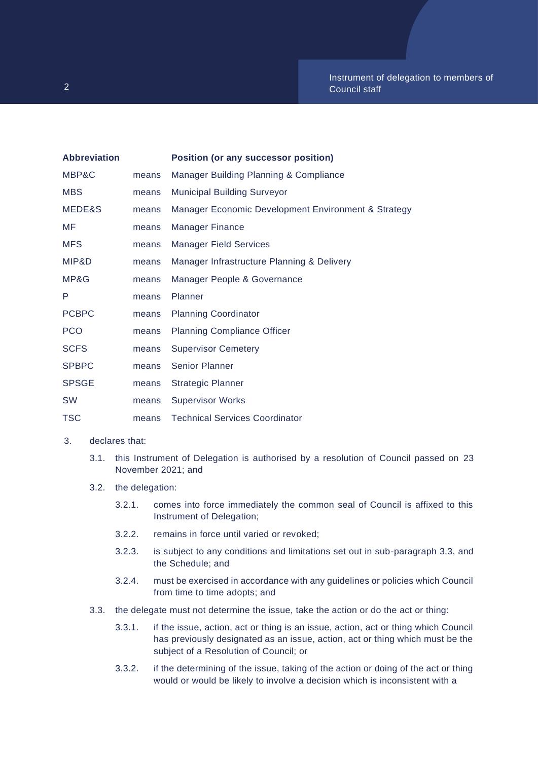| Abbreviation | | Position (or any successor position) |
|---|---|---|
| MBP&C | means | Manager Building Planning & Compliance |
| MBS | means | Municipal Building Surveyor |
| MEDE&S | means | Manager Economic Development Environment & Strategy |
| MF | means | Manager Finance |
| MFS | means | Manager Field Services |
| MIP&D | means | Manager Infrastructure Planning & Delivery |
| MP&G | means | Manager People & Governance |
| P | means | Planner |
| PCBPC | means | Planning Coordinator |
| PCO | means | Planning Compliance Officer |
| SCFS | means | Supervisor Cemetery |
| SPBPC | means | Senior Planner |
| SPSGE | means | Strategic Planner |
| SW | means | Supervisor Works |
| TSC | means | Technical Services Coordinator |

3. declares that:

   3.1. this Instrument of Delegation is authorised by a resolution of Council passed on 23 November 2021; and

   3.2. the delegation:

      3.2.1. comes into force immediately the common seal of Council is affixed to this Instrument of Delegation;

      3.2.2. remains in force until varied or revoked;

      3.2.3. is subject to any conditions and limitations set out in sub-paragraph 3.3, and the Schedule; and

      3.2.4. must be exercised in accordance with any guidelines or policies which Council from time to time adopts; and

   3.3. the delegate must not determine the issue, take the action or do the act or thing:

      3.3.1. if the issue, action, act or thing is an issue, action, act or thing which Council has previously designated as an issue, action, act or thing which must be the subject of a Resolution of Council; or

      3.3.2. if the determining of the issue, taking of the action or doing of the act or thing would or would be likely to involve a decision which is inconsistent with a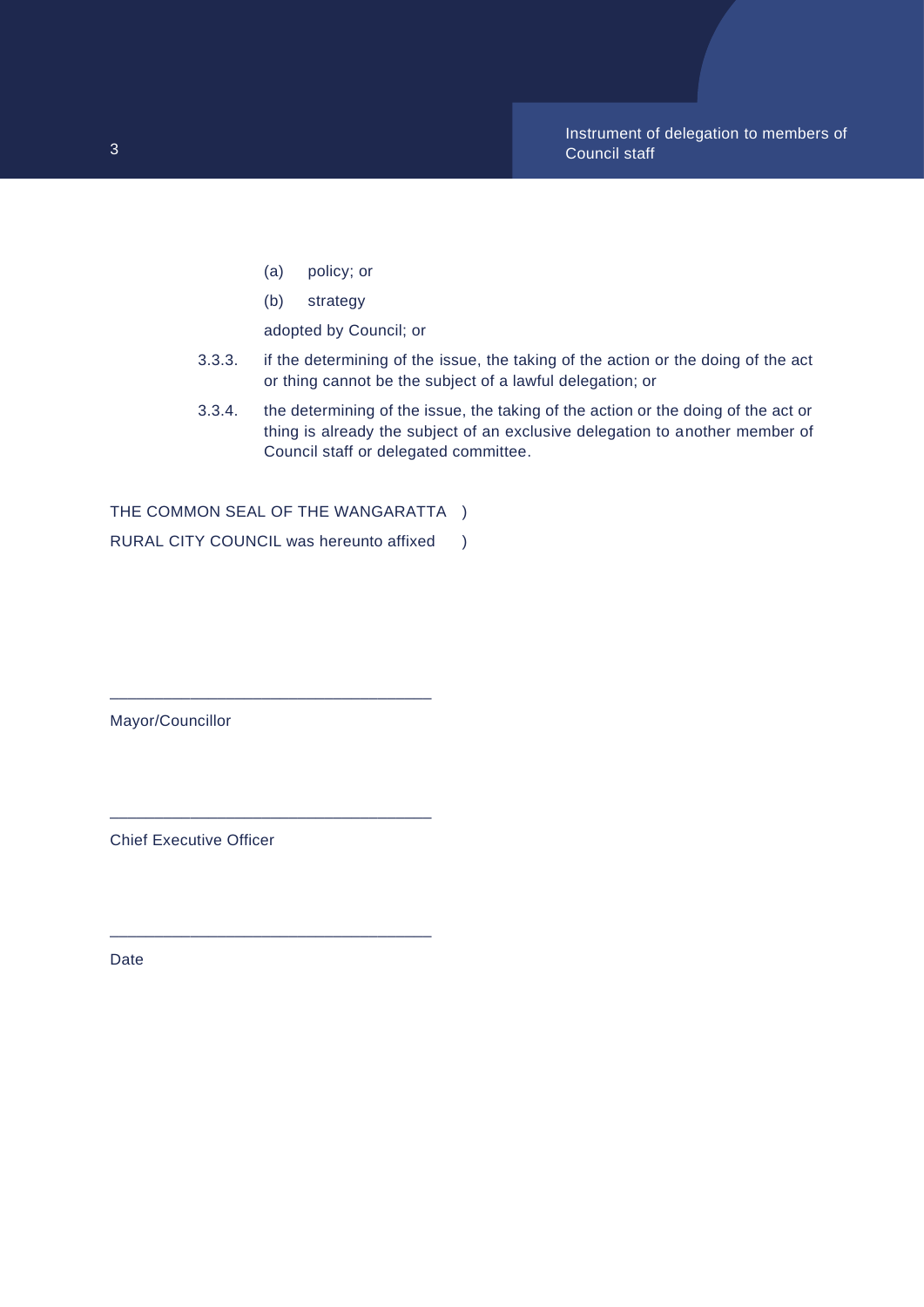(a) policy; or

(b) strategy

adopted by Council; or

3.3.3. if the determining of the issue, the taking of the action or the doing of the act or thing cannot be the subject of a lawful delegation; or

3.3.4. the determining of the issue, the taking of the action or the doing of the act or thing is already the subject of an exclusive delegation to another member of Council staff or delegated committee.

THE COMMON SEAL OF THE WANGARATTA )
RURAL CITY COUNCIL was hereunto affixed )

\_\_\_\_\_\_\_\_\_\_\_\_\_\_\_\_\_\_\_\_\_\_\_\_\_\_\_\_\_\_\_\_\_\_

Mayor/Councillor

\_\_\_\_\_\_\_\_\_\_\_\_\_\_\_\_\_\_\_\_\_\_\_\_\_\_\_\_\_\_\_\_\_\_

Chief Executive Officer

\_\_\_\_\_\_\_\_\_\_\_\_\_\_\_\_\_\_\_\_\_\_\_\_\_\_\_\_\_\_\_\_\_\_

Date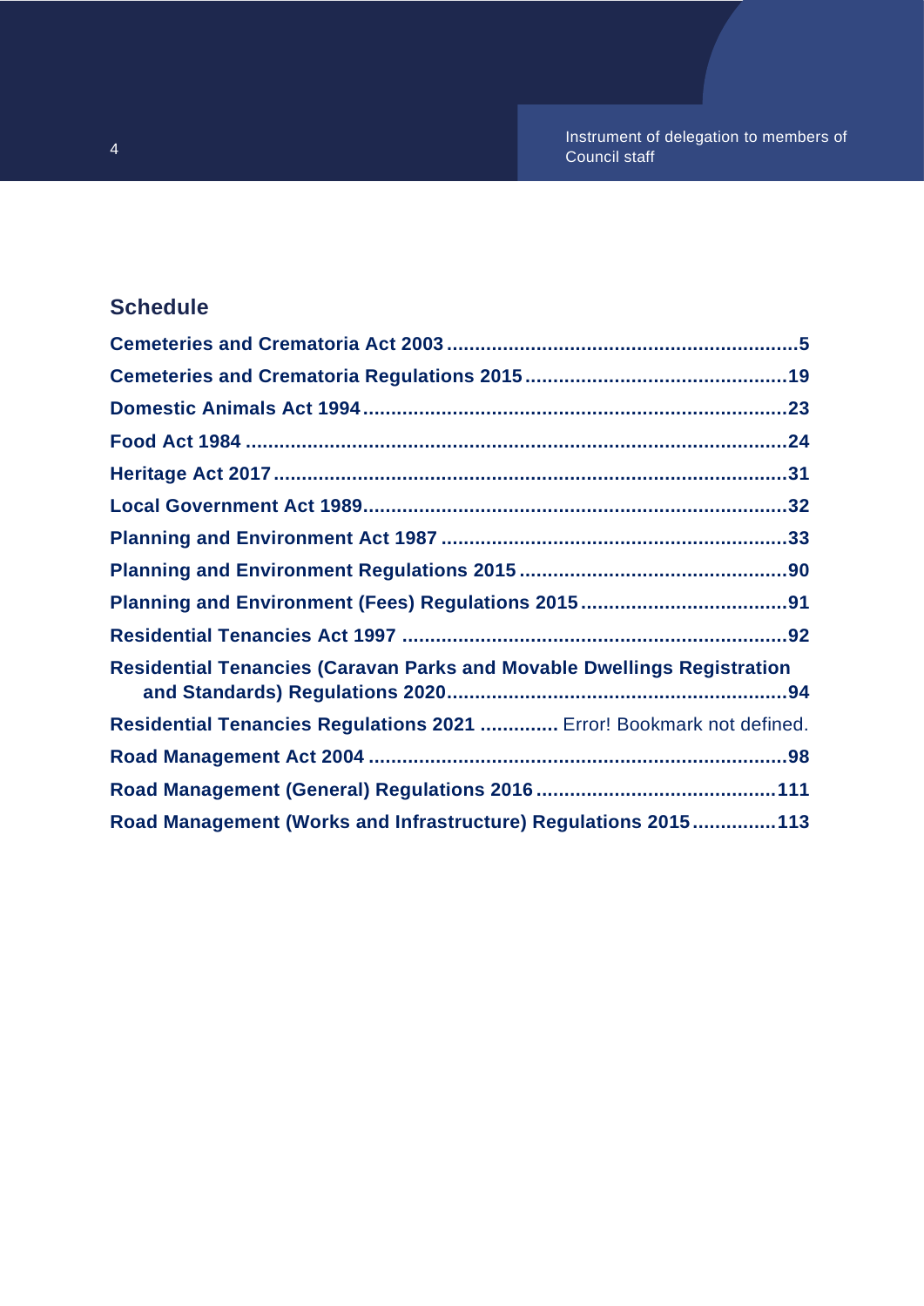## Schedule

**Cemeteries and Crematoria Act 2003** .......... **5**

**Cemeteries and Crematoria Regulations 2015** .......... **19**

**Domestic Animals Act 1994** .......... **23**

**Food Act 1984** .......... **24**

**Heritage Act 2017** .......... **31**

**Local Government Act 1989** .......... **32**

**Planning and Environment Act 1987** .......... **33**

**Planning and Environment Regulations 2015** .......... **90**

**Planning and Environment (Fees) Regulations 2015** .......... **91**

**Residential Tenancies Act 1997** .......... **92**

**Residential Tenancies (Caravan Parks and Movable Dwellings Registration and Standards) Regulations 2020** .......... **94**

**Residential Tenancies Regulations 2021** .......... Error! Bookmark not defined.

**Road Management Act 2004** .......... **98**

**Road Management (General) Regulations 2016** .......... **111**

**Road Management (Works and Infrastructure) Regulations 2015** .......... **113**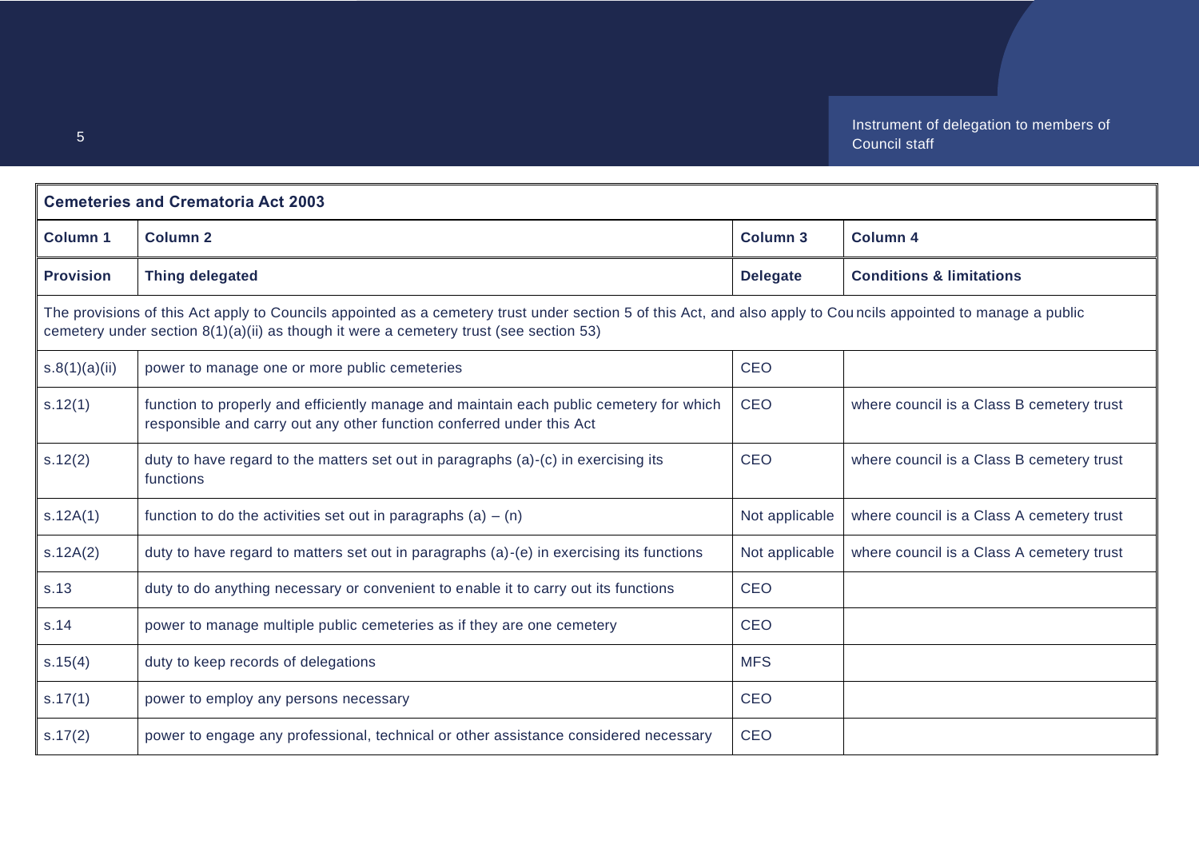| Cemeteries and Crematoria Act 2003 | | | |
|---|---|---|---|
| **Column 1** | **Column 2** | **Column 3** | **Column 4** |
| **Provision** | **Thing delegated** | **Delegate** | **Conditions & limitations** |
| The provisions of this Act apply to Councils appointed as a cemetery trust under section 5 of this Act, and also apply to Councils appointed to manage a public cemetery under section 8(1)(a)(ii) as though it were a cemetery trust (see section 53) | | | |
| s.8(1)(a)(ii) | power to manage one or more public cemeteries | CEO | |
| s.12(1) | function to properly and efficiently manage and maintain each public cemetery for which responsible and carry out any other function conferred under this Act | CEO | where council is a Class B cemetery trust |
| s.12(2) | duty to have regard to the matters set out in paragraphs (a)-(c) in exercising its functions | CEO | where council is a Class B cemetery trust |
| s.12A(1) | function to do the activities set out in paragraphs (a) – (n) | Not applicable | where council is a Class A cemetery trust |
| s.12A(2) | duty to have regard to matters set out in paragraphs (a)-(e) in exercising its functions | Not applicable | where council is a Class A cemetery trust |
| s.13 | duty to do anything necessary or convenient to enable it to carry out its functions | CEO | |
| s.14 | power to manage multiple public cemeteries as if they are one cemetery | CEO | |
| s.15(4) | duty to keep records of delegations | MFS | |
| s.17(1) | power to employ any persons necessary | CEO | |
| s.17(2) | power to engage any professional, technical or other assistance considered necessary | CEO | |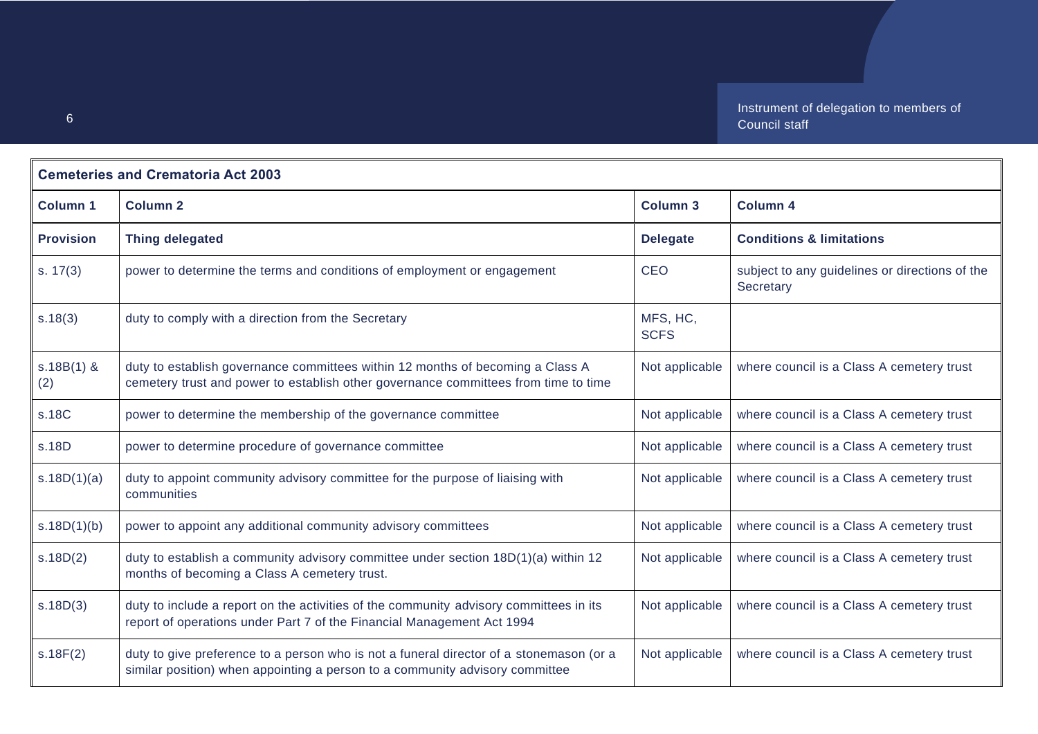| Cemeteries and Crematoria Act 2003 | | | |
|---|---|---|---|
| **Column 1** | **Column 2** | **Column 3** | **Column 4** |
| **Provision** | **Thing delegated** | **Delegate** | **Conditions & limitations** |
| s. 17(3) | power to determine the terms and conditions of employment or engagement | CEO | subject to any guidelines or directions of the Secretary |
| s.18(3) | duty to comply with a direction from the Secretary | MFS, HC, SCFS | |
| s.18B(1) & (2) | duty to establish governance committees within 12 months of becoming a Class A cemetery trust and power to establish other governance committees from time to time | Not applicable | where council is a Class A cemetery trust |
| s.18C | power to determine the membership of the governance committee | Not applicable | where council is a Class A cemetery trust |
| s.18D | power to determine procedure of governance committee | Not applicable | where council is a Class A cemetery trust |
| s.18D(1)(a) | duty to appoint community advisory committee for the purpose of liaising with communities | Not applicable | where council is a Class A cemetery trust |
| s.18D(1)(b) | power to appoint any additional community advisory committees | Not applicable | where council is a Class A cemetery trust |
| s.18D(2) | duty to establish a community advisory committee under section 18D(1)(a) within 12 months of becoming a Class A cemetery trust. | Not applicable | where council is a Class A cemetery trust |
| s.18D(3) | duty to include a report on the activities of the community advisory committees in its report of operations under Part 7 of the Financial Management Act 1994 | Not applicable | where council is a Class A cemetery trust |
| s.18F(2) | duty to give preference to a person who is not a funeral director of a stonemason (or a similar position) when appointing a person to a community advisory committee | Not applicable | where council is a Class A cemetery trust |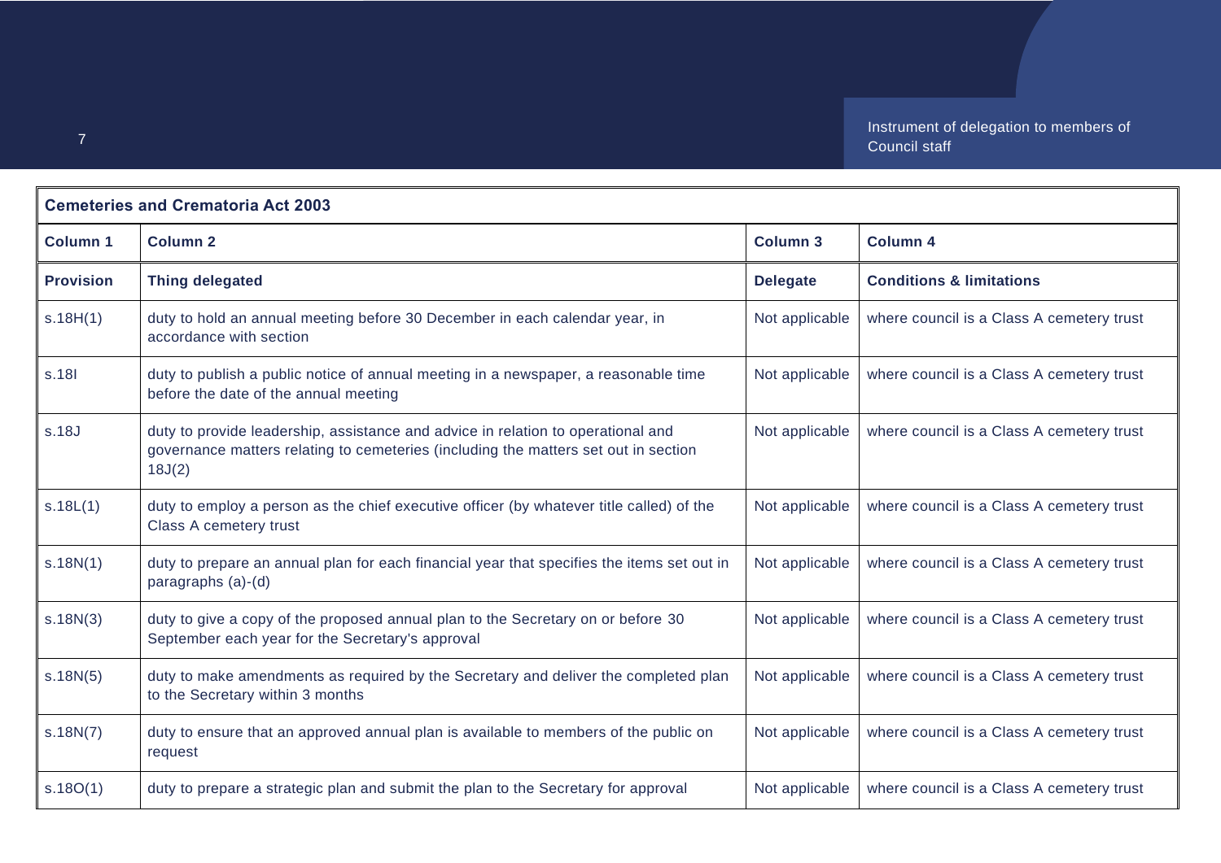| Cemeteries and Crematoria Act 2003 | | | |
|---|---|---|---|
| **Column 1** | **Column 2** | **Column 3** | **Column 4** |
| **Provision** | **Thing delegated** | **Delegate** | **Conditions & limitations** |
| s.18H(1) | duty to hold an annual meeting before 30 December in each calendar year, in accordance with section | Not applicable | where council is a Class A cemetery trust |
| s.18I | duty to publish a public notice of annual meeting in a newspaper, a reasonable time before the date of the annual meeting | Not applicable | where council is a Class A cemetery trust |
| s.18J | duty to provide leadership, assistance and advice in relation to operational and governance matters relating to cemeteries (including the matters set out in section 18J(2) | Not applicable | where council is a Class A cemetery trust |
| s.18L(1) | duty to employ a person as the chief executive officer (by whatever title called) of the Class A cemetery trust | Not applicable | where council is a Class A cemetery trust |
| s.18N(1) | duty to prepare an annual plan for each financial year that specifies the items set out in paragraphs (a)-(d) | Not applicable | where council is a Class A cemetery trust |
| s.18N(3) | duty to give a copy of the proposed annual plan to the Secretary on or before 30 September each year for the Secretary's approval | Not applicable | where council is a Class A cemetery trust |
| s.18N(5) | duty to make amendments as required by the Secretary and deliver the completed plan to the Secretary within 3 months | Not applicable | where council is a Class A cemetery trust |
| s.18N(7) | duty to ensure that an approved annual plan is available to members of the public on request | Not applicable | where council is a Class A cemetery trust |
| s.18O(1) | duty to prepare a strategic plan and submit the plan to the Secretary for approval | Not applicable | where council is a Class A cemetery trust |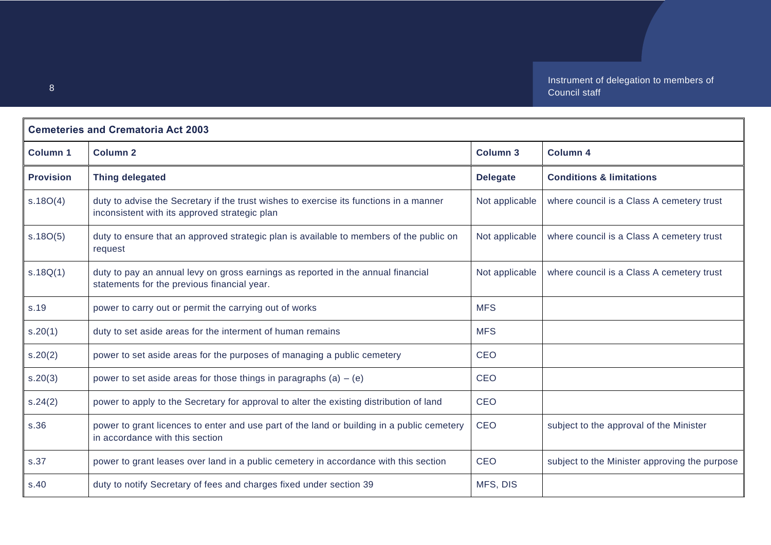| Cemeteries and Crematoria Act 2003 | | | |
|---|---|---|---|
| **Column 1** | **Column 2** | **Column 3** | **Column 4** |
| **Provision** | **Thing delegated** | **Delegate** | **Conditions & limitations** |
| s.18O(4) | duty to advise the Secretary if the trust wishes to exercise its functions in a manner inconsistent with its approved strategic plan | Not applicable | where council is a Class A cemetery trust |
| s.18O(5) | duty to ensure that an approved strategic plan is available to members of the public on request | Not applicable | where council is a Class A cemetery trust |
| s.18Q(1) | duty to pay an annual levy on gross earnings as reported in the annual financial statements for the previous financial year. | Not applicable | where council is a Class A cemetery trust |
| s.19 | power to carry out or permit the carrying out of works | MFS | |
| s.20(1) | duty to set aside areas for the interment of human remains | MFS | |
| s.20(2) | power to set aside areas for the purposes of managing a public cemetery | CEO | |
| s.20(3) | power to set aside areas for those things in paragraphs (a) – (e) | CEO | |
| s.24(2) | power to apply to the Secretary for approval to alter the existing distribution of land | CEO | |
| s.36 | power to grant licences to enter and use part of the land or building in a public cemetery in accordance with this section | CEO | subject to the approval of the Minister |
| s.37 | power to grant leases over land in a public cemetery in accordance with this section | CEO | subject to the Minister approving the purpose |
| s.40 | duty to notify Secretary of fees and charges fixed under section 39 | MFS, DIS | |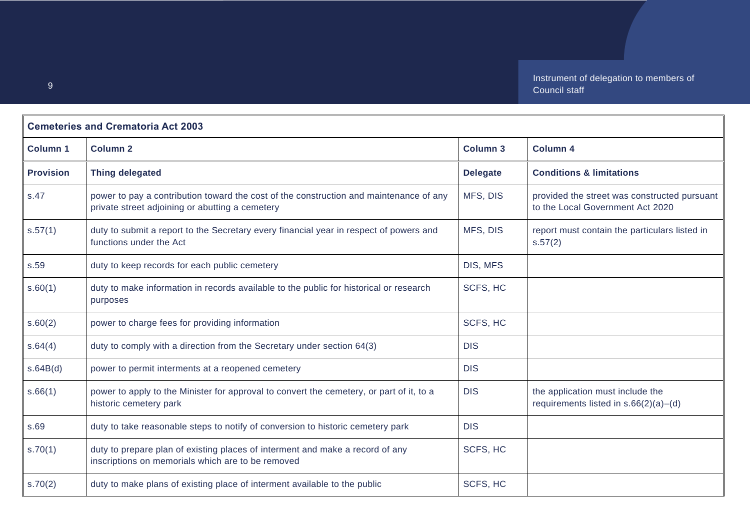| Cemeteries and Crematoria Act 2003 | | | |
|---|---|---|---|
| **Column 1** | **Column 2** | **Column 3** | **Column 4** |
| **Provision** | **Thing delegated** | **Delegate** | **Conditions & limitations** |
| s.47 | power to pay a contribution toward the cost of the construction and maintenance of any private street adjoining or abutting a cemetery | MFS, DIS | provided the street was constructed pursuant to the Local Government Act 2020 |
| s.57(1) | duty to submit a report to the Secretary every financial year in respect of powers and functions under the Act | MFS, DIS | report must contain the particulars listed in s.57(2) |
| s.59 | duty to keep records for each public cemetery | DIS, MFS | |
| s.60(1) | duty to make information in records available to the public for historical or research purposes | SCFS, HC | |
| s.60(2) | power to charge fees for providing information | SCFS, HC | |
| s.64(4) | duty to comply with a direction from the Secretary under section 64(3) | DIS | |
| s.64B(d) | power to permit interments at a reopened cemetery | DIS | |
| s.66(1) | power to apply to the Minister for approval to convert the cemetery, or part of it, to a historic cemetery park | DIS | the application must include the requirements listed in s.66(2)(a)–(d) |
| s.69 | duty to take reasonable steps to notify of conversion to historic cemetery park | DIS | |
| s.70(1) | duty to prepare plan of existing places of interment and make a record of any inscriptions on memorials which are to be removed | SCFS, HC | |
| s.70(2) | duty to make plans of existing place of interment available to the public | SCFS, HC | |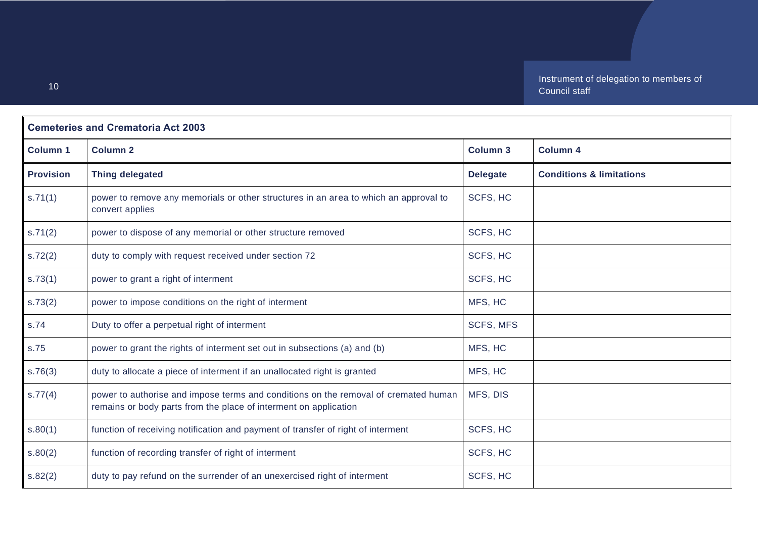| Cemeteries and Crematoria Act 2003 | | | |
|---|---|---|---|
| **Column 1** | **Column 2** | **Column 3** | **Column 4** |
| **Provision** | **Thing delegated** | **Delegate** | **Conditions & limitations** |
| s.71(1) | power to remove any memorials or other structures in an area to which an approval to convert applies | SCFS, HC | |
| s.71(2) | power to dispose of any memorial or other structure removed | SCFS, HC | |
| s.72(2) | duty to comply with request received under section 72 | SCFS, HC | |
| s.73(1) | power to grant a right of interment | SCFS, HC | |
| s.73(2) | power to impose conditions on the right of interment | MFS, HC | |
| s.74 | Duty to offer a perpetual right of interment | SCFS, MFS | |
| s.75 | power to grant the rights of interment set out in subsections (a) and (b) | MFS, HC | |
| s.76(3) | duty to allocate a piece of interment if an unallocated right is granted | MFS, HC | |
| s.77(4) | power to authorise and impose terms and conditions on the removal of cremated human remains or body parts from the place of interment on application | MFS, DIS | |
| s.80(1) | function of receiving notification and payment of transfer of right of interment | SCFS, HC | |
| s.80(2) | function of recording transfer of right of interment | SCFS, HC | |
| s.82(2) | duty to pay refund on the surrender of an unexercised right of interment | SCFS, HC | |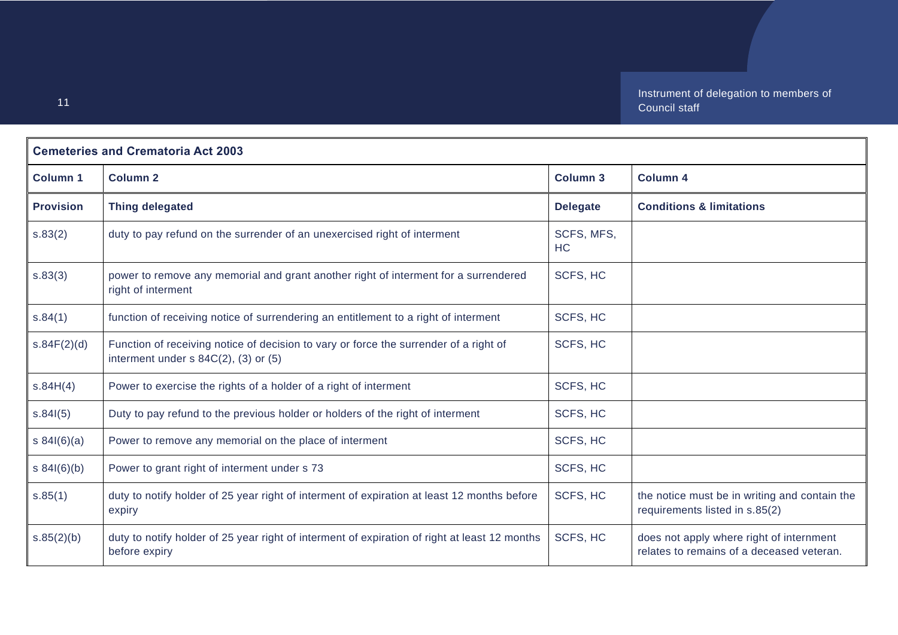| Cemeteries and Crematoria Act 2003 | | | |
|---|---|---|---|
| **Column 1** | **Column 2** | **Column 3** | **Column 4** |
| **Provision** | **Thing delegated** | **Delegate** | **Conditions & limitations** |
| s.83(2) | duty to pay refund on the surrender of an unexercised right of interment | SCFS, MFS, HC | |
| s.83(3) | power to remove any memorial and grant another right of interment for a surrendered right of interment | SCFS, HC | |
| s.84(1) | function of receiving notice of surrendering an entitlement to a right of interment | SCFS, HC | |
| s.84F(2)(d) | Function of receiving notice of decision to vary or force the surrender of a right of interment under s 84C(2), (3) or (5) | SCFS, HC | |
| s.84H(4) | Power to exercise the rights of a holder of a right of interment | SCFS, HC | |
| s.84I(5) | Duty to pay refund to the previous holder or holders of the right of interment | SCFS, HC | |
| s 84I(6)(a) | Power to remove any memorial on the place of interment | SCFS, HC | |
| s 84I(6)(b) | Power to grant right of interment under s 73 | SCFS, HC | |
| s.85(1) | duty to notify holder of 25 year right of interment of expiration at least 12 months before expiry | SCFS, HC | the notice must be in writing and contain the requirements listed in s.85(2) |
| s.85(2)(b) | duty to notify holder of 25 year right of interment of expiration of right at least 12 months before expiry | SCFS, HC | does not apply where right of internment relates to remains of a deceased veteran. |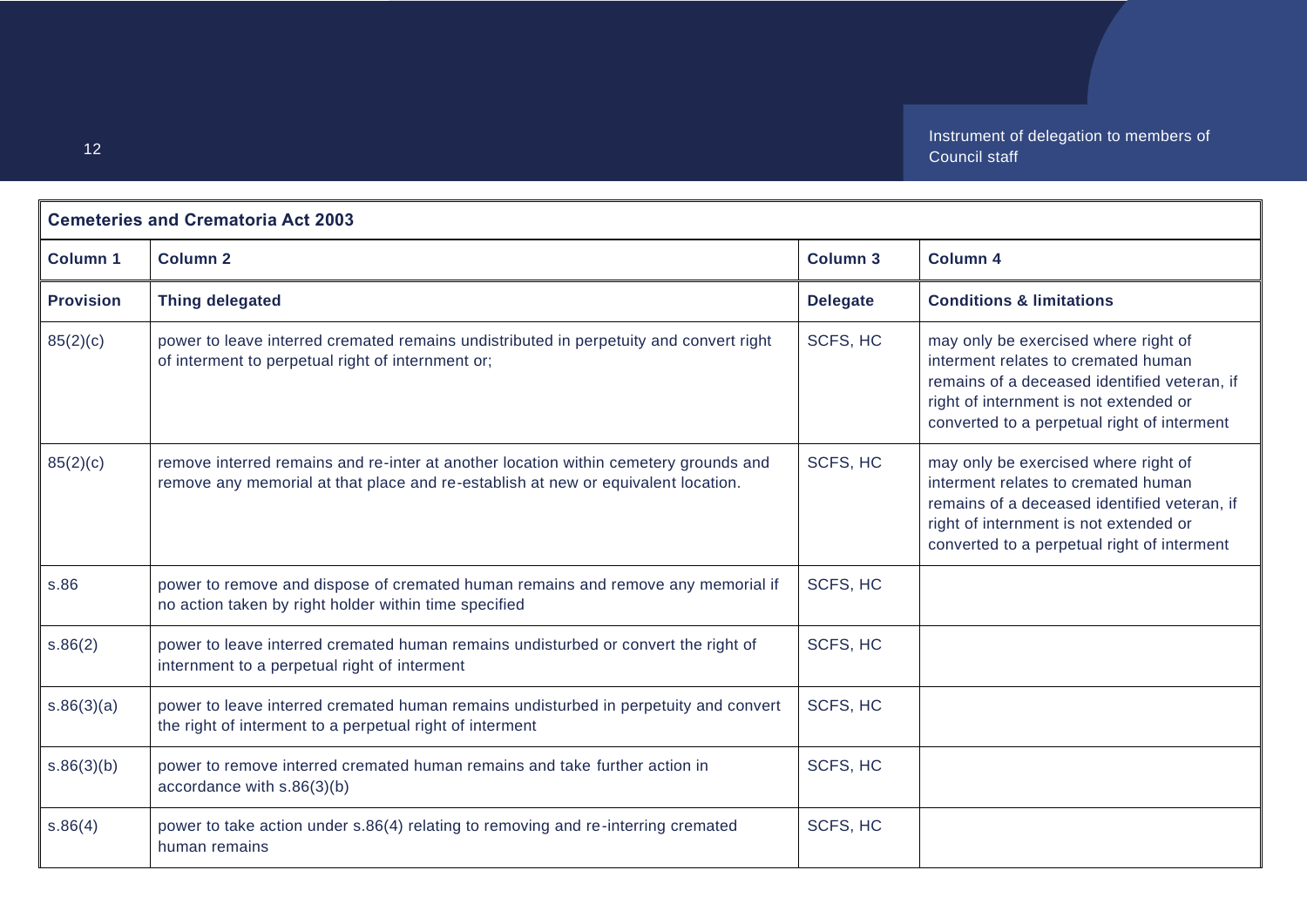| **Cemeteries and Crematoria Act 2003** | | | |
|---|---|---|---|
| **Column 1** | **Column 2** | **Column 3** | **Column 4** |
| **Provision** | **Thing delegated** | **Delegate** | **Conditions & limitations** |
| 85(2)(c) | power to leave interred cremated remains undistributed in perpetuity and convert right of interment to perpetual right of internment or; | SCFS, HC | may only be exercised where right of interment relates to cremated human remains of a deceased identified veteran, if right of internment is not extended or converted to a perpetual right of interment |
| 85(2)(c) | remove interred remains and re-inter at another location within cemetery grounds and remove any memorial at that place and re-establish at new or equivalent location. | SCFS, HC | may only be exercised where right of interment relates to cremated human remains of a deceased identified veteran, if right of internment is not extended or converted to a perpetual right of interment |
| s.86 | power to remove and dispose of cremated human remains and remove any memorial if no action taken by right holder within time specified | SCFS, HC | |
| s.86(2) | power to leave interred cremated human remains undisturbed or convert the right of internment to a perpetual right of interment | SCFS, HC | |
| s.86(3)(a) | power to leave interred cremated human remains undisturbed in perpetuity and convert the right of interment to a perpetual right of interment | SCFS, HC | |
| s.86(3)(b) | power to remove interred cremated human remains and take further action in accordance with s.86(3)(b) | SCFS, HC | |
| s.86(4) | power to take action under s.86(4) relating to removing and re-interring cremated human remains | SCFS, HC | |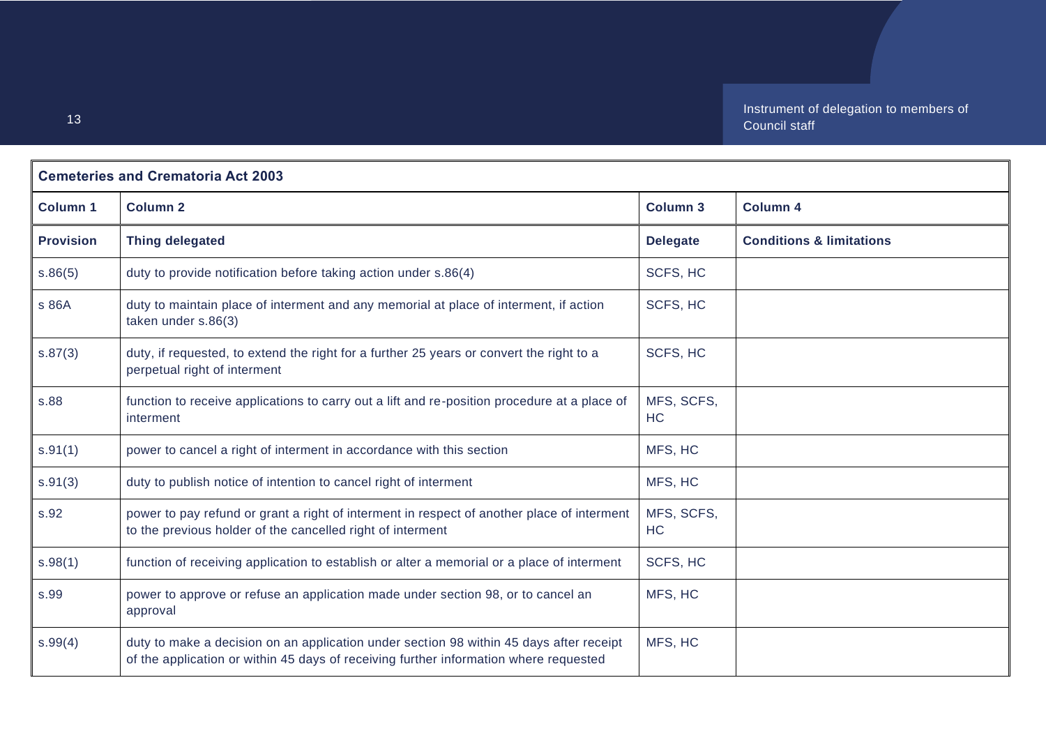| Cemeteries and Crematoria Act 2003 | | | |
|---|---|---|---|
| **Column 1** | **Column 2** | **Column 3** | **Column 4** |
| **Provision** | **Thing delegated** | **Delegate** | **Conditions & limitations** |
| s.86(5) | duty to provide notification before taking action under s.86(4) | SCFS, HC | |
| s 86A | duty to maintain place of interment and any memorial at place of interment, if action taken under s.86(3) | SCFS, HC | |
| s.87(3) | duty, if requested, to extend the right for a further 25 years or convert the right to a perpetual right of interment | SCFS, HC | |
| s.88 | function to receive applications to carry out a lift and re-position procedure at a place of interment | MFS, SCFS, HC | |
| s.91(1) | power to cancel a right of interment in accordance with this section | MFS, HC | |
| s.91(3) | duty to publish notice of intention to cancel right of interment | MFS, HC | |
| s.92 | power to pay refund or grant a right of interment in respect of another place of interment to the previous holder of the cancelled right of interment | MFS, SCFS, HC | |
| s.98(1) | function of receiving application to establish or alter a memorial or a place of interment | SCFS, HC | |
| s.99 | power to approve or refuse an application made under section 98, or to cancel an approval | MFS, HC | |
| s.99(4) | duty to make a decision on an application under section 98 within 45 days after receipt of the application or within 45 days of receiving further information where requested | MFS, HC | |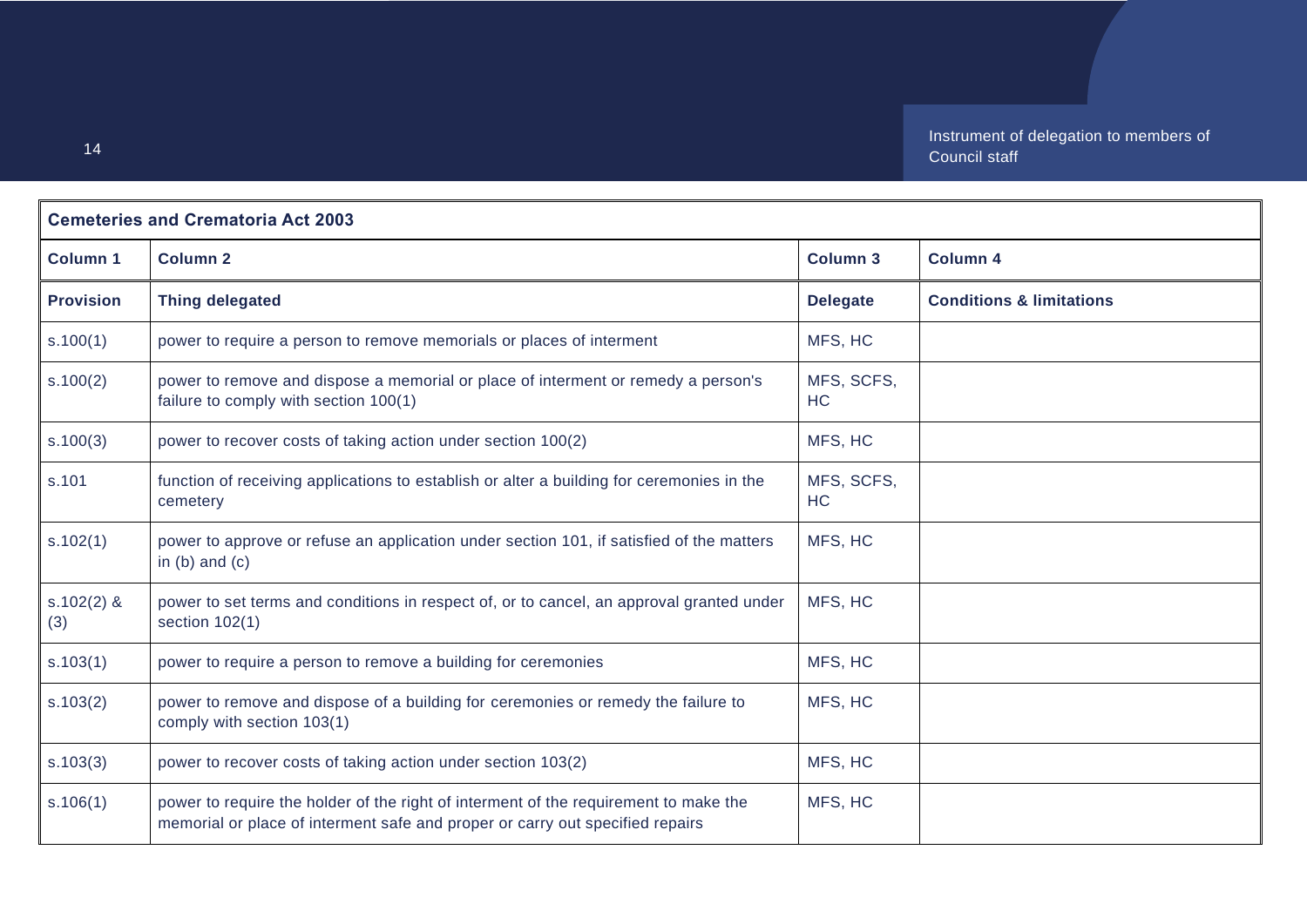| Cemeteries and Crematoria Act 2003 | | | |
|---|---|---|---|
| **Column 1** | **Column 2** | **Column 3** | **Column 4** |
| **Provision** | **Thing delegated** | **Delegate** | **Conditions & limitations** |
| s.100(1) | power to require a person to remove memorials or places of interment | MFS, HC | |
| s.100(2) | power to remove and dispose a memorial or place of interment or remedy a person's failure to comply with section 100(1) | MFS, SCFS, HC | |
| s.100(3) | power to recover costs of taking action under section 100(2) | MFS, HC | |
| s.101 | function of receiving applications to establish or alter a building for ceremonies in the cemetery | MFS, SCFS, HC | |
| s.102(1) | power to approve or refuse an application under section 101, if satisfied of the matters in (b) and (c) | MFS, HC | |
| s.102(2) & (3) | power to set terms and conditions in respect of, or to cancel, an approval granted under section 102(1) | MFS, HC | |
| s.103(1) | power to require a person to remove a building for ceremonies | MFS, HC | |
| s.103(2) | power to remove and dispose of a building for ceremonies or remedy the failure to comply with section 103(1) | MFS, HC | |
| s.103(3) | power to recover costs of taking action under section 103(2) | MFS, HC | |
| s.106(1) | power to require the holder of the right of interment of the requirement to make the memorial or place of interment safe and proper or carry out specified repairs | MFS, HC | |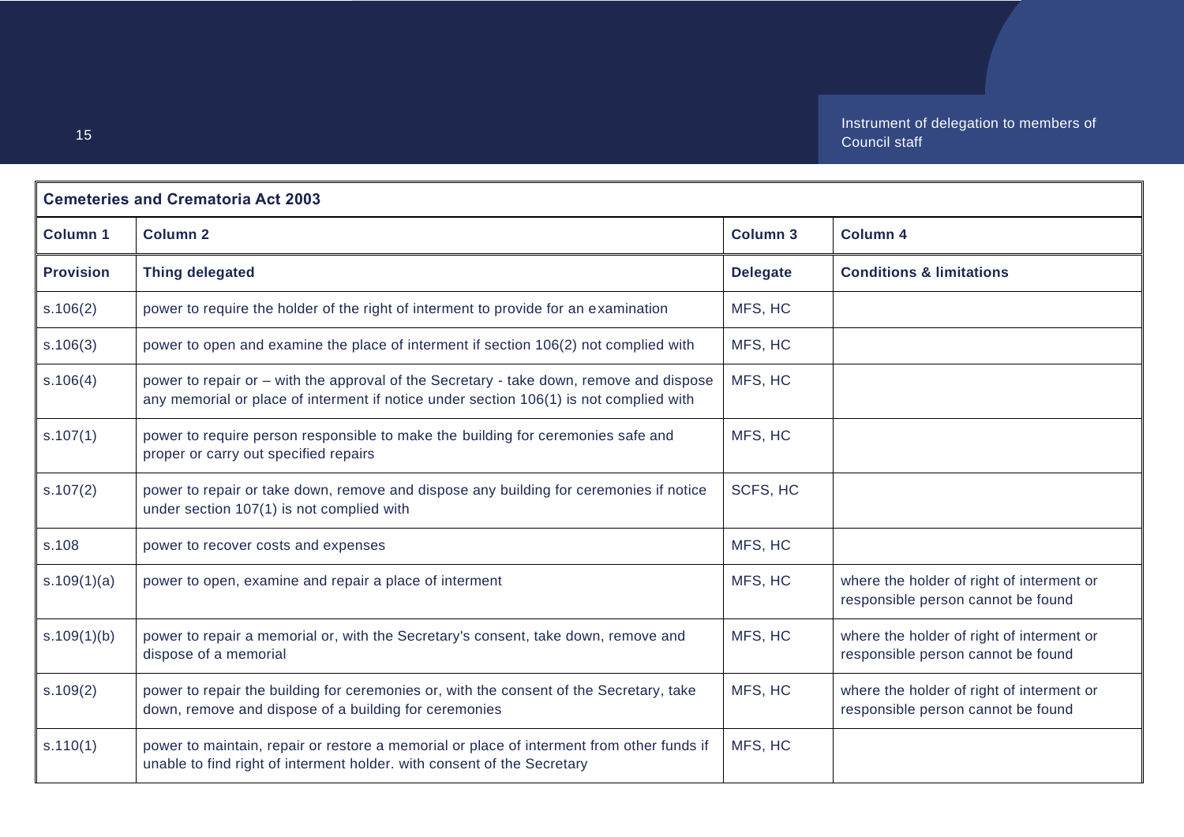| Cemeteries and Crematoria Act 2003 | | | |
|---|---|---|---|
| **Column 1** | **Column 2** | **Column 3** | **Column 4** |
| **Provision** | **Thing delegated** | **Delegate** | **Conditions & limitations** |
| s.106(2) | power to require the holder of the right of interment to provide for an examination | MFS, HC | |
| s.106(3) | power to open and examine the place of interment if section 106(2) not complied with | MFS, HC | |
| s.106(4) | power to repair or – with the approval of the Secretary - take down, remove and dispose any memorial or place of interment if notice under section 106(1) is not complied with | MFS, HC | |
| s.107(1) | power to require person responsible to make the building for ceremonies safe and proper or carry out specified repairs | MFS, HC | |
| s.107(2) | power to repair or take down, remove and dispose any building for ceremonies if notice under section 107(1) is not complied with | SCFS, HC | |
| s.108 | power to recover costs and expenses | MFS, HC | |
| s.109(1)(a) | power to open, examine and repair a place of interment | MFS, HC | where the holder of right of interment or responsible person cannot be found |
| s.109(1)(b) | power to repair a memorial or, with the Secretary's consent, take down, remove and dispose of a memorial | MFS, HC | where the holder of right of interment or responsible person cannot be found |
| s.109(2) | power to repair the building for ceremonies or, with the consent of the Secretary, take down, remove and dispose of a building for ceremonies | MFS, HC | where the holder of right of interment or responsible person cannot be found |
| s.110(1) | power to maintain, repair or restore a memorial or place of interment from other funds if unable to find right of interment holder. with consent of the Secretary | MFS, HC | |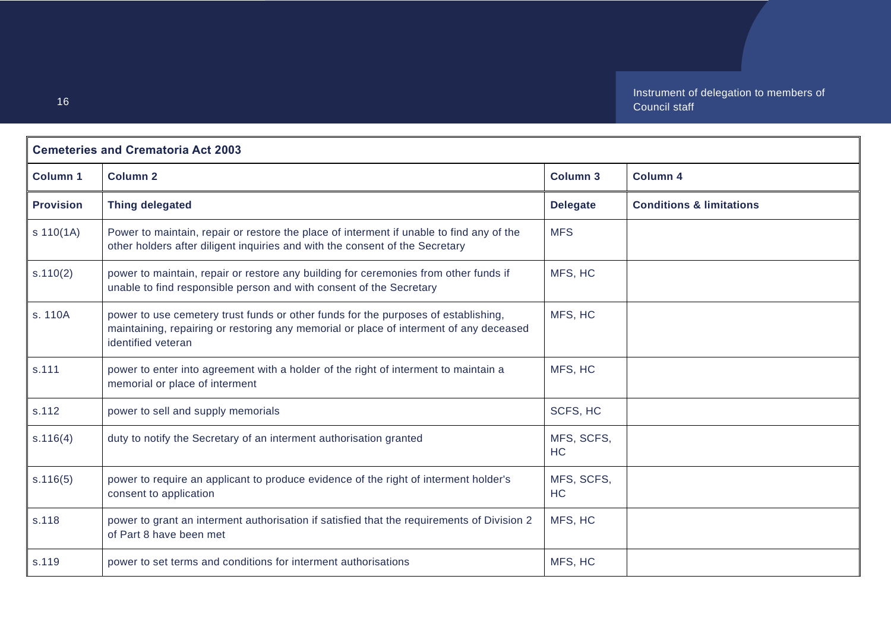| Cemeteries and Crematoria Act 2003 | | | |
|---|---|---|---|
| **Column 1** | **Column 2** | **Column 3** | **Column 4** |
| **Provision** | **Thing delegated** | **Delegate** | **Conditions & limitations** |
| s 110(1A) | Power to maintain, repair or restore the place of interment if unable to find any of the other holders after diligent inquiries and with the consent of the Secretary | MFS | |
| s.110(2) | power to maintain, repair or restore any building for ceremonies from other funds if unable to find responsible person and with consent of the Secretary | MFS, HC | |
| s. 110A | power to use cemetery trust funds or other funds for the purposes of establishing, maintaining, repairing or restoring any memorial or place of interment of any deceased identified veteran | MFS, HC | |
| s.111 | power to enter into agreement with a holder of the right of interment to maintain a memorial or place of interment | MFS, HC | |
| s.112 | power to sell and supply memorials | SCFS, HC | |
| s.116(4) | duty to notify the Secretary of an interment authorisation granted | MFS, SCFS, HC | |
| s.116(5) | power to require an applicant to produce evidence of the right of interment holder's consent to application | MFS, SCFS, HC | |
| s.118 | power to grant an interment authorisation if satisfied that the requirements of Division 2 of Part 8 have been met | MFS, HC | |
| s.119 | power to set terms and conditions for interment authorisations | MFS, HC | |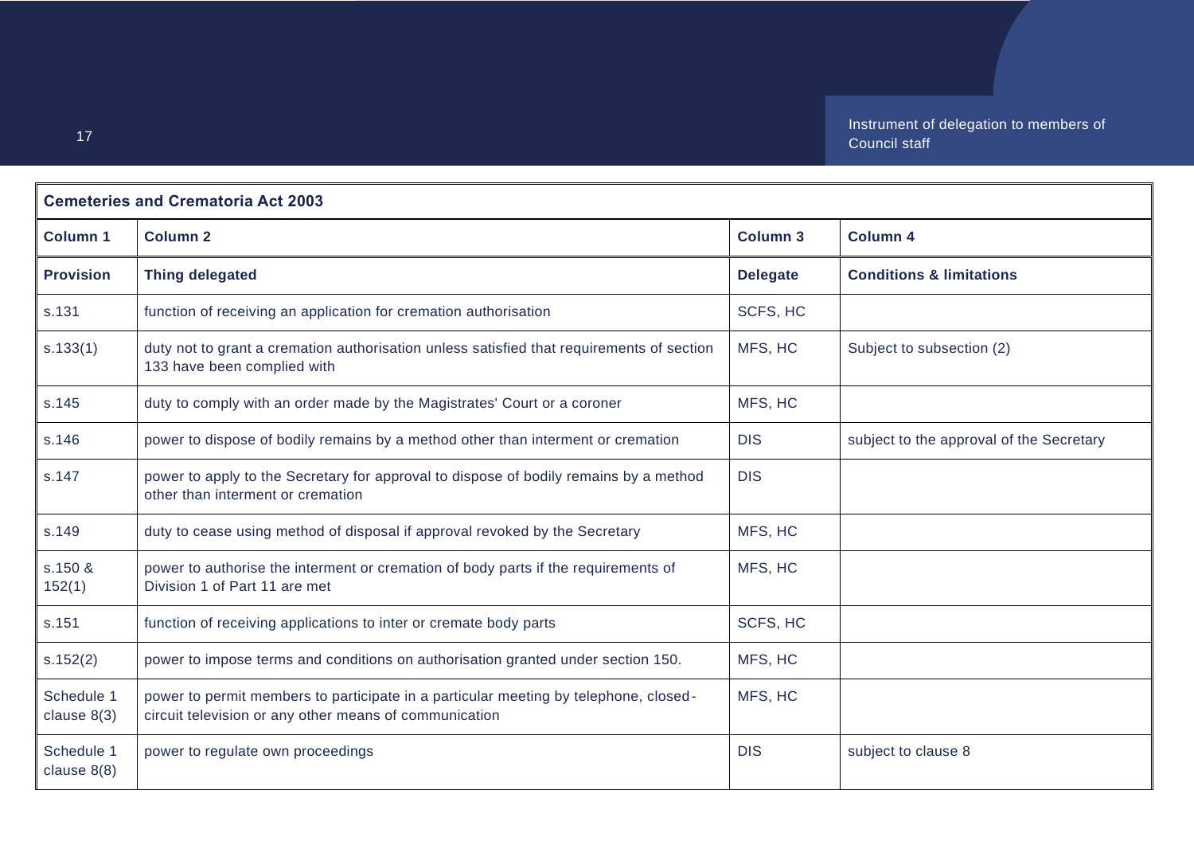| Cemeteries and Crematoria Act 2003 | | | |
|---|---|---|---|
| **Column 1** | **Column 2** | **Column 3** | **Column 4** |
| **Provision** | **Thing delegated** | **Delegate** | **Conditions & limitations** |
| s.131 | function of receiving an application for cremation authorisation | SCFS, HC | |
| s.133(1) | duty not to grant a cremation authorisation unless satisfied that requirements of section 133 have been complied with | MFS, HC | Subject to subsection (2) |
| s.145 | duty to comply with an order made by the Magistrates' Court or a coroner | MFS, HC | |
| s.146 | power to dispose of bodily remains by a method other than interment or cremation | DIS | subject to the approval of the Secretary |
| s.147 | power to apply to the Secretary for approval to dispose of bodily remains by a method other than interment or cremation | DIS | |
| s.149 | duty to cease using method of disposal if approval revoked by the Secretary | MFS, HC | |
| s.150 & 152(1) | power to authorise the interment or cremation of body parts if the requirements of Division 1 of Part 11 are met | MFS, HC | |
| s.151 | function of receiving applications to inter or cremate body parts | SCFS, HC | |
| s.152(2) | power to impose terms and conditions on authorisation granted under section 150. | MFS, HC | |
| Schedule 1 clause 8(3) | power to permit members to participate in a particular meeting by telephone, closed-circuit television or any other means of communication | MFS, HC | |
| Schedule 1 clause 8(8) | power to regulate own proceedings | DIS | subject to clause 8 |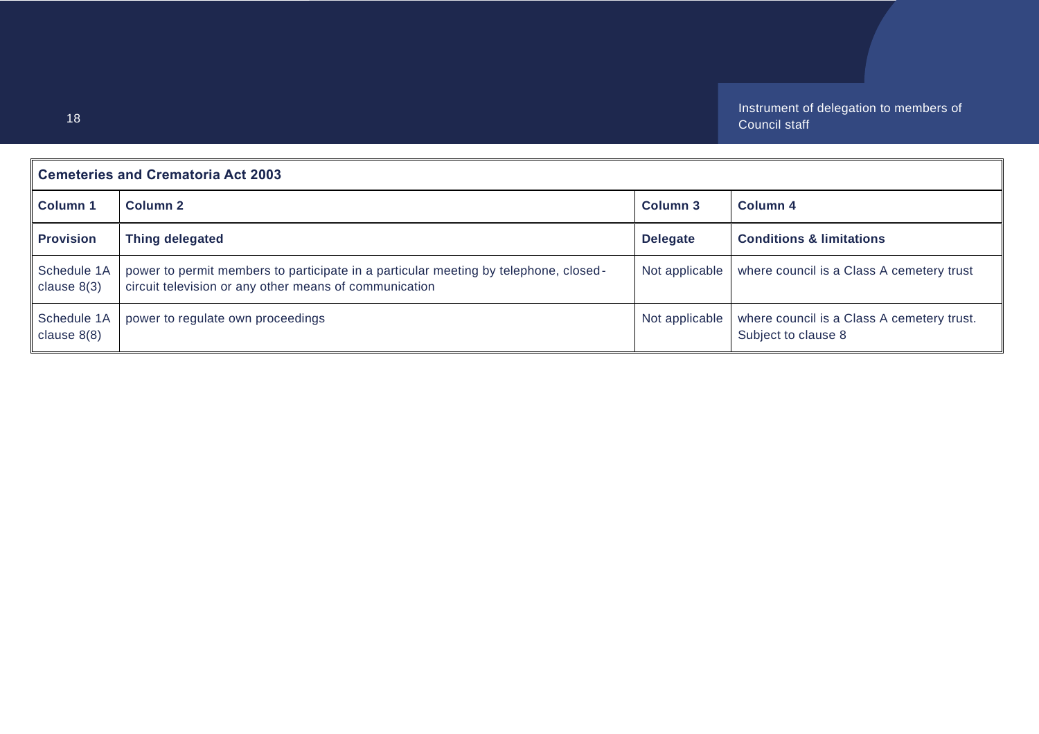| Cemeteries and Crematoria Act 2003 | | | |
|---|---|---|---|
| **Column 1** | **Column 2** | **Column 3** | **Column 4** |
| **Provision** | **Thing delegated** | **Delegate** | **Conditions & limitations** |
| Schedule 1A clause 8(3) | power to permit members to participate in a particular meeting by telephone, closed-circuit television or any other means of communication | Not applicable | where council is a Class A cemetery trust |
| Schedule 1A clause 8(8) | power to regulate own proceedings | Not applicable | where council is a Class A cemetery trust. Subject to clause 8 |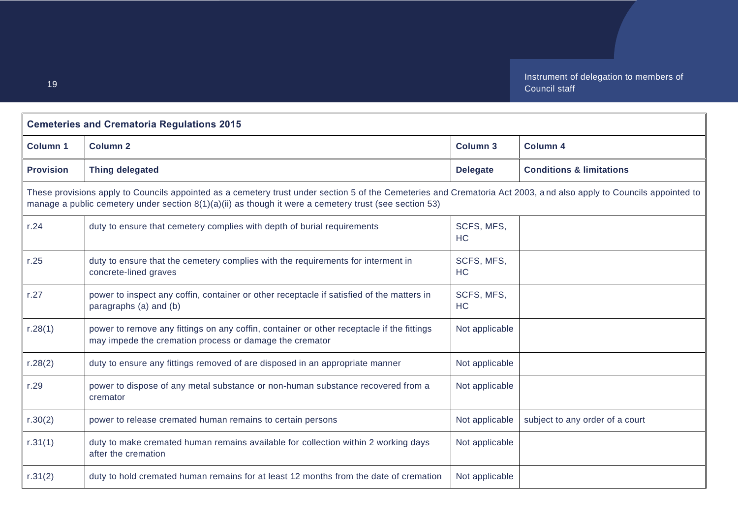| Cemeteries and Crematoria Regulations 2015 | | | |
|---|---|---|---|
| **Column 1** | **Column 2** | **Column 3** | **Column 4** |
| **Provision** | **Thing delegated** | **Delegate** | **Conditions & limitations** |
| These provisions apply to Councils appointed as a cemetery trust under section 5 of the Cemeteries and Crematoria Act 2003, and also apply to Councils appointed to manage a public cemetery under section 8(1)(a)(ii) as though it were a cemetery trust (see section 53) | | | |
| r.24 | duty to ensure that cemetery complies with depth of burial requirements | SCFS, MFS, HC | |
| r.25 | duty to ensure that the cemetery complies with the requirements for interment in concrete-lined graves | SCFS, MFS, HC | |
| r.27 | power to inspect any coffin, container or other receptacle if satisfied of the matters in paragraphs (a) and (b) | SCFS, MFS, HC | |
| r.28(1) | power to remove any fittings on any coffin, container or other receptacle if the fittings may impede the cremation process or damage the cremator | Not applicable | |
| r.28(2) | duty to ensure any fittings removed of are disposed in an appropriate manner | Not applicable | |
| r.29 | power to dispose of any metal substance or non-human substance recovered from a cremator | Not applicable | |
| r.30(2) | power to release cremated human remains to certain persons | Not applicable | subject to any order of a court |
| r.31(1) | duty to make cremated human remains available for collection within 2 working days after the cremation | Not applicable | |
| r.31(2) | duty to hold cremated human remains for at least 12 months from the date of cremation | Not applicable | |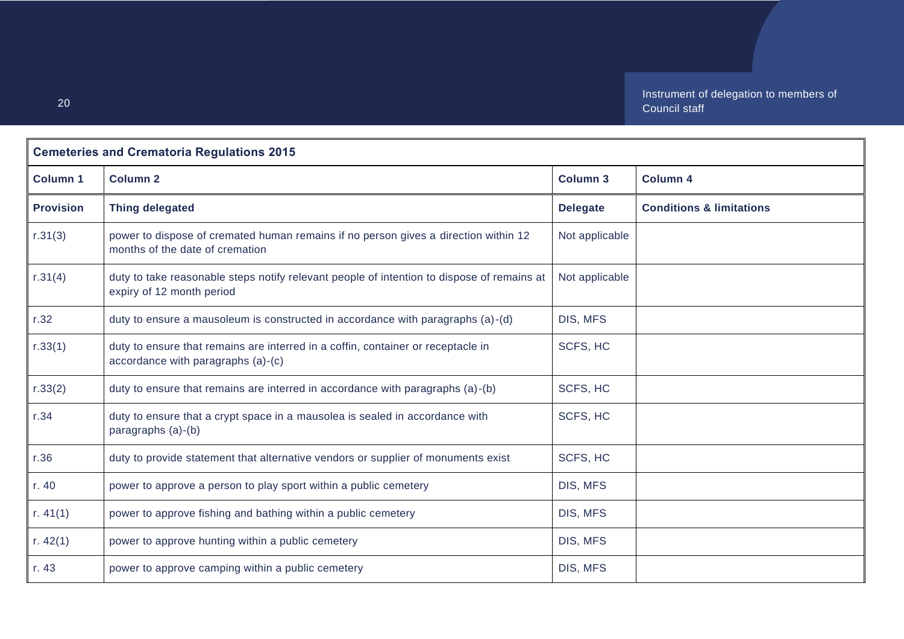| Cemeteries and Crematoria Regulations 2015 | | | |
|---|---|---|---|
| **Column 1** | **Column 2** | **Column 3** | **Column 4** |
| **Provision** | **Thing delegated** | **Delegate** | **Conditions & limitations** |
| r.31(3) | power to dispose of cremated human remains if no person gives a direction within 12 months of the date of cremation | Not applicable | |
| r.31(4) | duty to take reasonable steps notify relevant people of intention to dispose of remains at expiry of 12 month period | Not applicable | |
| r.32 | duty to ensure a mausoleum is constructed in accordance with paragraphs (a)-(d) | DIS, MFS | |
| r.33(1) | duty to ensure that remains are interred in a coffin, container or receptacle in accordance with paragraphs (a)-(c) | SCFS, HC | |
| r.33(2) | duty to ensure that remains are interred in accordance with paragraphs (a)-(b) | SCFS, HC | |
| r.34 | duty to ensure that a crypt space in a mausolea is sealed in accordance with paragraphs (a)-(b) | SCFS, HC | |
| r.36 | duty to provide statement that alternative vendors or supplier of monuments exist | SCFS, HC | |
| r. 40 | power to approve a person to play sport within a public cemetery | DIS, MFS | |
| r. 41(1) | power to approve fishing and bathing within a public cemetery | DIS, MFS | |
| r. 42(1) | power to approve hunting within a public cemetery | DIS, MFS | |
| r. 43 | power to approve camping within a public cemetery | DIS, MFS | |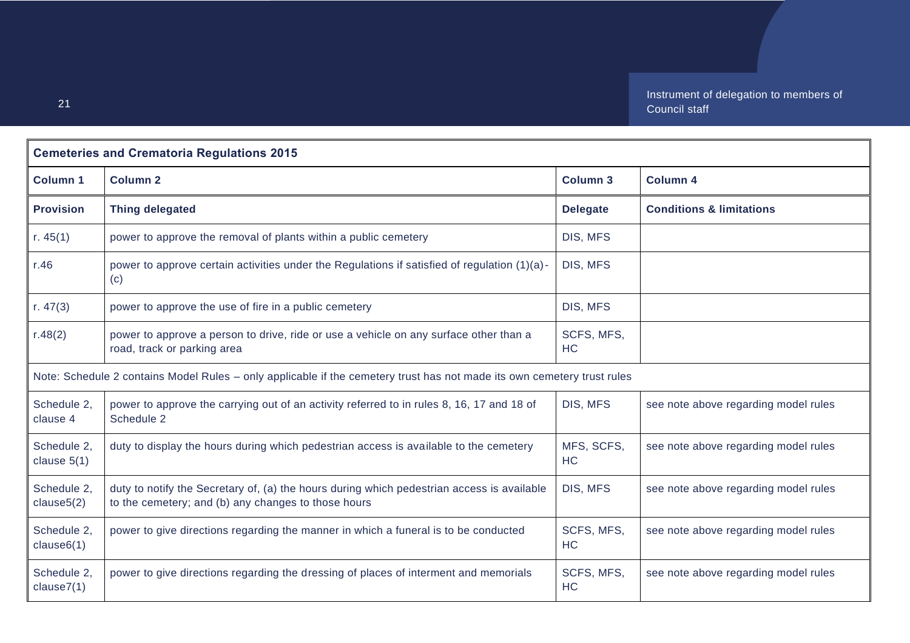| Cemeteries and Crematoria Regulations 2015 | | | |
|---|---|---|---|
| **Column 1** | **Column 2** | **Column 3** | **Column 4** |
| **Provision** | **Thing delegated** | **Delegate** | **Conditions & limitations** |
| r. 45(1) | power to approve the removal of plants within a public cemetery | DIS, MFS | |
| r.46 | power to approve certain activities under the Regulations if satisfied of regulation (1)(a)-(c) | DIS, MFS | |
| r. 47(3) | power to approve the use of fire in a public cemetery | DIS, MFS | |
| r.48(2) | power to approve a person to drive, ride or use a vehicle on any surface other than a road, track or parking area | SCFS, MFS, HC | |
| Note: Schedule 2 contains Model Rules – only applicable if the cemetery trust has not made its own cemetery trust rules | | | |
| Schedule 2, clause 4 | power to approve the carrying out of an activity referred to in rules 8, 16, 17 and 18 of Schedule 2 | DIS, MFS | see note above regarding model rules |
| Schedule 2, clause 5(1) | duty to display the hours during which pedestrian access is available to the cemetery | MFS, SCFS, HC | see note above regarding model rules |
| Schedule 2, clause5(2) | duty to notify the Secretary of, (a) the hours during which pedestrian access is available to the cemetery; and (b) any changes to those hours | DIS, MFS | see note above regarding model rules |
| Schedule 2, clause6(1) | power to give directions regarding the manner in which a funeral is to be conducted | SCFS, MFS, HC | see note above regarding model rules |
| Schedule 2, clause7(1) | power to give directions regarding the dressing of places of interment and memorials | SCFS, MFS, HC | see note above regarding model rules |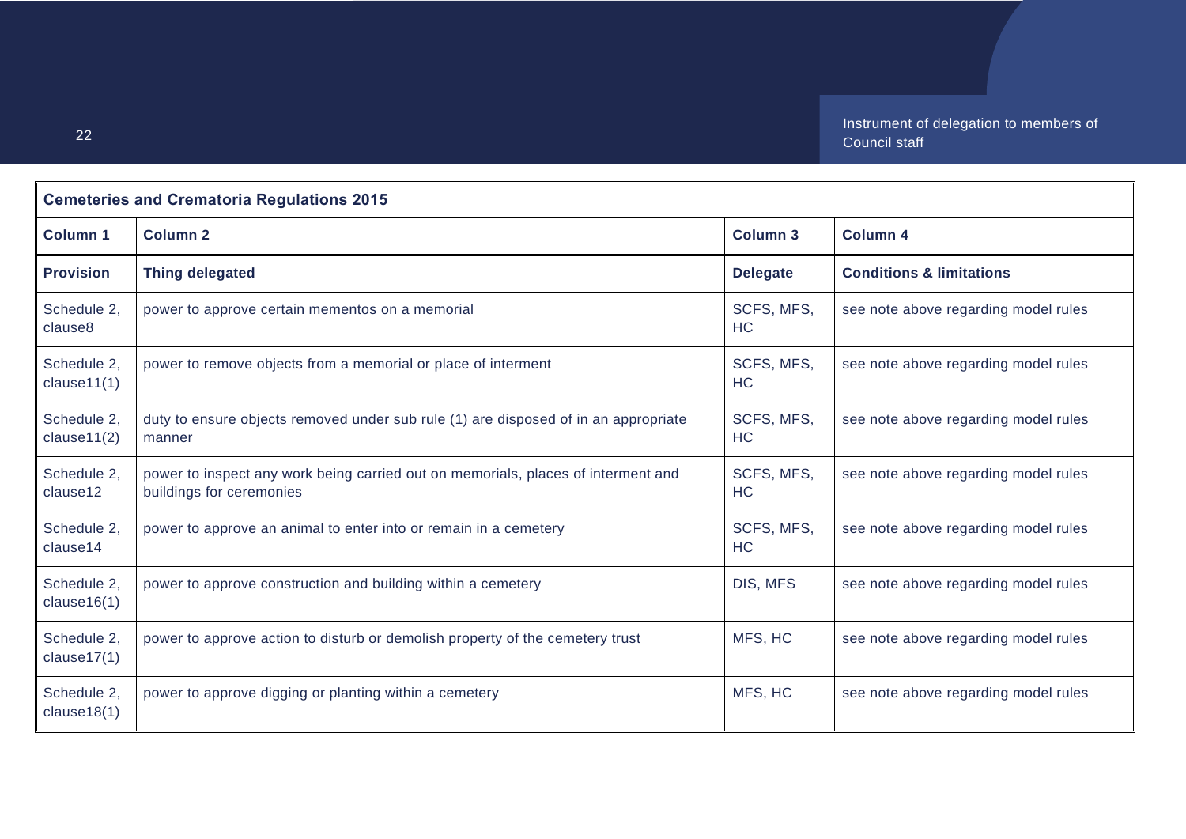| Cemeteries and Crematoria Regulations 2015 | | | |
|---|---|---|---|
| **Column 1** | **Column 2** | **Column 3** | **Column 4** |
| **Provision** | **Thing delegated** | **Delegate** | **Conditions & limitations** |
| Schedule 2, clause8 | power to approve certain mementos on a memorial | SCFS, MFS, HC | see note above regarding model rules |
| Schedule 2, clause11(1) | power to remove objects from a memorial or place of interment | SCFS, MFS, HC | see note above regarding model rules |
| Schedule 2, clause11(2) | duty to ensure objects removed under sub rule (1) are disposed of in an appropriate manner | SCFS, MFS, HC | see note above regarding model rules |
| Schedule 2, clause12 | power to inspect any work being carried out on memorials, places of interment and buildings for ceremonies | SCFS, MFS, HC | see note above regarding model rules |
| Schedule 2, clause14 | power to approve an animal to enter into or remain in a cemetery | SCFS, MFS, HC | see note above regarding model rules |
| Schedule 2, clause16(1) | power to approve construction and building within a cemetery | DIS, MFS | see note above regarding model rules |
| Schedule 2, clause17(1) | power to approve action to disturb or demolish property of the cemetery trust | MFS, HC | see note above regarding model rules |
| Schedule 2, clause18(1) | power to approve digging or planting within a cemetery | MFS, HC | see note above regarding model rules |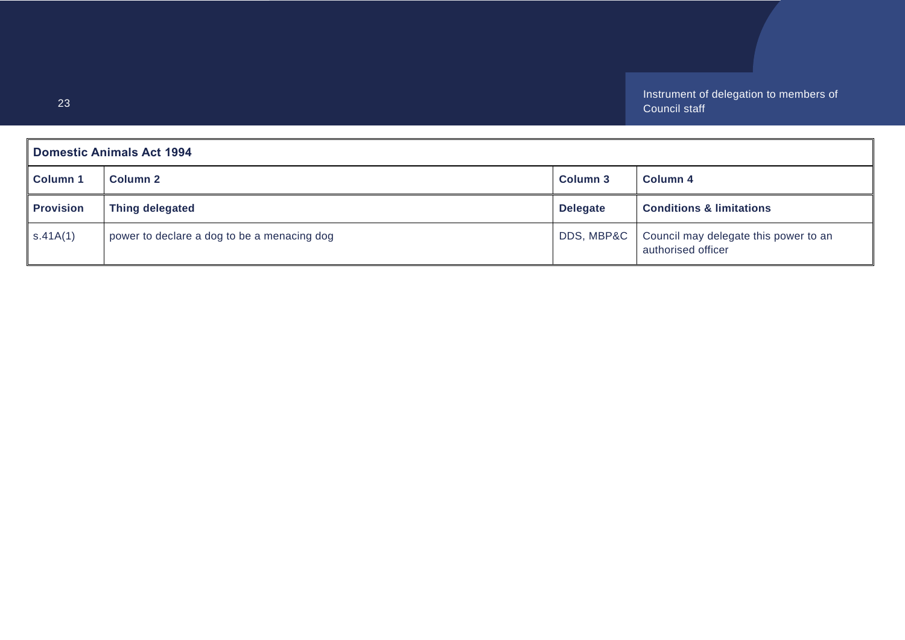| Domestic Animals Act 1994 | | | |
|---|---|---|---|
| **Column 1** | **Column 2** | **Column 3** | **Column 4** |
| **Provision** | **Thing delegated** | **Delegate** | **Conditions & limitations** |
| s.41A(1) | power to declare a dog to be a menacing dog | DDS, MBP&C | Council may delegate this power to an authorised officer |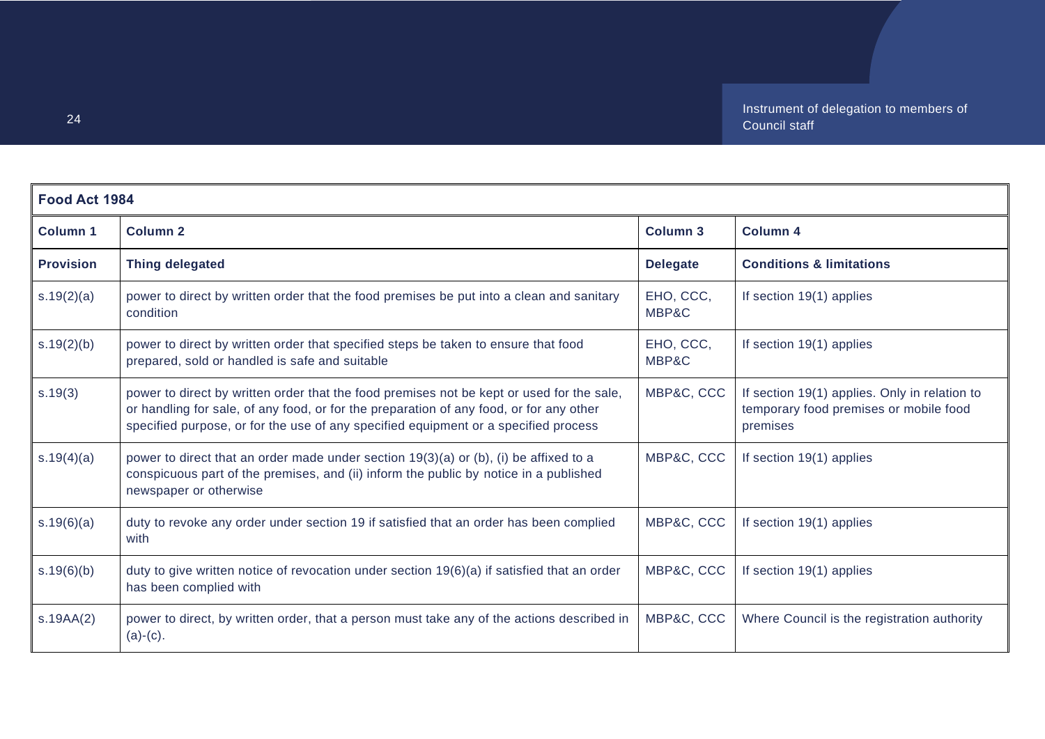| Food Act 1984 | | | |
|---|---|---|---|
| **Column 1** | **Column 2** | **Column 3** | **Column 4** |
| **Provision** | **Thing delegated** | **Delegate** | **Conditions & limitations** |
| s.19(2)(a) | power to direct by written order that the food premises be put into a clean and sanitary condition | EHO, CCC, MBP&C | If section 19(1) applies |
| s.19(2)(b) | power to direct by written order that specified steps be taken to ensure that food prepared, sold or handled is safe and suitable | EHO, CCC, MBP&C | If section 19(1) applies |
| s.19(3) | power to direct by written order that the food premises not be kept or used for the sale, or handling for sale, of any food, or for the preparation of any food, or for any other specified purpose, or for the use of any specified equipment or a specified process | MBP&C, CCC | If section 19(1) applies. Only in relation to temporary food premises or mobile food premises |
| s.19(4)(a) | power to direct that an order made under section 19(3)(a) or (b), (i) be affixed to a conspicuous part of the premises, and (ii) inform the public by notice in a published newspaper or otherwise | MBP&C, CCC | If section 19(1) applies |
| s.19(6)(a) | duty to revoke any order under section 19 if satisfied that an order has been complied with | MBP&C, CCC | If section 19(1) applies |
| s.19(6)(b) | duty to give written notice of revocation under section 19(6)(a) if satisfied that an order has been complied with | MBP&C, CCC | If section 19(1) applies |
| s.19AA(2) | power to direct, by written order, that a person must take any of the actions described in (a)-(c). | MBP&C, CCC | Where Council is the registration authority |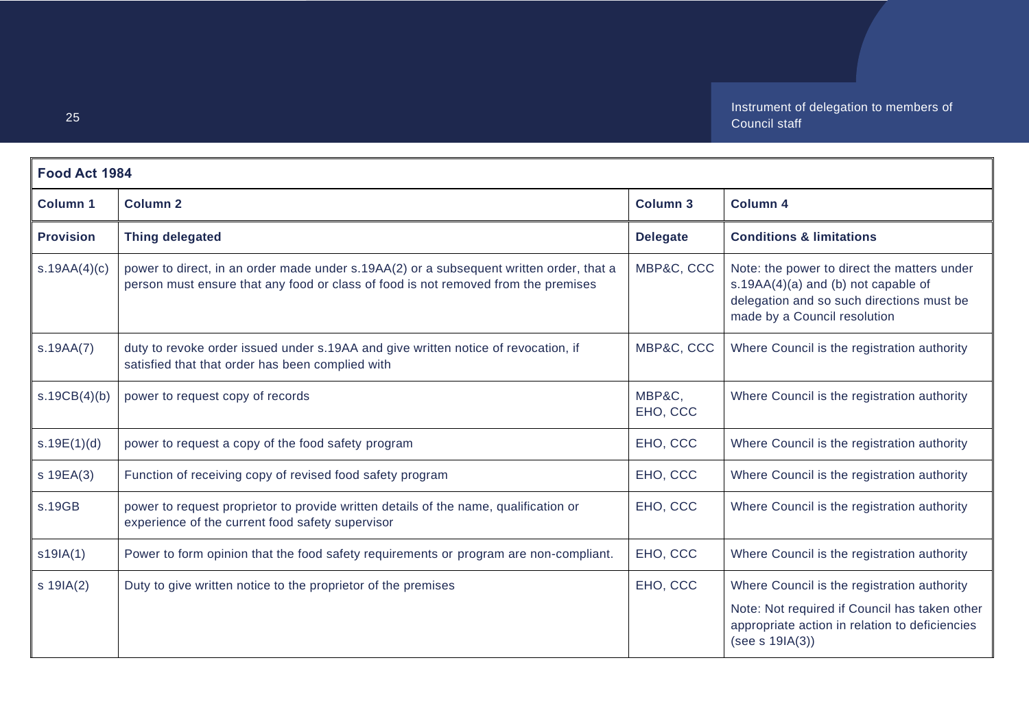| Food Act 1984 | | | |
|---|---|---|---|
| **Column 1** | **Column 2** | **Column 3** | **Column 4** |
| **Provision** | **Thing delegated** | **Delegate** | **Conditions & limitations** |
| s.19AA(4)(c) | power to direct, in an order made under s.19AA(2) or a subsequent written order, that a person must ensure that any food or class of food is not removed from the premises | MBP&C, CCC | Note: the power to direct the matters under s.19AA(4)(a) and (b) not capable of delegation and so such directions must be made by a Council resolution |
| s.19AA(7) | duty to revoke order issued under s.19AA and give written notice of revocation, if satisfied that that order has been complied with | MBP&C, CCC | Where Council is the registration authority |
| s.19CB(4)(b) | power to request copy of records | MBP&C, EHO, CCC | Where Council is the registration authority |
| s.19E(1)(d) | power to request a copy of the food safety program | EHO, CCC | Where Council is the registration authority |
| s 19EA(3) | Function of receiving copy of revised food safety program | EHO, CCC | Where Council is the registration authority |
| s.19GB | power to request proprietor to provide written details of the name, qualification or experience of the current food safety supervisor | EHO, CCC | Where Council is the registration authority |
| s19IA(1) | Power to form opinion that the food safety requirements or program are non-compliant. | EHO, CCC | Where Council is the registration authority |
| s 19IA(2) | Duty to give written notice to the proprietor of the premises | EHO, CCC | Where Council is the registration authority<br>Note: Not required if Council has taken other appropriate action in relation to deficiencies (see s 19IA(3)) |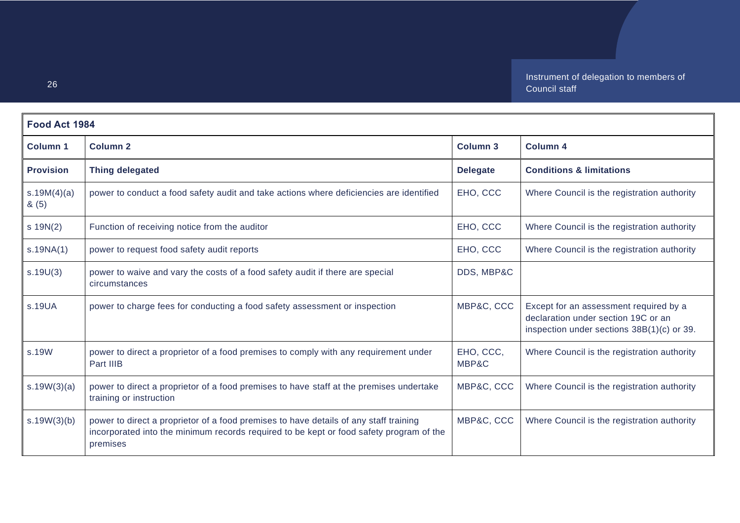| Food Act 1984 | | | |
|---|---|---|---|
| **Column 1** | **Column 2** | **Column 3** | **Column 4** |
| **Provision** | **Thing delegated** | **Delegate** | **Conditions & limitations** |
| s.19M(4)(a) & (5) | power to conduct a food safety audit and take actions where deficiencies are identified | EHO, CCC | Where Council is the registration authority |
| s 19N(2) | Function of receiving notice from the auditor | EHO, CCC | Where Council is the registration authority |
| s.19NA(1) | power to request food safety audit reports | EHO, CCC | Where Council is the registration authority |
| s.19U(3) | power to waive and vary the costs of a food safety audit if there are special circumstances | DDS, MBP&C | |
| s.19UA | power to charge fees for conducting a food safety assessment or inspection | MBP&C, CCC | Except for an assessment required by a declaration under section 19C or an inspection under sections 38B(1)(c) or 39. |
| s.19W | power to direct a proprietor of a food premises to comply with any requirement under Part IIIB | EHO, CCC, MBP&C | Where Council is the registration authority |
| s.19W(3)(a) | power to direct a proprietor of a food premises to have staff at the premises undertake training or instruction | MBP&C, CCC | Where Council is the registration authority |
| s.19W(3)(b) | power to direct a proprietor of a food premises to have details of any staff training incorporated into the minimum records required to be kept or food safety program of the premises | MBP&C, CCC | Where Council is the registration authority |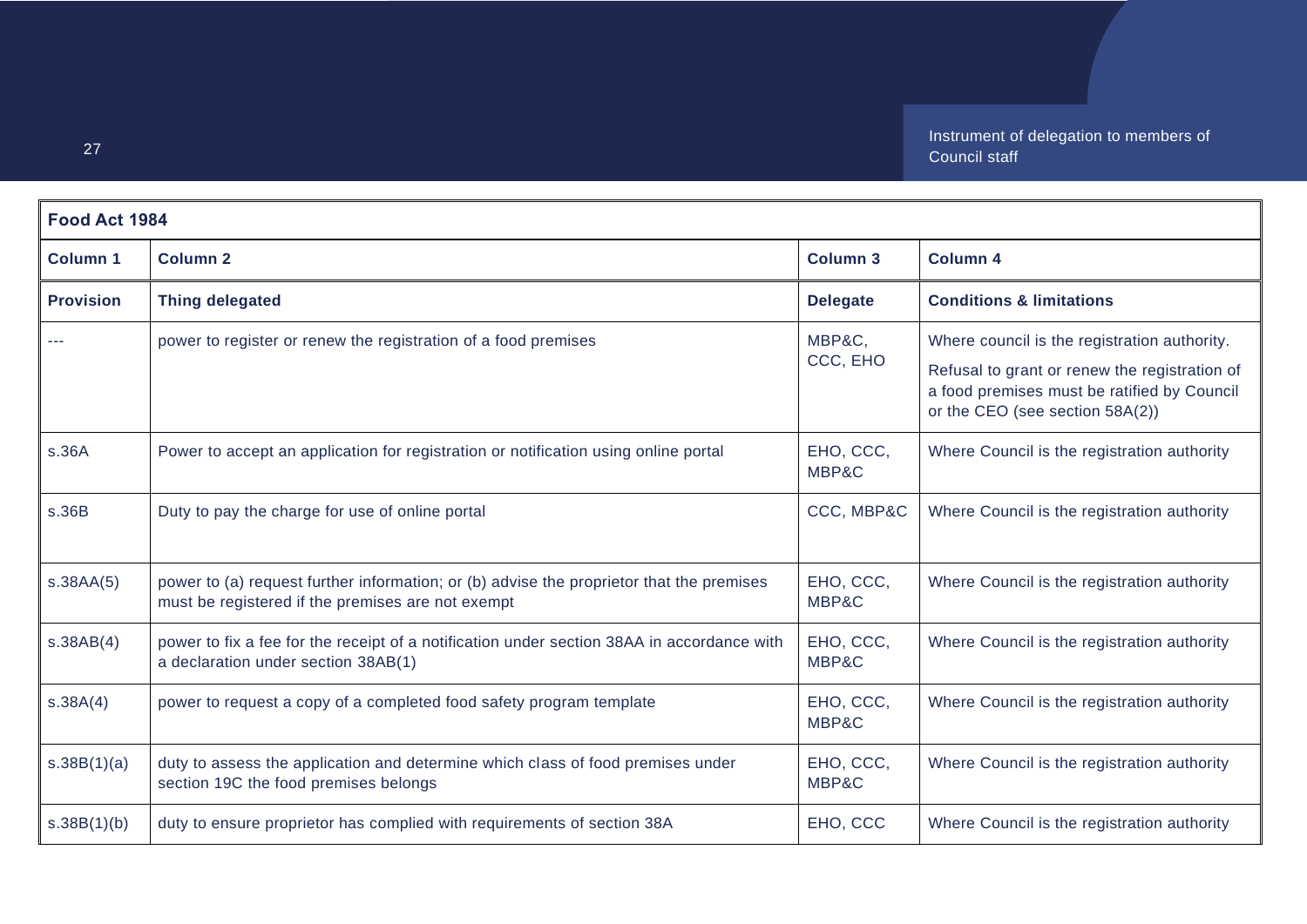| Food Act 1984 | | | |
|---|---|---|---|
| **Column 1** | **Column 2** | **Column 3** | **Column 4** |
| **Provision** | **Thing delegated** | **Delegate** | **Conditions & limitations** |
| --- | power to register or renew the registration of a food premises | MBP&C, CCC, EHO | Where council is the registration authority. Refusal to grant or renew the registration of a food premises must be ratified by Council or the CEO (see section 58A(2)) |
| s.36A | Power to accept an application for registration or notification using online portal | EHO, CCC, MBP&C | Where Council is the registration authority |
| s.36B | Duty to pay the charge for use of online portal | CCC, MBP&C | Where Council is the registration authority |
| s.38AA(5) | power to (a) request further information; or (b) advise the proprietor that the premises must be registered if the premises are not exempt | EHO, CCC, MBP&C | Where Council is the registration authority |
| s.38AB(4) | power to fix a fee for the receipt of a notification under section 38AA in accordance with a declaration under section 38AB(1) | EHO, CCC, MBP&C | Where Council is the registration authority |
| s.38A(4) | power to request a copy of a completed food safety program template | EHO, CCC, MBP&C | Where Council is the registration authority |
| s.38B(1)(a) | duty to assess the application and determine which class of food premises under section 19C the food premises belongs | EHO, CCC, MBP&C | Where Council is the registration authority |
| s.38B(1)(b) | duty to ensure proprietor has complied with requirements of section 38A | EHO, CCC | Where Council is the registration authority |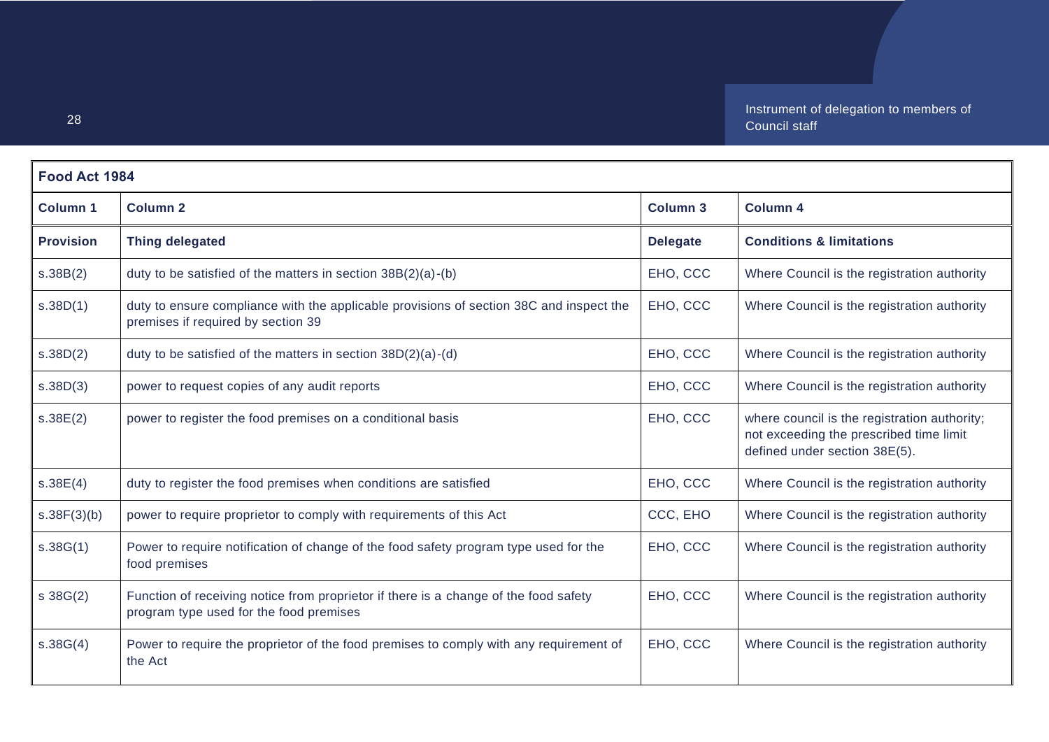| Food Act 1984 | | | |
|---|---|---|---|
| **Column 1** | **Column 2** | **Column 3** | **Column 4** |
| **Provision** | **Thing delegated** | **Delegate** | **Conditions & limitations** |
| s.38B(2) | duty to be satisfied of the matters in section 38B(2)(a)-(b) | EHO, CCC | Where Council is the registration authority |
| s.38D(1) | duty to ensure compliance with the applicable provisions of section 38C and inspect the premises if required by section 39 | EHO, CCC | Where Council is the registration authority |
| s.38D(2) | duty to be satisfied of the matters in section 38D(2)(a)-(d) | EHO, CCC | Where Council is the registration authority |
| s.38D(3) | power to request copies of any audit reports | EHO, CCC | Where Council is the registration authority |
| s.38E(2) | power to register the food premises on a conditional basis | EHO, CCC | where council is the registration authority; not exceeding the prescribed time limit defined under section 38E(5). |
| s.38E(4) | duty to register the food premises when conditions are satisfied | EHO, CCC | Where Council is the registration authority |
| s.38F(3)(b) | power to require proprietor to comply with requirements of this Act | CCC, EHO | Where Council is the registration authority |
| s.38G(1) | Power to require notification of change of the food safety program type used for the food premises | EHO, CCC | Where Council is the registration authority |
| s 38G(2) | Function of receiving notice from proprietor if there is a change of the food safety program type used for the food premises | EHO, CCC | Where Council is the registration authority |
| s.38G(4) | Power to require the proprietor of the food premises to comply with any requirement of the Act | EHO, CCC | Where Council is the registration authority |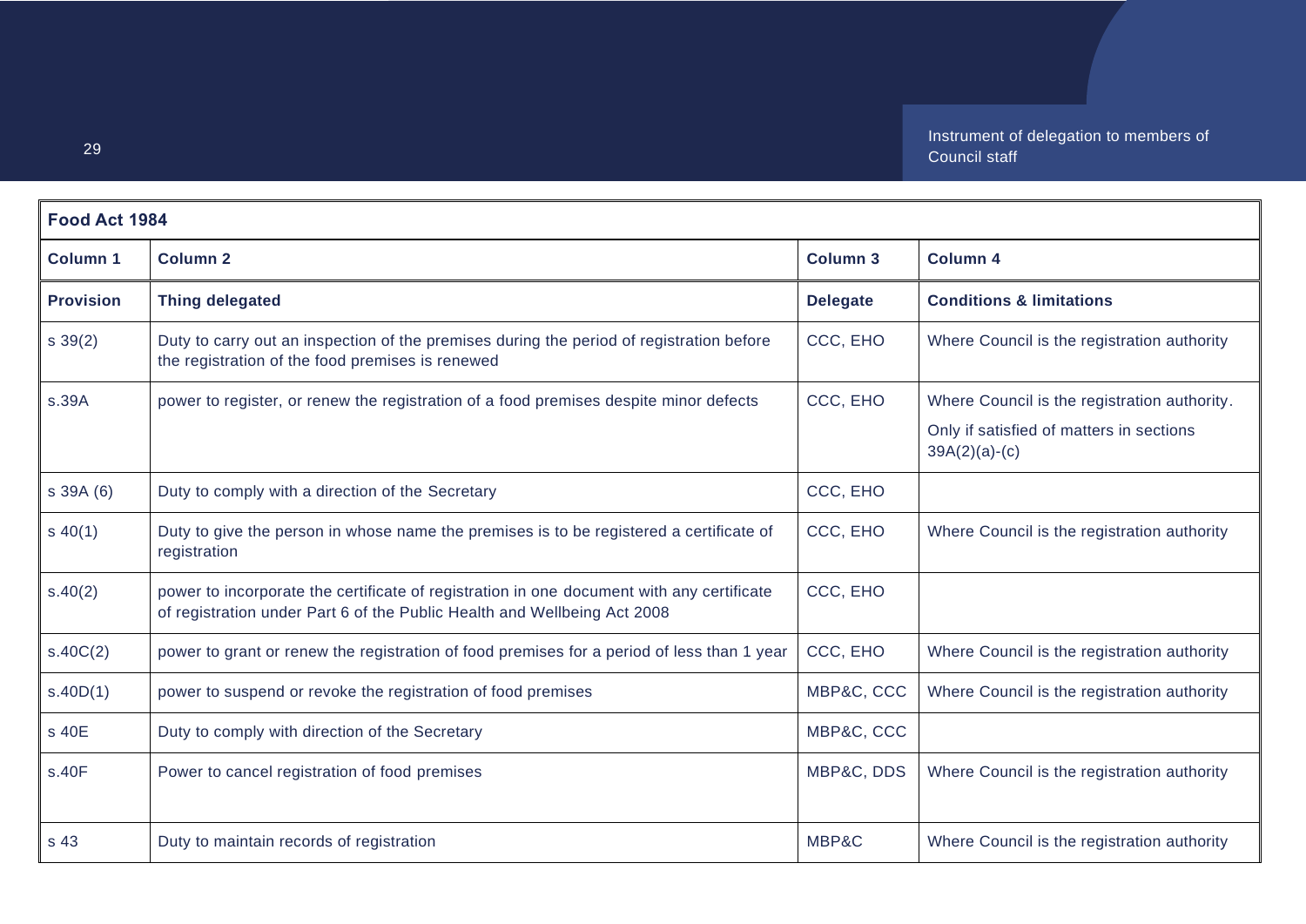| Food Act 1984 | | | |
|---|---|---|---|
| **Column 1** | **Column 2** | **Column 3** | **Column 4** |
| **Provision** | **Thing delegated** | **Delegate** | **Conditions & limitations** |
| s 39(2) | Duty to carry out an inspection of the premises during the period of registration before the registration of the food premises is renewed | CCC, EHO | Where Council is the registration authority |
| s.39A | power to register, or renew the registration of a food premises despite minor defects | CCC, EHO | Where Council is the registration authority.<br>Only if satisfied of matters in sections 39A(2)(a)-(c) |
| s 39A (6) | Duty to comply with a direction of the Secretary | CCC, EHO | |
| s 40(1) | Duty to give the person in whose name the premises is to be registered a certificate of registration | CCC, EHO | Where Council is the registration authority |
| s.40(2) | power to incorporate the certificate of registration in one document with any certificate of registration under Part 6 of the Public Health and Wellbeing Act 2008 | CCC, EHO | |
| s.40C(2) | power to grant or renew the registration of food premises for a period of less than 1 year | CCC, EHO | Where Council is the registration authority |
| s.40D(1) | power to suspend or revoke the registration of food premises | MBP&C, CCC | Where Council is the registration authority |
| s 40E | Duty to comply with direction of the Secretary | MBP&C, CCC | |
| s.40F | Power to cancel registration of food premises | MBP&C, DDS | Where Council is the registration authority |
| s 43 | Duty to maintain records of registration | MBP&C | Where Council is the registration authority |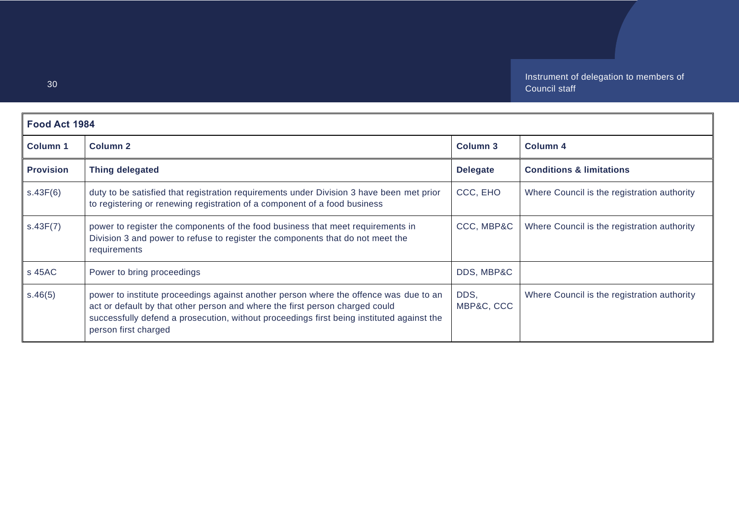| Food Act 1984 | | | |
|---|---|---|---|
| **Column 1** | **Column 2** | **Column 3** | **Column 4** |
| **Provision** | **Thing delegated** | **Delegate** | **Conditions & limitations** |
| s.43F(6) | duty to be satisfied that registration requirements under Division 3 have been met prior to registering or renewing registration of a component of a food business | CCC, EHO | Where Council is the registration authority |
| s.43F(7) | power to register the components of the food business that meet requirements in Division 3 and power to refuse to register the components that do not meet the requirements | CCC, MBP&C | Where Council is the registration authority |
| s 45AC | Power to bring proceedings | DDS, MBP&C | |
| s.46(5) | power to institute proceedings against another person where the offence was due to an act or default by that other person and where the first person charged could successfully defend a prosecution, without proceedings first being instituted against the person first charged | DDS, MBP&C, CCC | Where Council is the registration authority |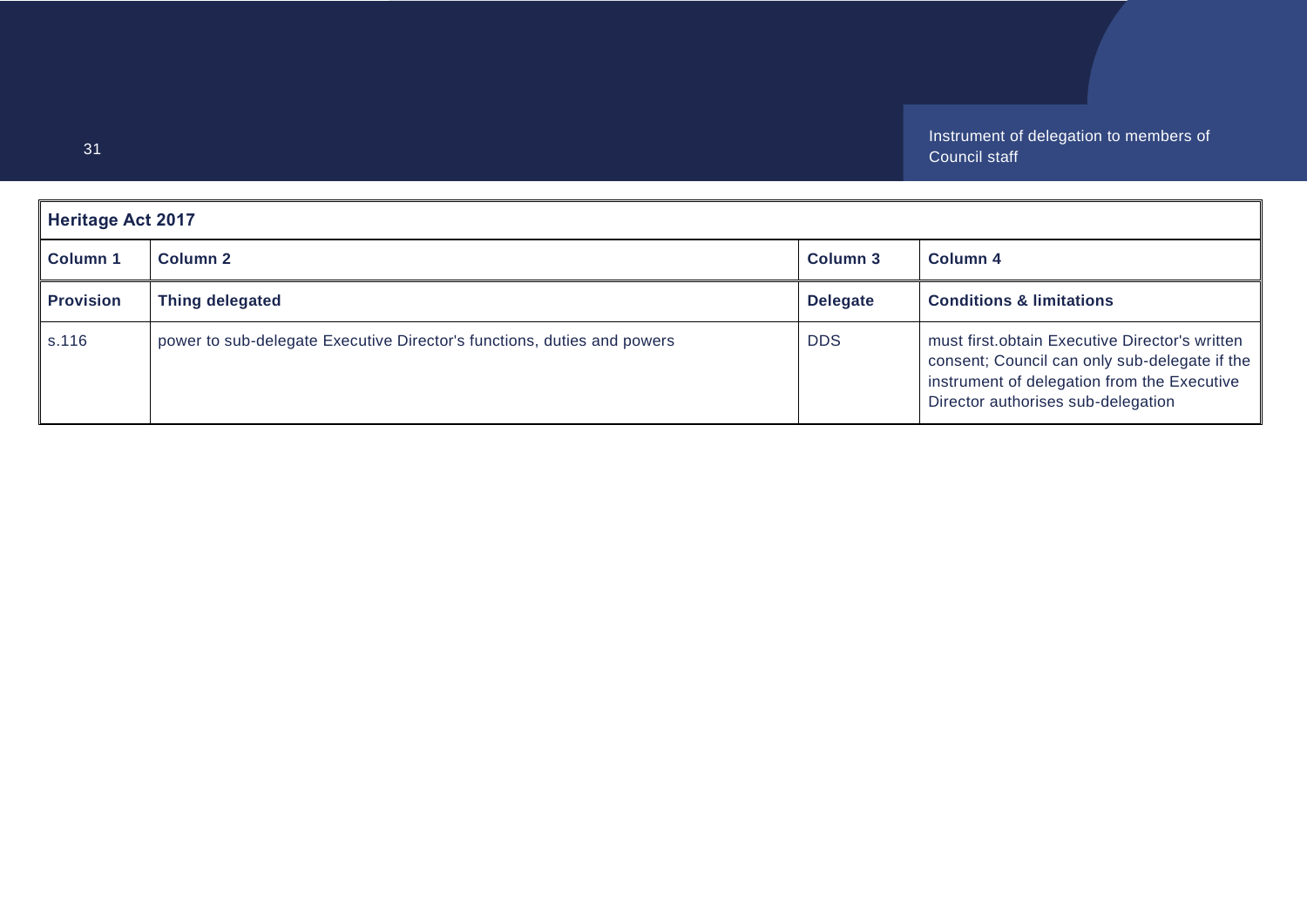| Heritage Act 2017 | | | |
|---|---|---|---|
| **Column 1** | **Column 2** | **Column 3** | **Column 4** |
| **Provision** | **Thing delegated** | **Delegate** | **Conditions & limitations** |
| s.116 | power to sub-delegate Executive Director's functions, duties and powers | DDS | must first.obtain Executive Director's written consent; Council can only sub-delegate if the instrument of delegation from the Executive Director authorises sub-delegation |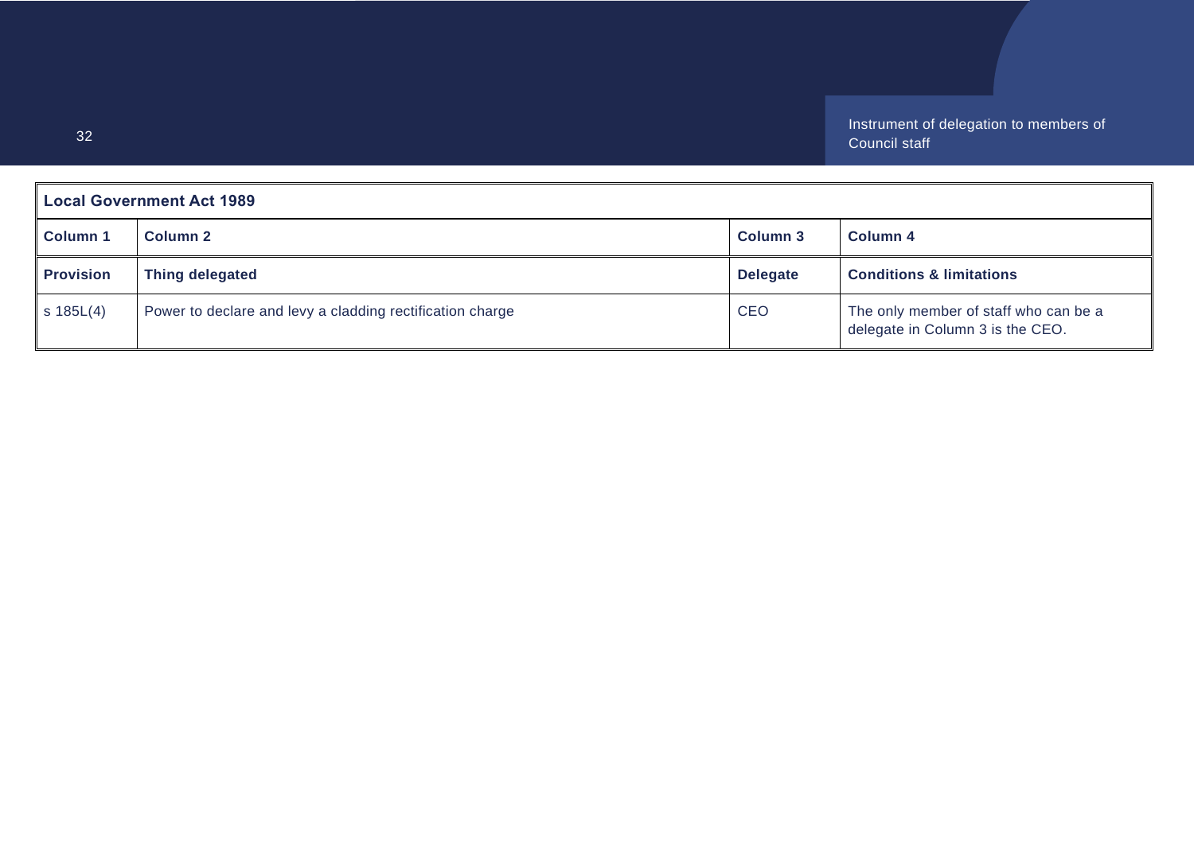| Local Government Act 1989 | | | |
|---|---|---|---|
| **Column 1** | **Column 2** | **Column 3** | **Column 4** |
| **Provision** | **Thing delegated** | **Delegate** | **Conditions & limitations** |
| s 185L(4) | Power to declare and levy a cladding rectification charge | CEO | The only member of staff who can be a delegate in Column 3 is the CEO. |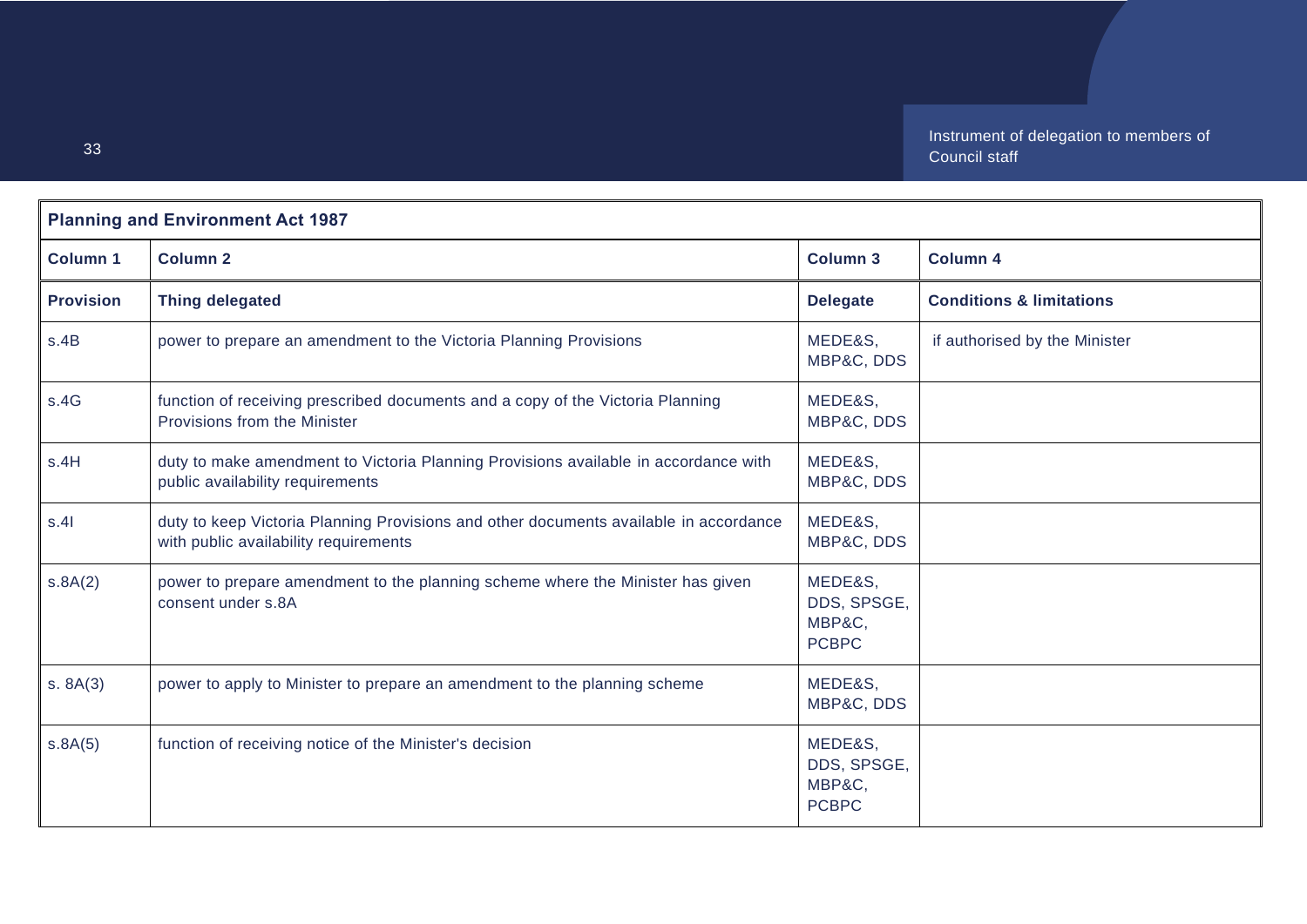| **Planning and Environment Act 1987** | | | |
|---|---|---|---|
| **Column 1** | **Column 2** | **Column 3** | **Column 4** |
| **Provision** | **Thing delegated** | **Delegate** | **Conditions & limitations** |
| s.4B | power to prepare an amendment to the Victoria Planning Provisions | MEDE&S, MBP&C, DDS | if authorised by the Minister |
| s.4G | function of receiving prescribed documents and a copy of the Victoria Planning Provisions from the Minister | MEDE&S, MBP&C, DDS | |
| s.4H | duty to make amendment to Victoria Planning Provisions available in accordance with public availability requirements | MEDE&S, MBP&C, DDS | |
| s.4I | duty to keep Victoria Planning Provisions and other documents available in accordance with public availability requirements | MEDE&S, MBP&C, DDS | |
| s.8A(2) | power to prepare amendment to the planning scheme where the Minister has given consent under s.8A | MEDE&S, DDS, SPSGE, MBP&C, PCBPC | |
| s. 8A(3) | power to apply to Minister to prepare an amendment to the planning scheme | MEDE&S, MBP&C, DDS | |
| s.8A(5) | function of receiving notice of the Minister's decision | MEDE&S, DDS, SPSGE, MBP&C, PCBPC | |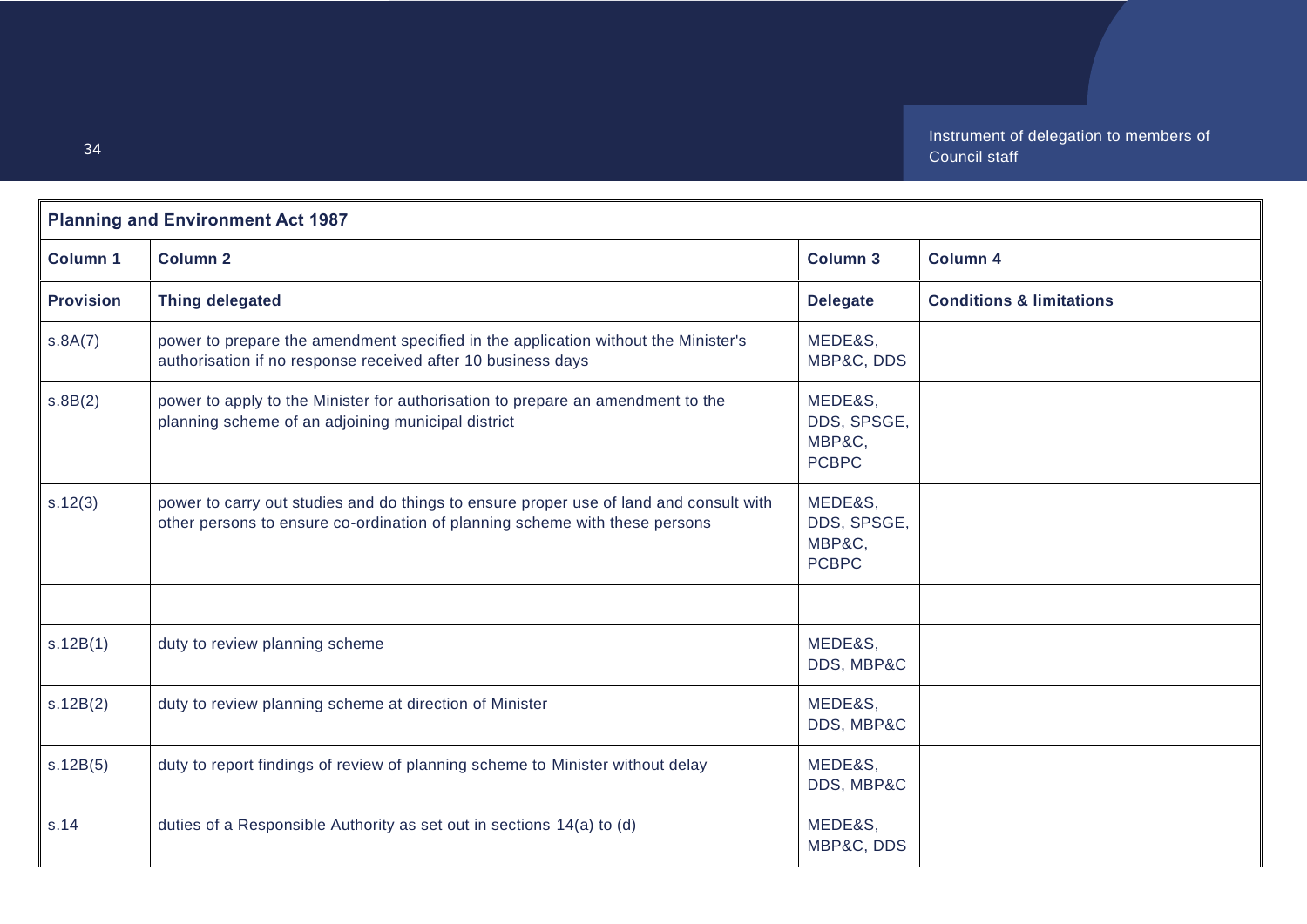| Planning and Environment Act 1987 | | | |
|---|---|---|---|
| **Column 1** | **Column 2** | **Column 3** | **Column 4** |
| **Provision** | **Thing delegated** | **Delegate** | **Conditions & limitations** |
| s.8A(7) | power to prepare the amendment specified in the application without the Minister's authorisation if no response received after 10 business days | MEDE&S, MBP&C, DDS | |
| s.8B(2) | power to apply to the Minister for authorisation to prepare an amendment to the planning scheme of an adjoining municipal district | MEDE&S, DDS, SPSGE, MBP&C, PCBPC | |
| s.12(3) | power to carry out studies and do things to ensure proper use of land and consult with other persons to ensure co-ordination of planning scheme with these persons | MEDE&S, DDS, SPSGE, MBP&C, PCBPC | |
| | | | |
| s.12B(1) | duty to review planning scheme | MEDE&S, DDS, MBP&C | |
| s.12B(2) | duty to review planning scheme at direction of Minister | MEDE&S, DDS, MBP&C | |
| s.12B(5) | duty to report findings of review of planning scheme to Minister without delay | MEDE&S, DDS, MBP&C | |
| s.14 | duties of a Responsible Authority as set out in sections 14(a) to (d) | MEDE&S, MBP&C, DDS | |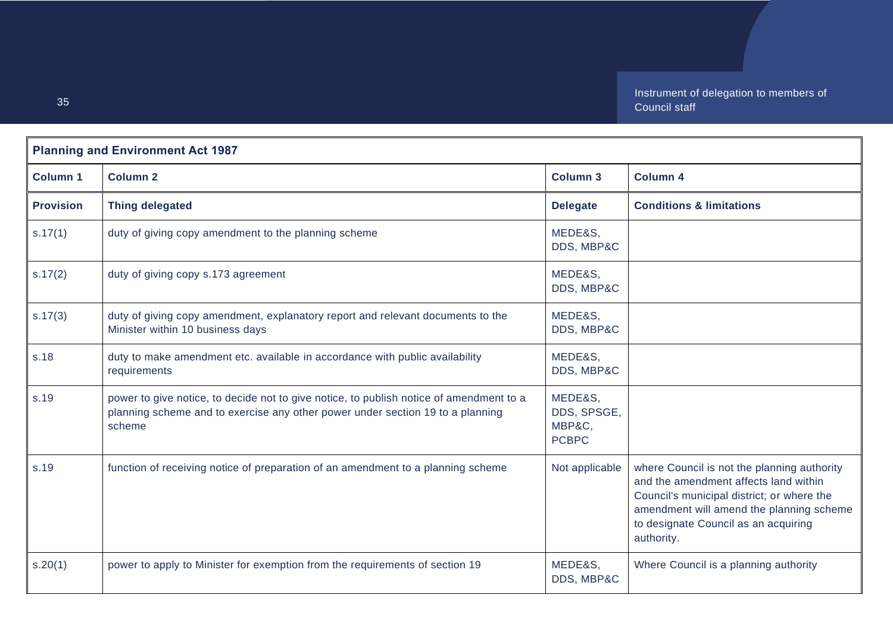| Planning and Environment Act 1987 | | | |
|---|---|---|---|
| **Column 1** | **Column 2** | **Column 3** | **Column 4** |
| **Provision** | **Thing delegated** | **Delegate** | **Conditions & limitations** |
| s.17(1) | duty of giving copy amendment to the planning scheme | MEDE&S, DDS, MBP&C | |
| s.17(2) | duty of giving copy s.173 agreement | MEDE&S, DDS, MBP&C | |
| s.17(3) | duty of giving copy amendment, explanatory report and relevant documents to the Minister within 10 business days | MEDE&S, DDS, MBP&C | |
| s.18 | duty to make amendment etc. available in accordance with public availability requirements | MEDE&S, DDS, MBP&C | |
| s.19 | power to give notice, to decide not to give notice, to publish notice of amendment to a planning scheme and to exercise any other power under section 19 to a planning scheme | MEDE&S, DDS, SPSGE, MBP&C, PCBPC | |
| s.19 | function of receiving notice of preparation of an amendment to a planning scheme | Not applicable | where Council is not the planning authority and the amendment affects land within Council's municipal district; or where the amendment will amend the planning scheme to designate Council as an acquiring authority. |
| s.20(1) | power to apply to Minister for exemption from the requirements of section 19 | MEDE&S, DDS, MBP&C | Where Council is a planning authority |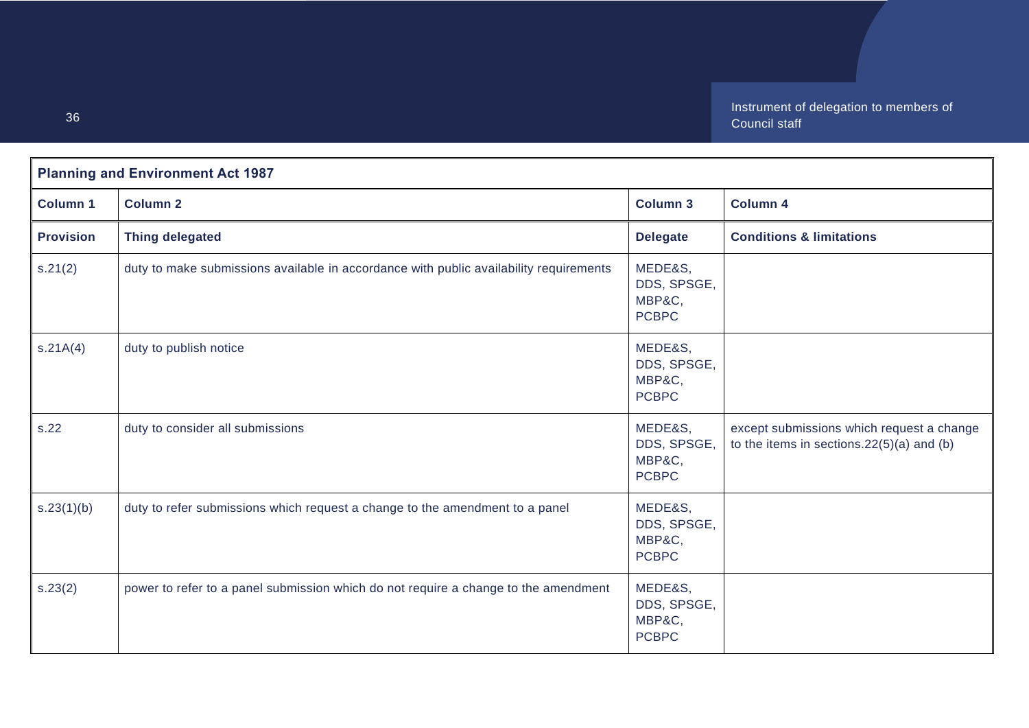| Planning and Environment Act 1987 | | | |
|---|---|---|---|
| **Column 1** | **Column 2** | **Column 3** | **Column 4** |
| **Provision** | **Thing delegated** | **Delegate** | **Conditions & limitations** |
| s.21(2) | duty to make submissions available in accordance with public availability requirements | MEDE&S, DDS, SPSGE, MBP&C, PCBPC | |
| s.21A(4) | duty to publish notice | MEDE&S, DDS, SPSGE, MBP&C, PCBPC | |
| s.22 | duty to consider all submissions | MEDE&S, DDS, SPSGE, MBP&C, PCBPC | except submissions which request a change to the items in sections.22(5)(a) and (b) |
| s.23(1)(b) | duty to refer submissions which request a change to the amendment to a panel | MEDE&S, DDS, SPSGE, MBP&C, PCBPC | |
| s.23(2) | power to refer to a panel submission which do not require a change to the amendment | MEDE&S, DDS, SPSGE, MBP&C, PCBPC | |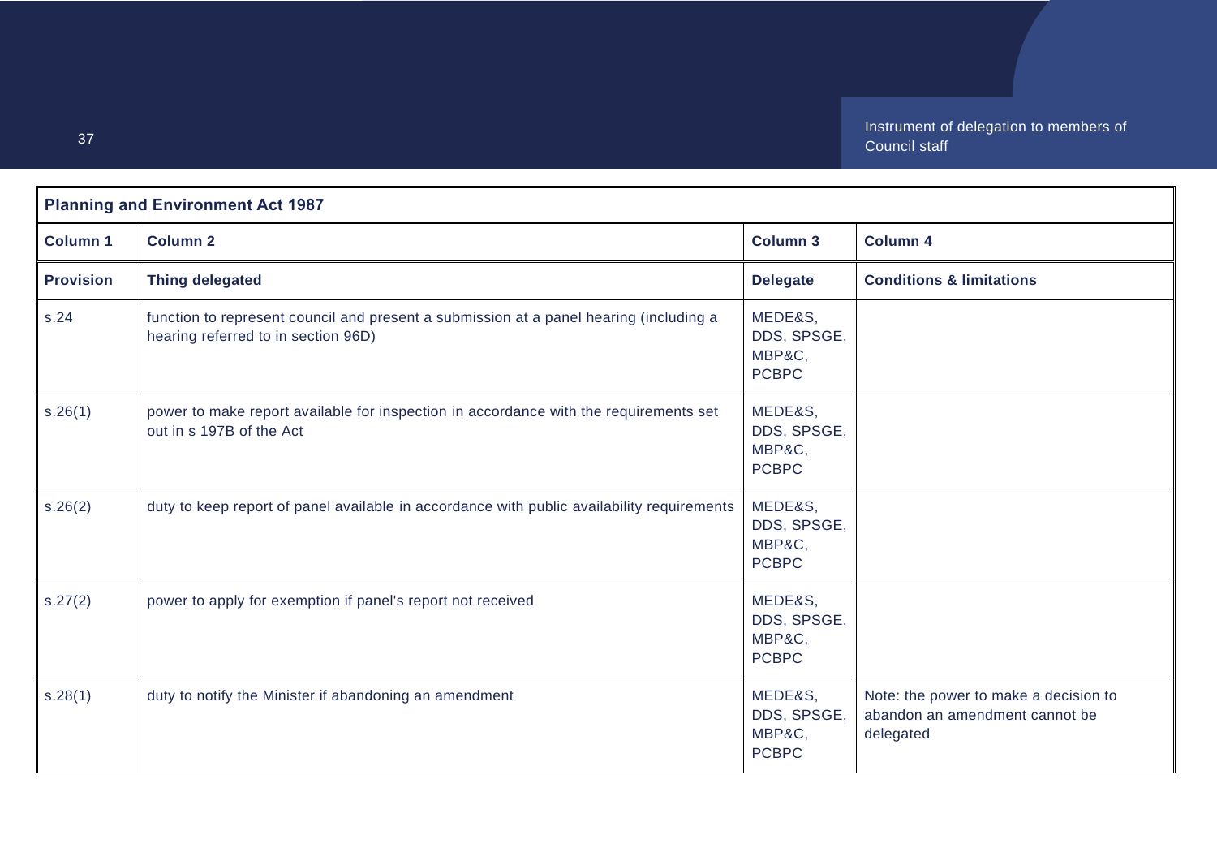| Planning and Environment Act 1987 | | | |
|---|---|---|---|
| **Column 1** | **Column 2** | **Column 3** | **Column 4** |
| **Provision** | **Thing delegated** | **Delegate** | **Conditions & limitations** |
| s.24 | function to represent council and present a submission at a panel hearing (including a hearing referred to in section 96D) | MEDE&S, DDS, SPSGE, MBP&C, PCBPC | |
| s.26(1) | power to make report available for inspection in accordance with the requirements set out in s 197B of the Act | MEDE&S, DDS, SPSGE, MBP&C, PCBPC | |
| s.26(2) | duty to keep report of panel available in accordance with public availability requirements | MEDE&S, DDS, SPSGE, MBP&C, PCBPC | |
| s.27(2) | power to apply for exemption if panel's report not received | MEDE&S, DDS, SPSGE, MBP&C, PCBPC | |
| s.28(1) | duty to notify the Minister if abandoning an amendment | MEDE&S, DDS, SPSGE, MBP&C, PCBPC | Note: the power to make a decision to abandon an amendment cannot be delegated |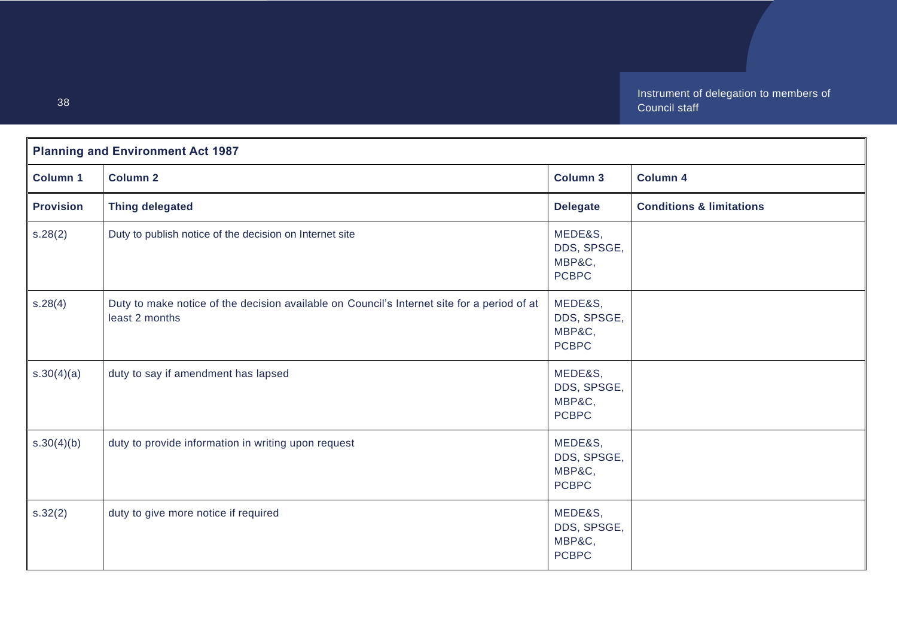| Planning and Environment Act 1987 | | | |
|---|---|---|---|
| **Column 1** | **Column 2** | **Column 3** | **Column 4** |
| **Provision** | **Thing delegated** | **Delegate** | **Conditions & limitations** |
| s.28(2) | Duty to publish notice of the decision on Internet site | MEDE&S, DDS, SPSGE, MBP&C, PCBPC | |
| s.28(4) | Duty to make notice of the decision available on Council's Internet site for a period of at least 2 months | MEDE&S, DDS, SPSGE, MBP&C, PCBPC | |
| s.30(4)(a) | duty to say if amendment has lapsed | MEDE&S, DDS, SPSGE, MBP&C, PCBPC | |
| s.30(4)(b) | duty to provide information in writing upon request | MEDE&S, DDS, SPSGE, MBP&C, PCBPC | |
| s.32(2) | duty to give more notice if required | MEDE&S, DDS, SPSGE, MBP&C, PCBPC | |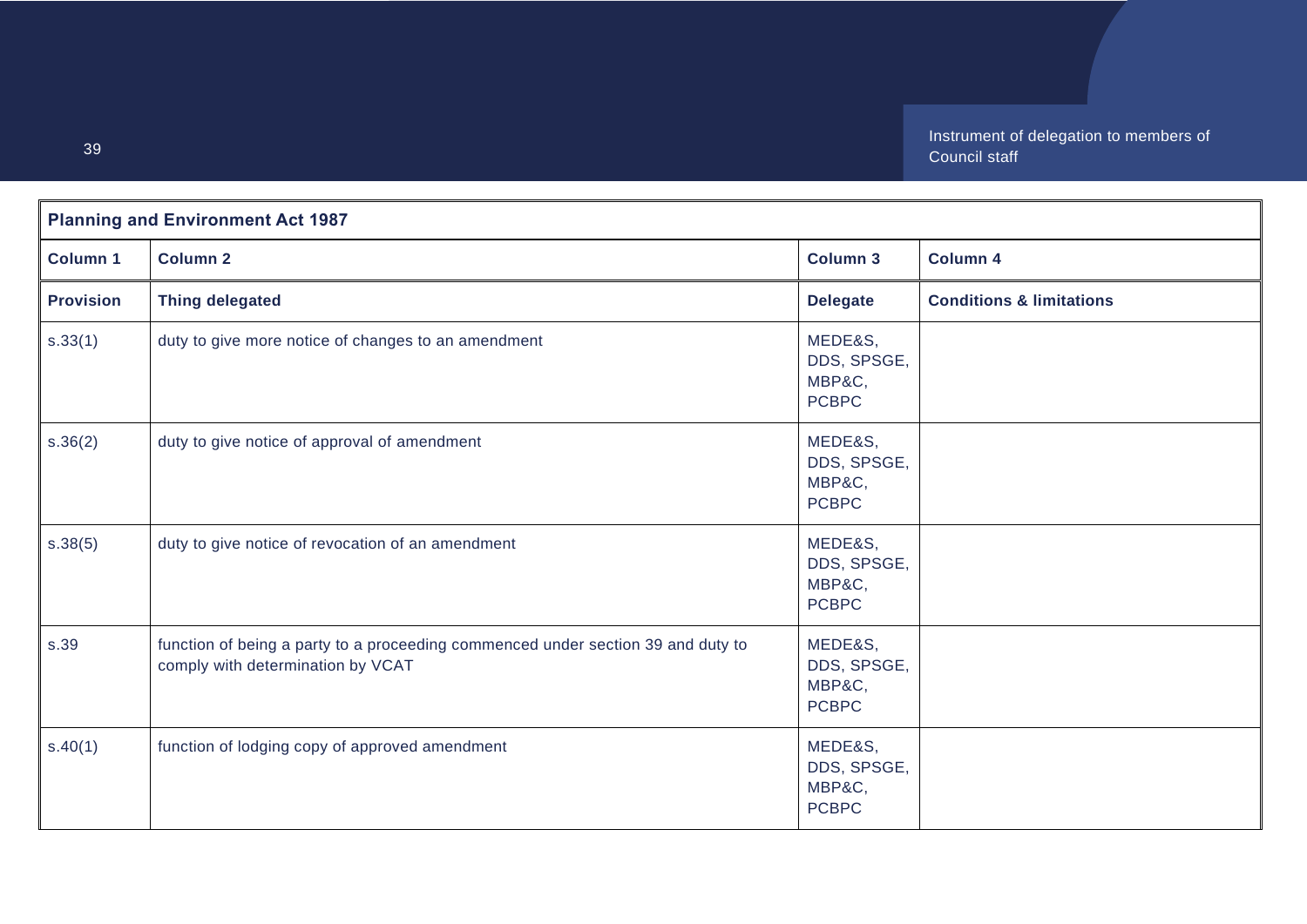| Planning and Environment Act 1987 | | | |
|---|---|---|---|
| **Column 1** | **Column 2** | **Column 3** | **Column 4** |
| **Provision** | **Thing delegated** | **Delegate** | **Conditions & limitations** |
| s.33(1) | duty to give more notice of changes to an amendment | MEDE&S, DDS, SPSGE, MBP&C, PCBPC | |
| s.36(2) | duty to give notice of approval of amendment | MEDE&S, DDS, SPSGE, MBP&C, PCBPC | |
| s.38(5) | duty to give notice of revocation of an amendment | MEDE&S, DDS, SPSGE, MBP&C, PCBPC | |
| s.39 | function of being a party to a proceeding commenced under section 39 and duty to comply with determination by VCAT | MEDE&S, DDS, SPSGE, MBP&C, PCBPC | |
| s.40(1) | function of lodging copy of approved amendment | MEDE&S, DDS, SPSGE, MBP&C, PCBPC | |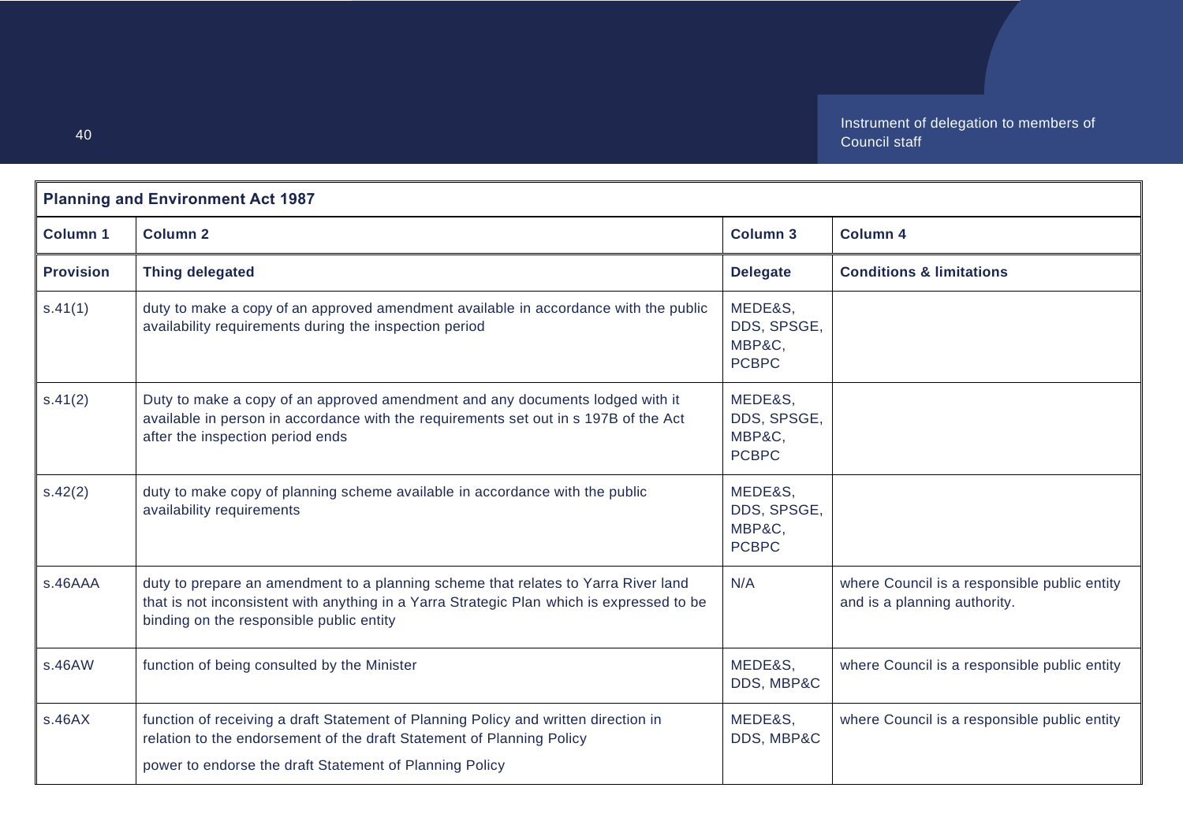| Planning and Environment Act 1987 | | | |
|---|---|---|---|
| **Column 1** | **Column 2** | **Column 3** | **Column 4** |
| **Provision** | **Thing delegated** | **Delegate** | **Conditions & limitations** |
| s.41(1) | duty to make a copy of an approved amendment available in accordance with the public availability requirements during the inspection period | MEDE&S, DDS, SPSGE, MBP&C, PCBPC | |
| s.41(2) | Duty to make a copy of an approved amendment and any documents lodged with it available in person in accordance with the requirements set out in s 197B of the Act after the inspection period ends | MEDE&S, DDS, SPSGE, MBP&C, PCBPC | |
| s.42(2) | duty to make copy of planning scheme available in accordance with the public availability requirements | MEDE&S, DDS, SPSGE, MBP&C, PCBPC | |
| s.46AAA | duty to prepare an amendment to a planning scheme that relates to Yarra River land that is not inconsistent with anything in a Yarra Strategic Plan which is expressed to be binding on the responsible public entity | N/A | where Council is a responsible public entity and is a planning authority. |
| s.46AW | function of being consulted by the Minister | MEDE&S, DDS, MBP&C | where Council is a responsible public entity |
| s.46AX | function of receiving a draft Statement of Planning Policy and written direction in relation to the endorsement of the draft Statement of Planning Policy<br><br>power to endorse the draft Statement of Planning Policy | MEDE&S, DDS, MBP&C | where Council is a responsible public entity |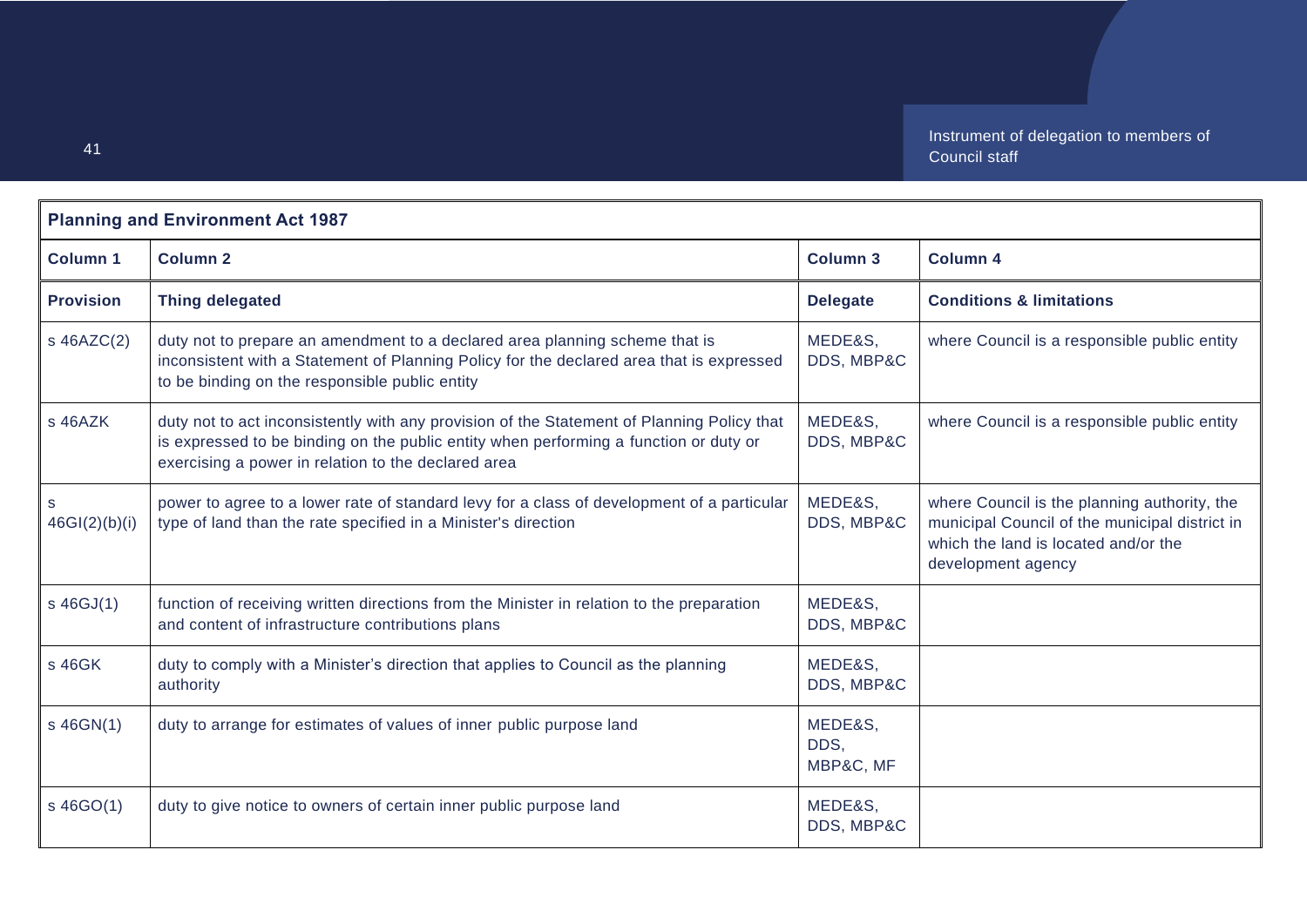| **Planning and Environment Act 1987** | | | |
|---|---|---|---|
| **Column 1** | **Column 2** | **Column 3** | **Column 4** |
| **Provision** | **Thing delegated** | **Delegate** | **Conditions & limitations** |
| s 46AZC(2) | duty not to prepare an amendment to a declared area planning scheme that is inconsistent with a Statement of Planning Policy for the declared area that is expressed to be binding on the responsible public entity | MEDE&S, DDS, MBP&C | where Council is a responsible public entity |
| s 46AZK | duty not to act inconsistently with any provision of the Statement of Planning Policy that is expressed to be binding on the public entity when performing a function or duty or exercising a power in relation to the declared area | MEDE&S, DDS, MBP&C | where Council is a responsible public entity |
| s 46GI(2)(b)(i) | power to agree to a lower rate of standard levy for a class of development of a particular type of land than the rate specified in a Minister's direction | MEDE&S, DDS, MBP&C | where Council is the planning authority, the municipal Council of the municipal district in which the land is located and/or the development agency |
| s 46GJ(1) | function of receiving written directions from the Minister in relation to the preparation and content of infrastructure contributions plans | MEDE&S, DDS, MBP&C | |
| s 46GK | duty to comply with a Minister's direction that applies to Council as the planning authority | MEDE&S, DDS, MBP&C | |
| s 46GN(1) | duty to arrange for estimates of values of inner public purpose land | MEDE&S, DDS, MBP&C, MF | |
| s 46GO(1) | duty to give notice to owners of certain inner public purpose land | MEDE&S, DDS, MBP&C | |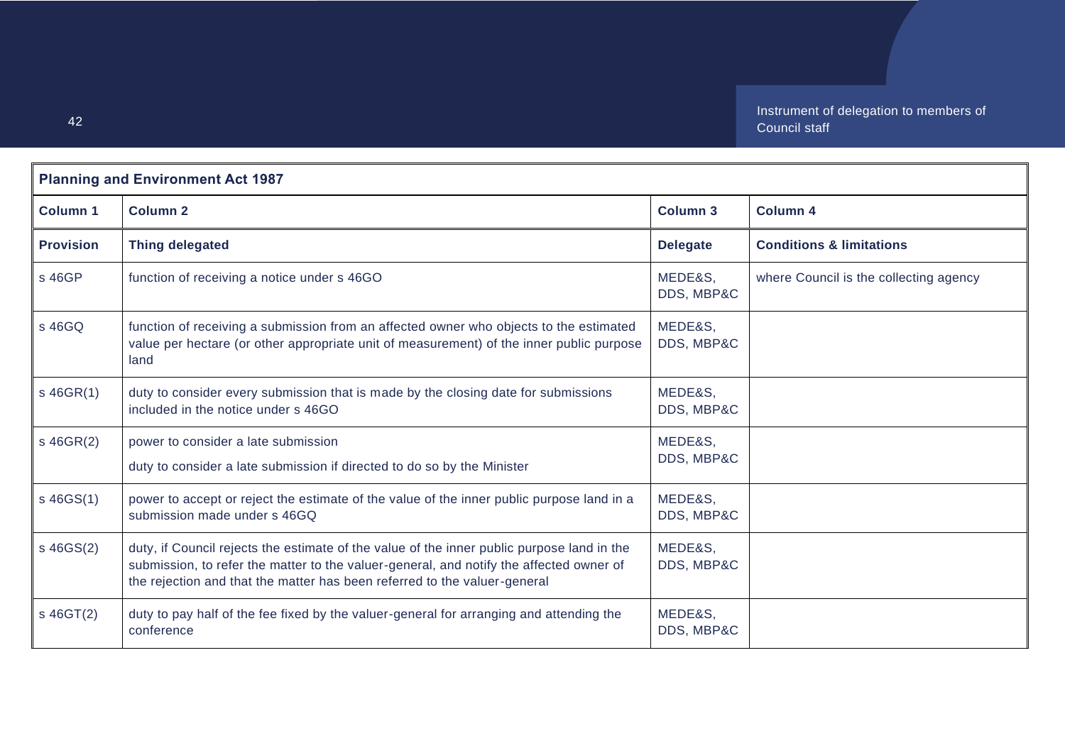| **Planning and Environment Act 1987** | | | |
|---|---|---|---|
| **Column 1** | **Column 2** | **Column 3** | **Column 4** |
| **Provision** | **Thing delegated** | **Delegate** | **Conditions & limitations** |
| s 46GP | function of receiving a notice under s 46GO | MEDE&S, DDS, MBP&C | where Council is the collecting agency |
| s 46GQ | function of receiving a submission from an affected owner who objects to the estimated value per hectare (or other appropriate unit of measurement) of the inner public purpose land | MEDE&S, DDS, MBP&C | |
| s 46GR(1) | duty to consider every submission that is made by the closing date for submissions included in the notice under s 46GO | MEDE&S, DDS, MBP&C | |
| s 46GR(2) | power to consider a late submission<br><br>duty to consider a late submission if directed to do so by the Minister | MEDE&S, DDS, MBP&C | |
| s 46GS(1) | power to accept or reject the estimate of the value of the inner public purpose land in a submission made under s 46GQ | MEDE&S, DDS, MBP&C | |
| s 46GS(2) | duty, if Council rejects the estimate of the value of the inner public purpose land in the submission, to refer the matter to the valuer-general, and notify the affected owner of the rejection and that the matter has been referred to the valuer-general | MEDE&S, DDS, MBP&C | |
| s 46GT(2) | duty to pay half of the fee fixed by the valuer-general for arranging and attending the conference | MEDE&S, DDS, MBP&C | |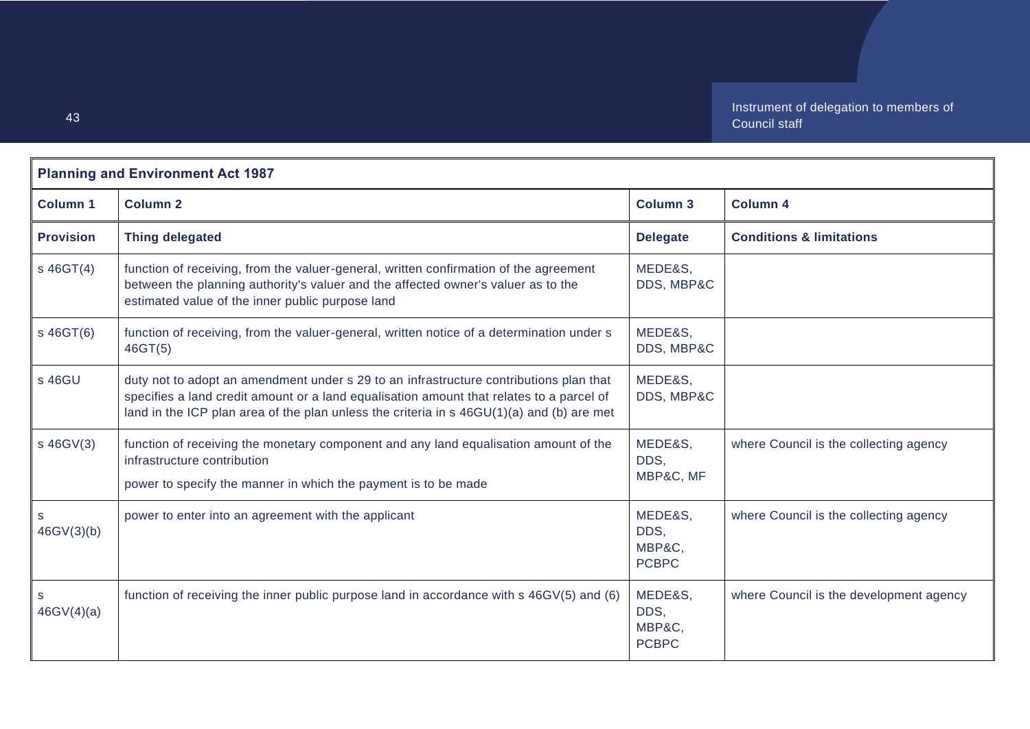| Planning and Environment Act 1987 | | | |
|---|---|---|---|
| **Column 1** | **Column 2** | **Column 3** | **Column 4** |
| **Provision** | **Thing delegated** | **Delegate** | **Conditions & limitations** |
| s 46GT(4) | function of receiving, from the valuer-general, written confirmation of the agreement between the planning authority's valuer and the affected owner's valuer as to the estimated value of the inner public purpose land | MEDE&S, DDS, MBP&C | |
| s 46GT(6) | function of receiving, from the valuer-general, written notice of a determination under s 46GT(5) | MEDE&S, DDS, MBP&C | |
| s 46GU | duty not to adopt an amendment under s 29 to an infrastructure contributions plan that specifies a land credit amount or a land equalisation amount that relates to a parcel of land in the ICP plan area of the plan unless the criteria in s 46GU(1)(a) and (b) are met | MEDE&S, DDS, MBP&C | |
| s 46GV(3) | function of receiving the monetary component and any land equalisation amount of the infrastructure contribution<br><br>power to specify the manner in which the payment is to be made | MEDE&S, DDS, MBP&C, MF | where Council is the collecting agency |
| s 46GV(3)(b) | power to enter into an agreement with the applicant | MEDE&S, DDS, MBP&C, PCBPC | where Council is the collecting agency |
| s 46GV(4)(a) | function of receiving the inner public purpose land in accordance with s 46GV(5) and (6) | MEDE&S, DDS, MBP&C, PCBPC | where Council is the development agency |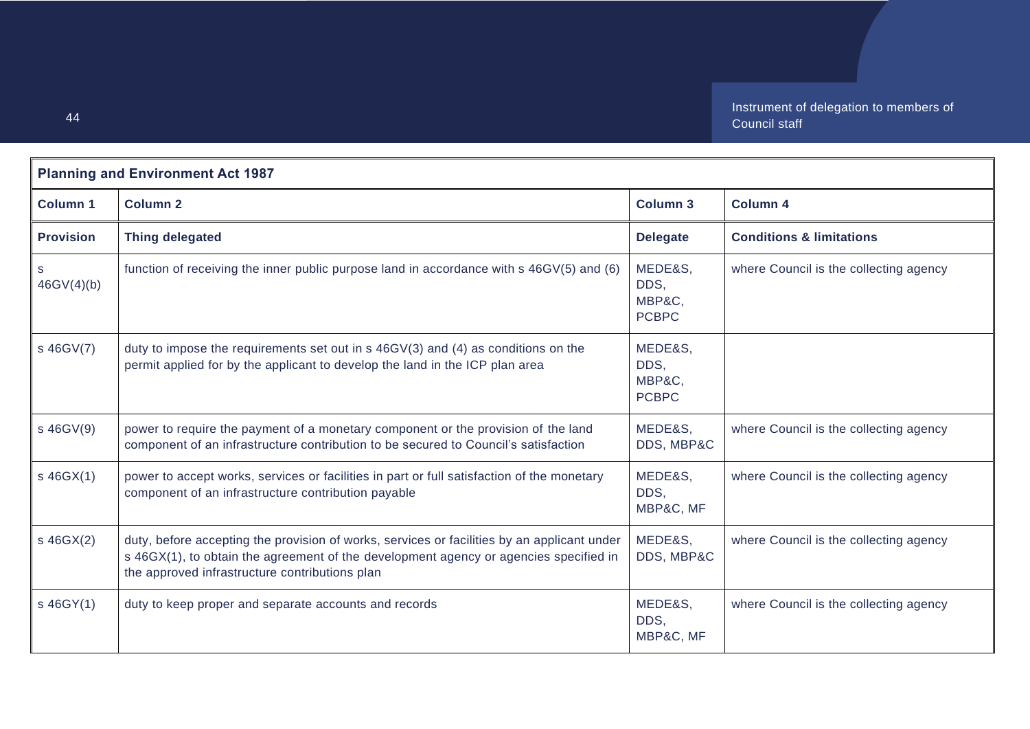| Planning and Environment Act 1987 | | | |
|---|---|---|---|
| **Column 1** | **Column 2** | **Column 3** | **Column 4** |
| **Provision** | **Thing delegated** | **Delegate** | **Conditions & limitations** |
| s 46GV(4)(b) | function of receiving the inner public purpose land in accordance with s 46GV(5) and (6) | MEDE&S, DDS, MBP&C, PCBPC | where Council is the collecting agency |
| s 46GV(7) | duty to impose the requirements set out in s 46GV(3) and (4) as conditions on the permit applied for by the applicant to develop the land in the ICP plan area | MEDE&S, DDS, MBP&C, PCBPC | |
| s 46GV(9) | power to require the payment of a monetary component or the provision of the land component of an infrastructure contribution to be secured to Council's satisfaction | MEDE&S, DDS, MBP&C | where Council is the collecting agency |
| s 46GX(1) | power to accept works, services or facilities in part or full satisfaction of the monetary component of an infrastructure contribution payable | MEDE&S, DDS, MBP&C, MF | where Council is the collecting agency |
| s 46GX(2) | duty, before accepting the provision of works, services or facilities by an applicant under s 46GX(1), to obtain the agreement of the development agency or agencies specified in the approved infrastructure contributions plan | MEDE&S, DDS, MBP&C | where Council is the collecting agency |
| s 46GY(1) | duty to keep proper and separate accounts and records | MEDE&S, DDS, MBP&C, MF | where Council is the collecting agency |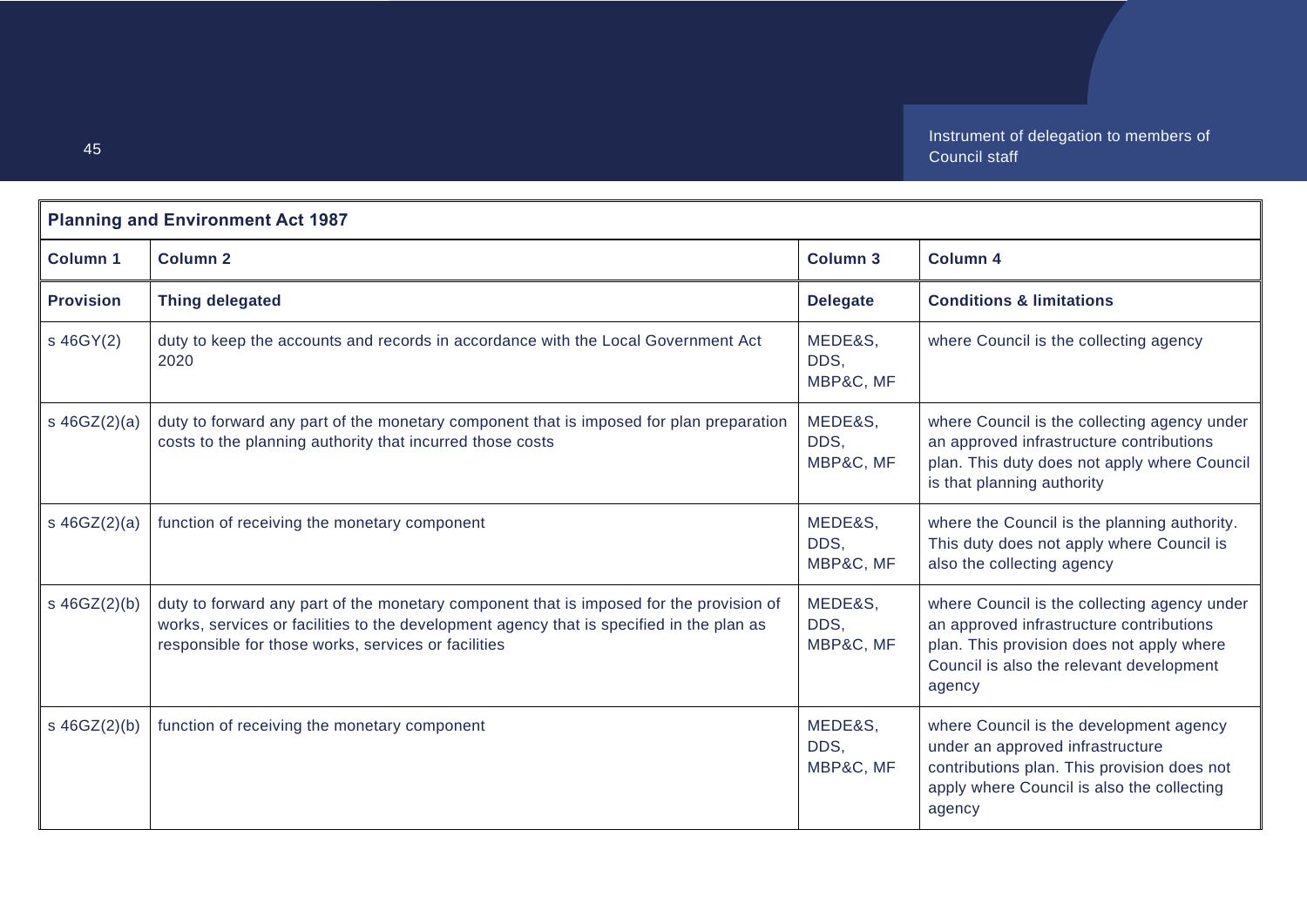| **Planning and Environment Act 1987** | | | |
|---|---|---|---|
| **Column 1** | **Column 2** | **Column 3** | **Column 4** |
| **Provision** | **Thing delegated** | **Delegate** | **Conditions & limitations** |
| s 46GY(2) | duty to keep the accounts and records in accordance with the Local Government Act 2020 | MEDE&S, DDS, MBP&C, MF | where Council is the collecting agency |
| s 46GZ(2)(a) | duty to forward any part of the monetary component that is imposed for plan preparation costs to the planning authority that incurred those costs | MEDE&S, DDS, MBP&C, MF | where Council is the collecting agency under an approved infrastructure contributions plan. This duty does not apply where Council is that planning authority |
| s 46GZ(2)(a) | function of receiving the monetary component | MEDE&S, DDS, MBP&C, MF | where the Council is the planning authority. This duty does not apply where Council is also the collecting agency |
| s 46GZ(2)(b) | duty to forward any part of the monetary component that is imposed for the provision of works, services or facilities to the development agency that is specified in the plan as responsible for those works, services or facilities | MEDE&S, DDS, MBP&C, MF | where Council is the collecting agency under an approved infrastructure contributions plan. This provision does not apply where Council is also the relevant development agency |
| s 46GZ(2)(b) | function of receiving the monetary component | MEDE&S, DDS, MBP&C, MF | where Council is the development agency under an approved infrastructure contributions plan. This provision does not apply where Council is also the collecting agency |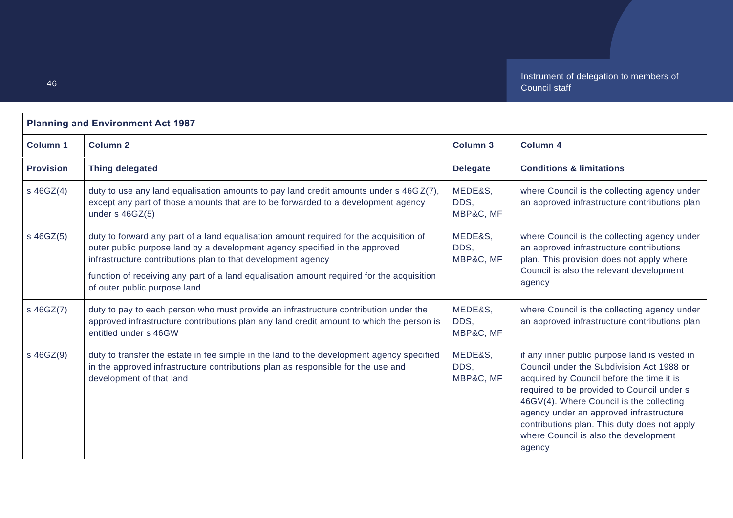| Planning and Environment Act 1987 | | | |
|---|---|---|---|
| **Column 1** | **Column 2** | **Column 3** | **Column 4** |
| **Provision** | **Thing delegated** | **Delegate** | **Conditions & limitations** |
| s 46GZ(4) | duty to use any land equalisation amounts to pay land credit amounts under s 46GZ(7), except any part of those amounts that are to be forwarded to a development agency under s 46GZ(5) | MEDE&S, DDS, MBP&C, MF | where Council is the collecting agency under an approved infrastructure contributions plan |
| s 46GZ(5) | duty to forward any part of a land equalisation amount required for the acquisition of outer public purpose land by a development agency specified in the approved infrastructure contributions plan to that development agency<br><br>function of receiving any part of a land equalisation amount required for the acquisition of outer public purpose land | MEDE&S, DDS, MBP&C, MF | where Council is the collecting agency under an approved infrastructure contributions plan. This provision does not apply where Council is also the relevant development agency |
| s 46GZ(7) | duty to pay to each person who must provide an infrastructure contribution under the approved infrastructure contributions plan any land credit amount to which the person is entitled under s 46GW | MEDE&S, DDS, MBP&C, MF | where Council is the collecting agency under an approved infrastructure contributions plan |
| s 46GZ(9) | duty to transfer the estate in fee simple in the land to the development agency specified in the approved infrastructure contributions plan as responsible for the use and development of that land | MEDE&S, DDS, MBP&C, MF | if any inner public purpose land is vested in Council under the Subdivision Act 1988 or acquired by Council before the time it is required to be provided to Council under s 46GV(4). Where Council is the collecting agency under an approved infrastructure contributions plan. This duty does not apply where Council is also the development agency |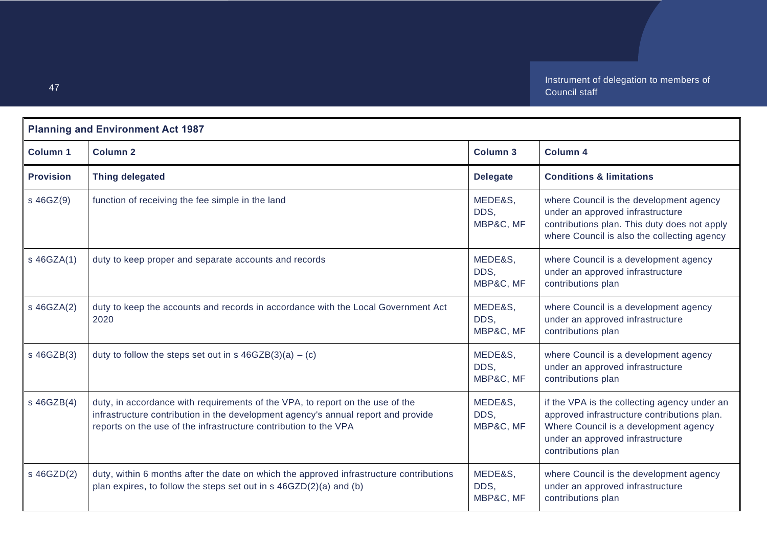| Planning and Environment Act 1987 | | | |
|---|---|---|---|
| **Column 1** | **Column 2** | **Column 3** | **Column 4** |
| **Provision** | **Thing delegated** | **Delegate** | **Conditions & limitations** |
| s 46GZ(9) | function of receiving the fee simple in the land | MEDE&S, DDS, MBP&C, MF | where Council is the development agency under an approved infrastructure contributions plan. This duty does not apply where Council is also the collecting agency |
| s 46GZA(1) | duty to keep proper and separate accounts and records | MEDE&S, DDS, MBP&C, MF | where Council is a development agency under an approved infrastructure contributions plan |
| s 46GZA(2) | duty to keep the accounts and records in accordance with the Local Government Act 2020 | MEDE&S, DDS, MBP&C, MF | where Council is a development agency under an approved infrastructure contributions plan |
| s 46GZB(3) | duty to follow the steps set out in s 46GZB(3)(a) – (c) | MEDE&S, DDS, MBP&C, MF | where Council is a development agency under an approved infrastructure contributions plan |
| s 46GZB(4) | duty, in accordance with requirements of the VPA, to report on the use of the infrastructure contribution in the development agency's annual report and provide reports on the use of the infrastructure contribution to the VPA | MEDE&S, DDS, MBP&C, MF | if the VPA is the collecting agency under an approved infrastructure contributions plan. Where Council is a development agency under an approved infrastructure contributions plan |
| s 46GZD(2) | duty, within 6 months after the date on which the approved infrastructure contributions plan expires, to follow the steps set out in s 46GZD(2)(a) and (b) | MEDE&S, DDS, MBP&C, MF | where Council is the development agency under an approved infrastructure contributions plan |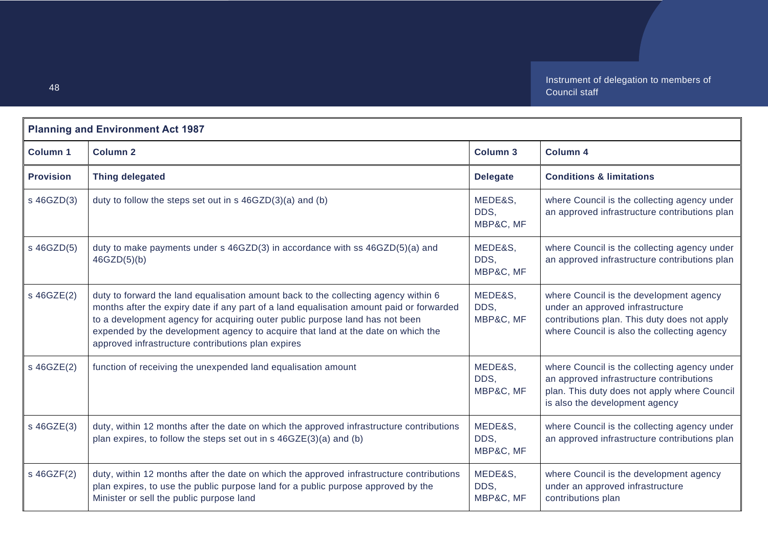| Planning and Environment Act 1987 | | | |
|---|---|---|---|
| **Column 1** | **Column 2** | **Column 3** | **Column 4** |
| **Provision** | **Thing delegated** | **Delegate** | **Conditions & limitations** |
| s 46GZD(3) | duty to follow the steps set out in s 46GZD(3)(a) and (b) | MEDE&S, DDS, MBP&C, MF | where Council is the collecting agency under an approved infrastructure contributions plan |
| s 46GZD(5) | duty to make payments under s 46GZD(3) in accordance with ss 46GZD(5)(a) and 46GZD(5)(b) | MEDE&S, DDS, MBP&C, MF | where Council is the collecting agency under an approved infrastructure contributions plan |
| s 46GZE(2) | duty to forward the land equalisation amount back to the collecting agency within 6 months after the expiry date if any part of a land equalisation amount paid or forwarded to a development agency for acquiring outer public purpose land has not been expended by the development agency to acquire that land at the date on which the approved infrastructure contributions plan expires | MEDE&S, DDS, MBP&C, MF | where Council is the development agency under an approved infrastructure contributions plan. This duty does not apply where Council is also the collecting agency |
| s 46GZE(2) | function of receiving the unexpended land equalisation amount | MEDE&S, DDS, MBP&C, MF | where Council is the collecting agency under an approved infrastructure contributions plan. This duty does not apply where Council is also the development agency |
| s 46GZE(3) | duty, within 12 months after the date on which the approved infrastructure contributions plan expires, to follow the steps set out in s 46GZE(3)(a) and (b) | MEDE&S, DDS, MBP&C, MF | where Council is the collecting agency under an approved infrastructure contributions plan |
| s 46GZF(2) | duty, within 12 months after the date on which the approved infrastructure contributions plan expires, to use the public purpose land for a public purpose approved by the Minister or sell the public purpose land | MEDE&S, DDS, MBP&C, MF | where Council is the development agency under an approved infrastructure contributions plan |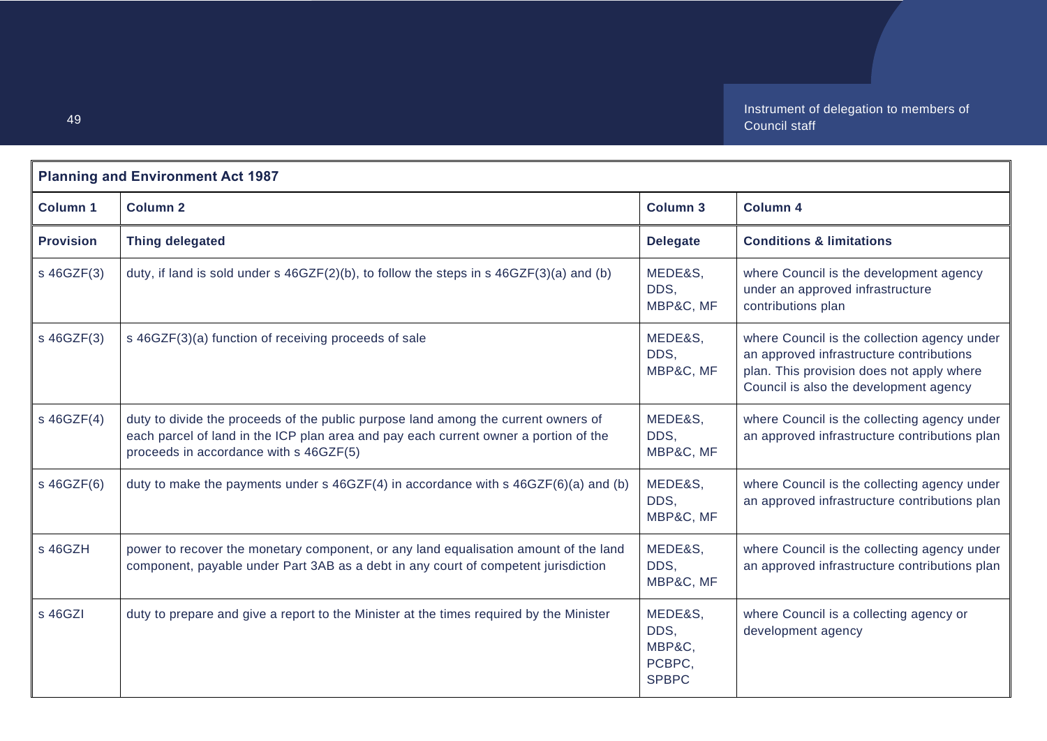| Planning and Environment Act 1987 | | | |
|---|---|---|---|
| **Column 1** | **Column 2** | **Column 3** | **Column 4** |
| **Provision** | **Thing delegated** | **Delegate** | **Conditions & limitations** |
| s 46GZF(3) | duty, if land is sold under s 46GZF(2)(b), to follow the steps in s 46GZF(3)(a) and (b) | MEDE&S, DDS, MBP&C, MF | where Council is the development agency under an approved infrastructure contributions plan |
| s 46GZF(3) | s 46GZF(3)(a) function of receiving proceeds of sale | MEDE&S, DDS, MBP&C, MF | where Council is the collection agency under an approved infrastructure contributions plan. This provision does not apply where Council is also the development agency |
| s 46GZF(4) | duty to divide the proceeds of the public purpose land among the current owners of each parcel of land in the ICP plan area and pay each current owner a portion of the proceeds in accordance with s 46GZF(5) | MEDE&S, DDS, MBP&C, MF | where Council is the collecting agency under an approved infrastructure contributions plan |
| s 46GZF(6) | duty to make the payments under s 46GZF(4) in accordance with s 46GZF(6)(a) and (b) | MEDE&S, DDS, MBP&C, MF | where Council is the collecting agency under an approved infrastructure contributions plan |
| s 46GZH | power to recover the monetary component, or any land equalisation amount of the land component, payable under Part 3AB as a debt in any court of competent jurisdiction | MEDE&S, DDS, MBP&C, MF | where Council is the collecting agency under an approved infrastructure contributions plan |
| s 46GZI | duty to prepare and give a report to the Minister at the times required by the Minister | MEDE&S, DDS, MBP&C, PCBPC, SPBPC | where Council is a collecting agency or development agency |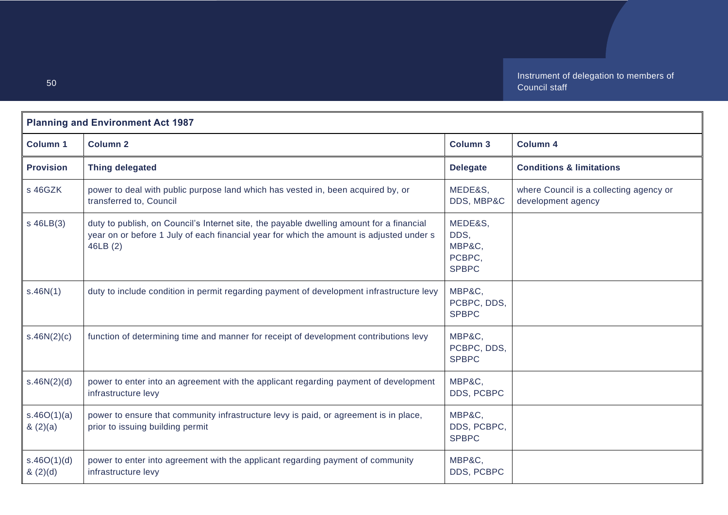| Planning and Environment Act 1987 | | | |
|---|---|---|---|
| **Column 1** | **Column 2** | **Column 3** | **Column 4** |
| **Provision** | **Thing delegated** | **Delegate** | **Conditions & limitations** |
| s 46GZK | power to deal with public purpose land which has vested in, been acquired by, or transferred to, Council | MEDE&S, DDS, MBP&C | where Council is a collecting agency or development agency |
| s 46LB(3) | duty to publish, on Council's Internet site, the payable dwelling amount for a financial year on or before 1 July of each financial year for which the amount is adjusted under s 46LB (2) | MEDE&S, DDS, MBP&C, PCBPC, SPBPC | |
| s.46N(1) | duty to include condition in permit regarding payment of development infrastructure levy | MBP&C, PCBPC, DDS, SPBPC | |
| s.46N(2)(c) | function of determining time and manner for receipt of development contributions levy | MBP&C, PCBPC, DDS, SPBPC | |
| s.46N(2)(d) | power to enter into an agreement with the applicant regarding payment of development infrastructure levy | MBP&C, DDS, PCBPC | |
| s.46O(1)(a) & (2)(a) | power to ensure that community infrastructure levy is paid, or agreement is in place, prior to issuing building permit | MBP&C, DDS, PCBPC, SPBPC | |
| s.46O(1)(d) & (2)(d) | power to enter into agreement with the applicant regarding payment of community infrastructure levy | MBP&C, DDS, PCBPC | |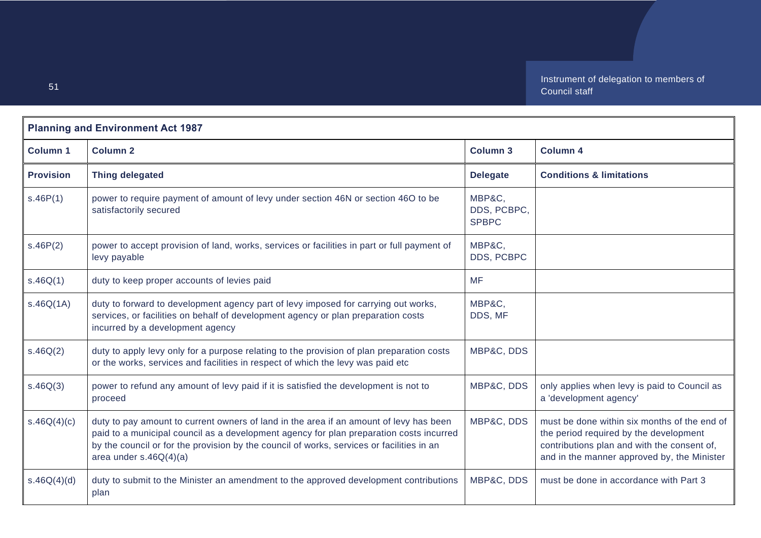| Planning and Environment Act 1987 | | | |
|---|---|---|---|
| **Column 1** | **Column 2** | **Column 3** | **Column 4** |
| **Provision** | **Thing delegated** | **Delegate** | **Conditions & limitations** |
| s.46P(1) | power to require payment of amount of levy under section 46N or section 46O to be satisfactorily secured | MBP&C, DDS, PCBPC, SPBPC | |
| s.46P(2) | power to accept provision of land, works, services or facilities in part or full payment of levy payable | MBP&C, DDS, PCBPC | |
| s.46Q(1) | duty to keep proper accounts of levies paid | MF | |
| s.46Q(1A) | duty to forward to development agency part of levy imposed for carrying out works, services, or facilities on behalf of development agency or plan preparation costs incurred by a development agency | MBP&C, DDS, MF | |
| s.46Q(2) | duty to apply levy only for a purpose relating to the provision of plan preparation costs or the works, services and facilities in respect of which the levy was paid etc | MBP&C, DDS | |
| s.46Q(3) | power to refund any amount of levy paid if it is satisfied the development is not to proceed | MBP&C, DDS | only applies when levy is paid to Council as a 'development agency' |
| s.46Q(4)(c) | duty to pay amount to current owners of land in the area if an amount of levy has been paid to a municipal council as a development agency for plan preparation costs incurred by the council or for the provision by the council of works, services or facilities in an area under s.46Q(4)(a) | MBP&C, DDS | must be done within six months of the end of the period required by the development contributions plan and with the consent of, and in the manner approved by, the Minister |
| s.46Q(4)(d) | duty to submit to the Minister an amendment to the approved development contributions plan | MBP&C, DDS | must be done in accordance with Part 3 |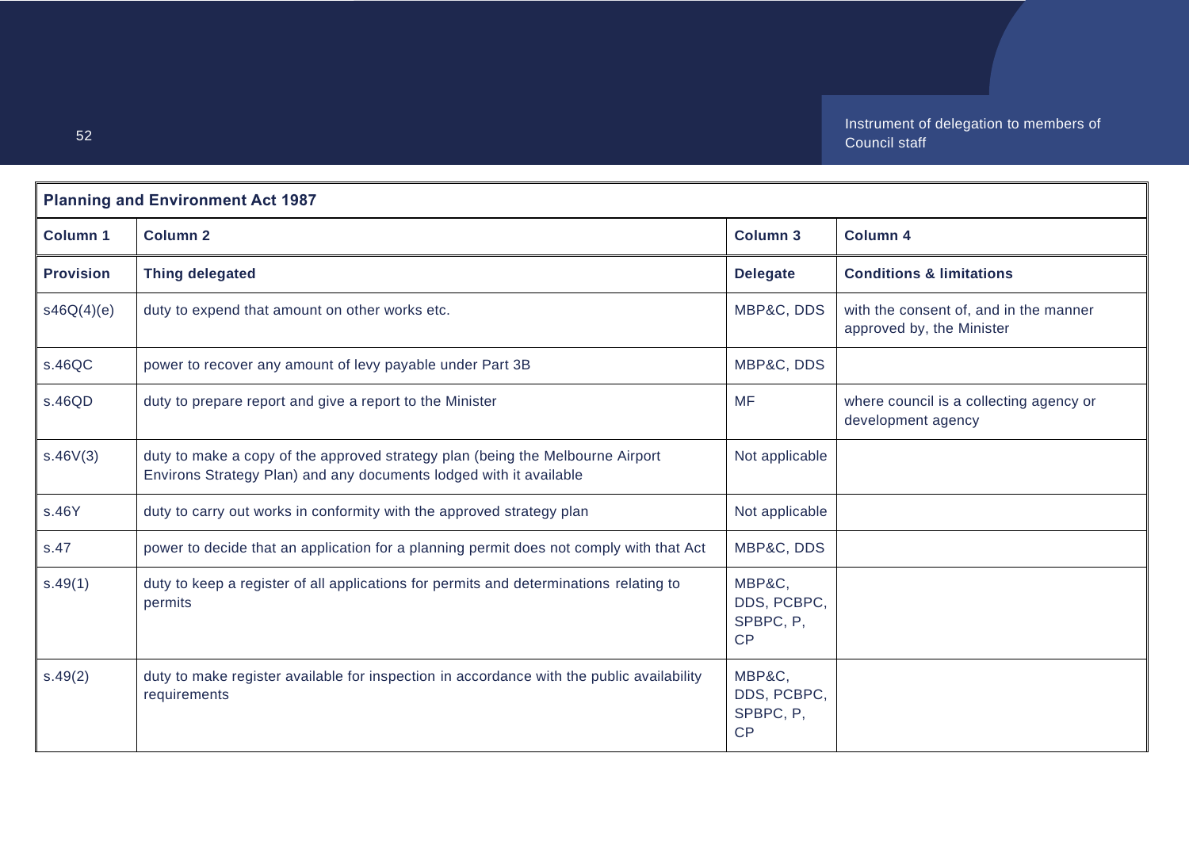| Planning and Environment Act 1987 | | | |
|---|---|---|---|
| **Column 1** | **Column 2** | **Column 3** | **Column 4** |
| **Provision** | **Thing delegated** | **Delegate** | **Conditions & limitations** |
| s46Q(4)(e) | duty to expend that amount on other works etc. | MBP&C, DDS | with the consent of, and in the manner approved by, the Minister |
| s.46QC | power to recover any amount of levy payable under Part 3B | MBP&C, DDS | |
| s.46QD | duty to prepare report and give a report to the Minister | MF | where council is a collecting agency or development agency |
| s.46V(3) | duty to make a copy of the approved strategy plan (being the Melbourne Airport Environs Strategy Plan) and any documents lodged with it available | Not applicable | |
| s.46Y | duty to carry out works in conformity with the approved strategy plan | Not applicable | |
| s.47 | power to decide that an application for a planning permit does not comply with that Act | MBP&C, DDS | |
| s.49(1) | duty to keep a register of all applications for permits and determinations relating to permits | MBP&C, DDS, PCBPC, SPBPC, P, CP | |
| s.49(2) | duty to make register available for inspection in accordance with the public availability requirements | MBP&C, DDS, PCBPC, SPBPC, P, CP | |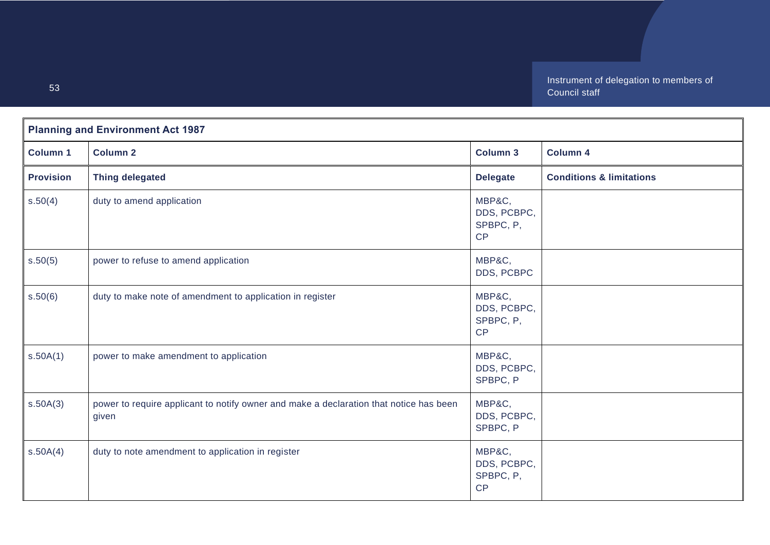| Planning and Environment Act 1987 | | | |
|---|---|---|---|
| **Column 1** | **Column 2** | **Column 3** | **Column 4** |
| **Provision** | **Thing delegated** | **Delegate** | **Conditions & limitations** |
| s.50(4) | duty to amend application | MBP&C, DDS, PCBPC, SPBPC, P, CP | |
| s.50(5) | power to refuse to amend application | MBP&C, DDS, PCBPC | |
| s.50(6) | duty to make note of amendment to application in register | MBP&C, DDS, PCBPC, SPBPC, P, CP | |
| s.50A(1) | power to make amendment to application | MBP&C, DDS, PCBPC, SPBPC, P | |
| s.50A(3) | power to require applicant to notify owner and make a declaration that notice has been given | MBP&C, DDS, PCBPC, SPBPC, P | |
| s.50A(4) | duty to note amendment to application in register | MBP&C, DDS, PCBPC, SPBPC, P, CP | |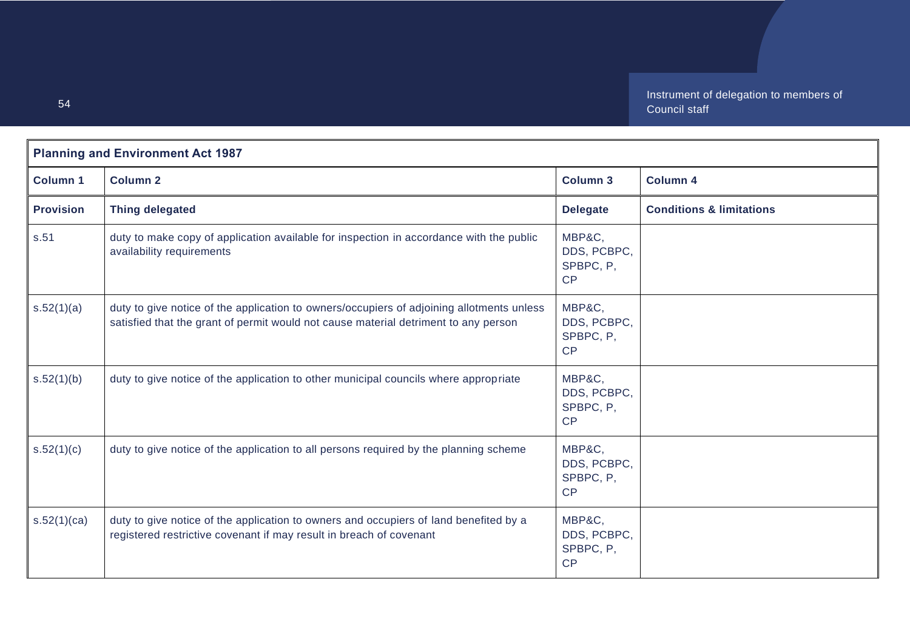| Planning and Environment Act 1987 | | | |
|---|---|---|---|
| **Column 1** | **Column 2** | **Column 3** | **Column 4** |
| **Provision** | **Thing delegated** | **Delegate** | **Conditions & limitations** |
| s.51 | duty to make copy of application available for inspection in accordance with the public availability requirements | MBP&C, DDS, PCBPC, SPBPC, P, CP | |
| s.52(1)(a) | duty to give notice of the application to owners/occupiers of adjoining allotments unless satisfied that the grant of permit would not cause material detriment to any person | MBP&C, DDS, PCBPC, SPBPC, P, CP | |
| s.52(1)(b) | duty to give notice of the application to other municipal councils where appropriate | MBP&C, DDS, PCBPC, SPBPC, P, CP | |
| s.52(1)(c) | duty to give notice of the application to all persons required by the planning scheme | MBP&C, DDS, PCBPC, SPBPC, P, CP | |
| s.52(1)(ca) | duty to give notice of the application to owners and occupiers of land benefited by a registered restrictive covenant if may result in breach of covenant | MBP&C, DDS, PCBPC, SPBPC, P, CP | |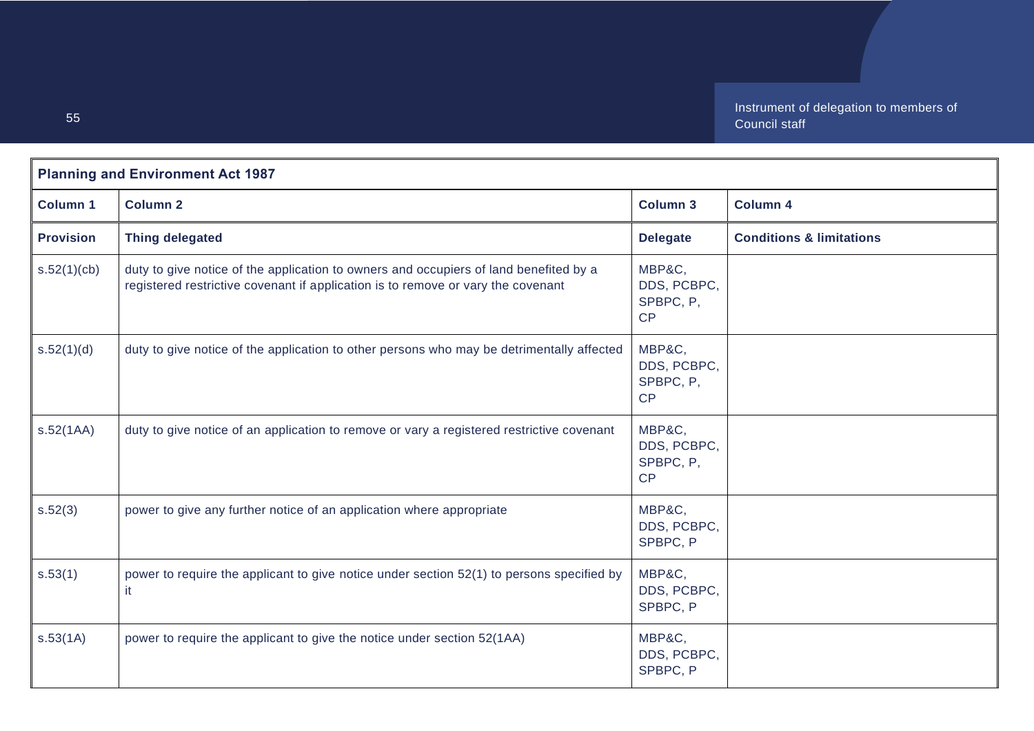| Planning and Environment Act 1987 | | | |
|---|---|---|---|
| **Column 1** | **Column 2** | **Column 3** | **Column 4** |
| **Provision** | **Thing delegated** | **Delegate** | **Conditions & limitations** |
| s.52(1)(cb) | duty to give notice of the application to owners and occupiers of land benefited by a registered restrictive covenant if application is to remove or vary the covenant | MBP&C, DDS, PCBPC, SPBPC, P, CP | |
| s.52(1)(d) | duty to give notice of the application to other persons who may be detrimentally affected | MBP&C, DDS, PCBPC, SPBPC, P, CP | |
| s.52(1AA) | duty to give notice of an application to remove or vary a registered restrictive covenant | MBP&C, DDS, PCBPC, SPBPC, P, CP | |
| s.52(3) | power to give any further notice of an application where appropriate | MBP&C, DDS, PCBPC, SPBPC, P | |
| s.53(1) | power to require the applicant to give notice under section 52(1) to persons specified by it | MBP&C, DDS, PCBPC, SPBPC, P | |
| s.53(1A) | power to require the applicant to give the notice under section 52(1AA) | MBP&C, DDS, PCBPC, SPBPC, P | |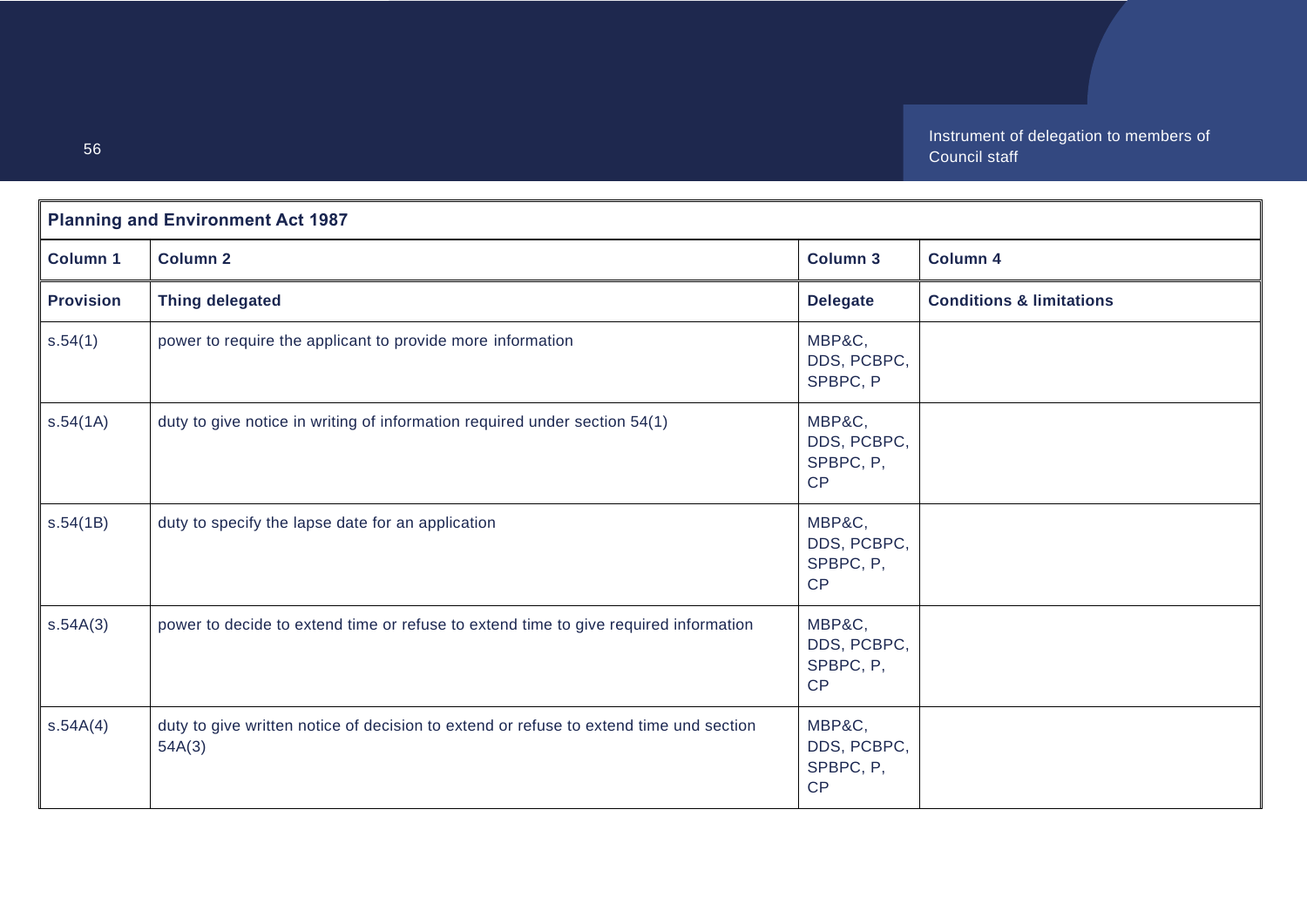| Planning and Environment Act 1987 | | | |
|---|---|---|---|
| **Column 1** | **Column 2** | **Column 3** | **Column 4** |
| **Provision** | **Thing delegated** | **Delegate** | **Conditions & limitations** |
| s.54(1) | power to require the applicant to provide more information | MBP&C, DDS, PCBPC, SPBPC, P | |
| s.54(1A) | duty to give notice in writing of information required under section 54(1) | MBP&C, DDS, PCBPC, SPBPC, P, CP | |
| s.54(1B) | duty to specify the lapse date for an application | MBP&C, DDS, PCBPC, SPBPC, P, CP | |
| s.54A(3) | power to decide to extend time or refuse to extend time to give required information | MBP&C, DDS, PCBPC, SPBPC, P, CP | |
| s.54A(4) | duty to give written notice of decision to extend or refuse to extend time und section 54A(3) | MBP&C, DDS, PCBPC, SPBPC, P, CP | |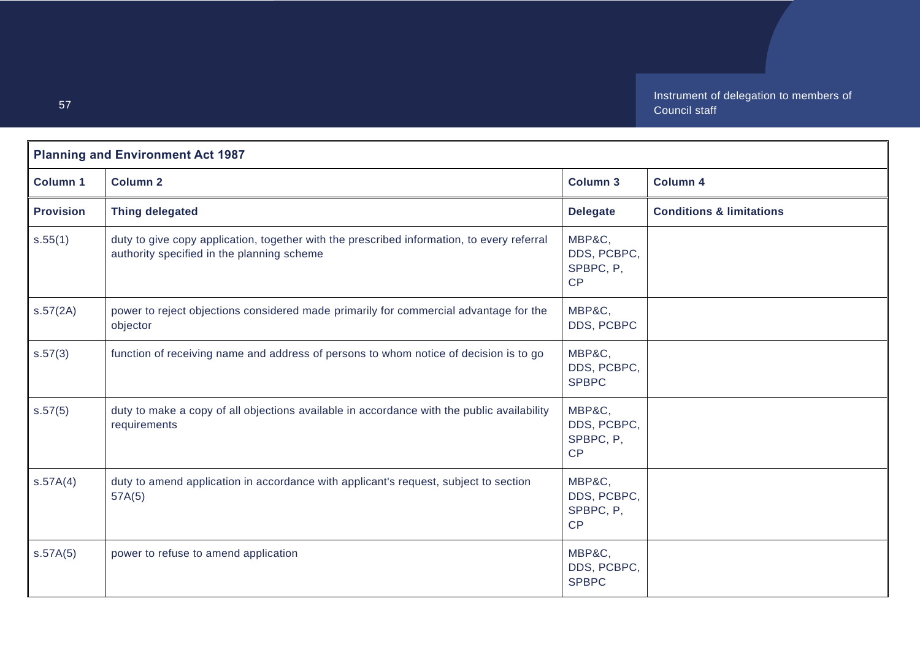| Planning and Environment Act 1987 | | | |
|---|---|---|---|
| **Column 1** | **Column 2** | **Column 3** | **Column 4** |
| **Provision** | **Thing delegated** | **Delegate** | **Conditions & limitations** |
| s.55(1) | duty to give copy application, together with the prescribed information, to every referral authority specified in the planning scheme | MBP&C, DDS, PCBPC, SPBPC, P, CP | |
| s.57(2A) | power to reject objections considered made primarily for commercial advantage for the objector | MBP&C, DDS, PCBPC | |
| s.57(3) | function of receiving name and address of persons to whom notice of decision is to go | MBP&C, DDS, PCBPC, SPBPC | |
| s.57(5) | duty to make a copy of all objections available in accordance with the public availability requirements | MBP&C, DDS, PCBPC, SPBPC, P, CP | |
| s.57A(4) | duty to amend application in accordance with applicant's request, subject to section 57A(5) | MBP&C, DDS, PCBPC, SPBPC, P, CP | |
| s.57A(5) | power to refuse to amend application | MBP&C, DDS, PCBPC, SPBPC | |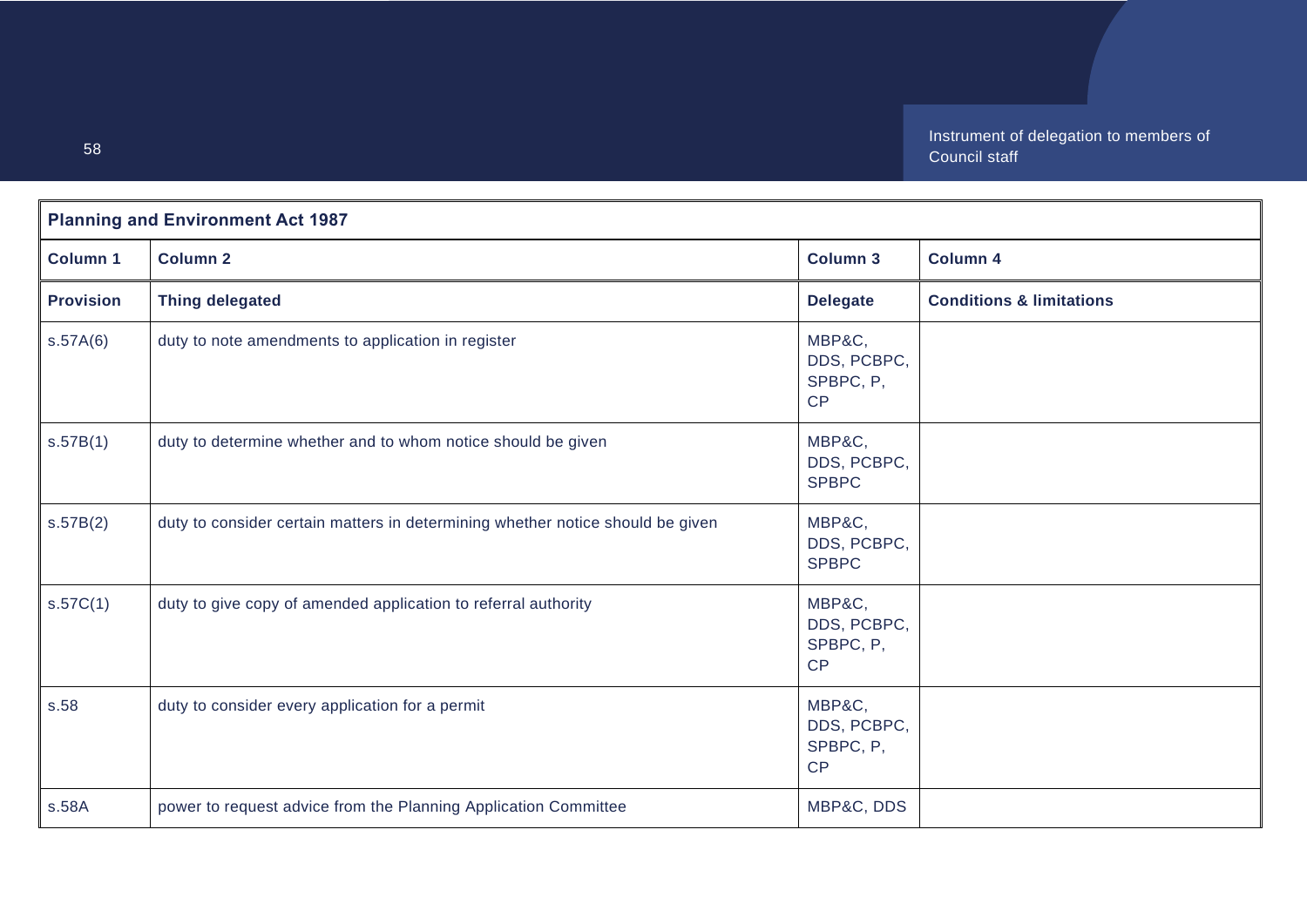| Planning and Environment Act 1987 | | | |
|---|---|---|---|
| **Column 1** | **Column 2** | **Column 3** | **Column 4** |
| **Provision** | **Thing delegated** | **Delegate** | **Conditions & limitations** |
| s.57A(6) | duty to note amendments to application in register | MBP&C, DDS, PCBPC, SPBPC, P, CP | |
| s.57B(1) | duty to determine whether and to whom notice should be given | MBP&C, DDS, PCBPC, SPBPC | |
| s.57B(2) | duty to consider certain matters in determining whether notice should be given | MBP&C, DDS, PCBPC, SPBPC | |
| s.57C(1) | duty to give copy of amended application to referral authority | MBP&C, DDS, PCBPC, SPBPC, P, CP | |
| s.58 | duty to consider every application for a permit | MBP&C, DDS, PCBPC, SPBPC, P, CP | |
| s.58A | power to request advice from the Planning Application Committee | MBP&C, DDS | |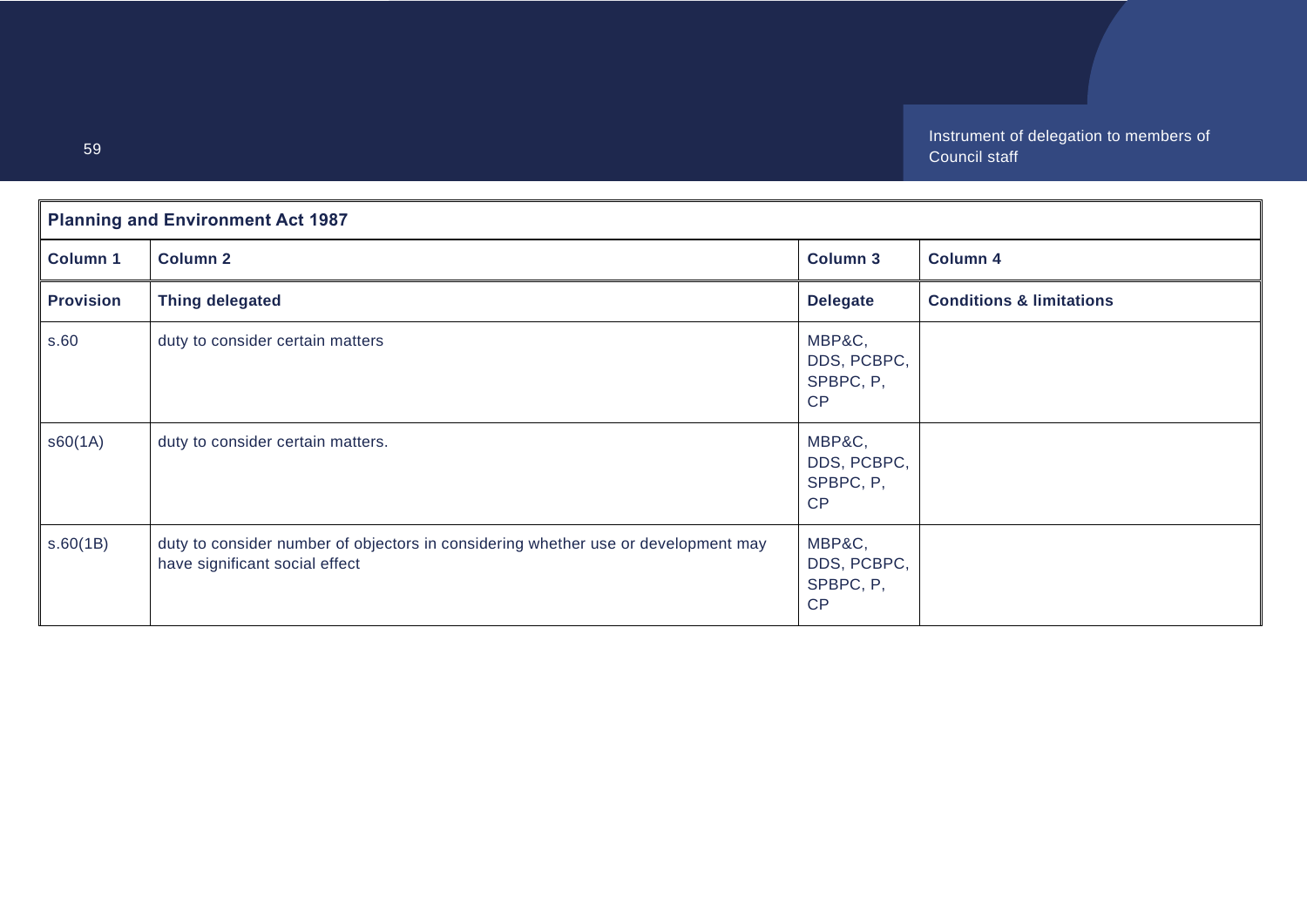| Planning and Environment Act 1987 | | | |
|---|---|---|---|
| **Column 1** | **Column 2** | **Column 3** | **Column 4** |
| **Provision** | **Thing delegated** | **Delegate** | **Conditions & limitations** |
| s.60 | duty to consider certain matters | MBP&C, DDS, PCBPC, SPBPC, P, CP | |
| s60(1A) | duty to consider certain matters. | MBP&C, DDS, PCBPC, SPBPC, P, CP | |
| s.60(1B) | duty to consider number of objectors in considering whether use or development may have significant social effect | MBP&C, DDS, PCBPC, SPBPC, P, CP | |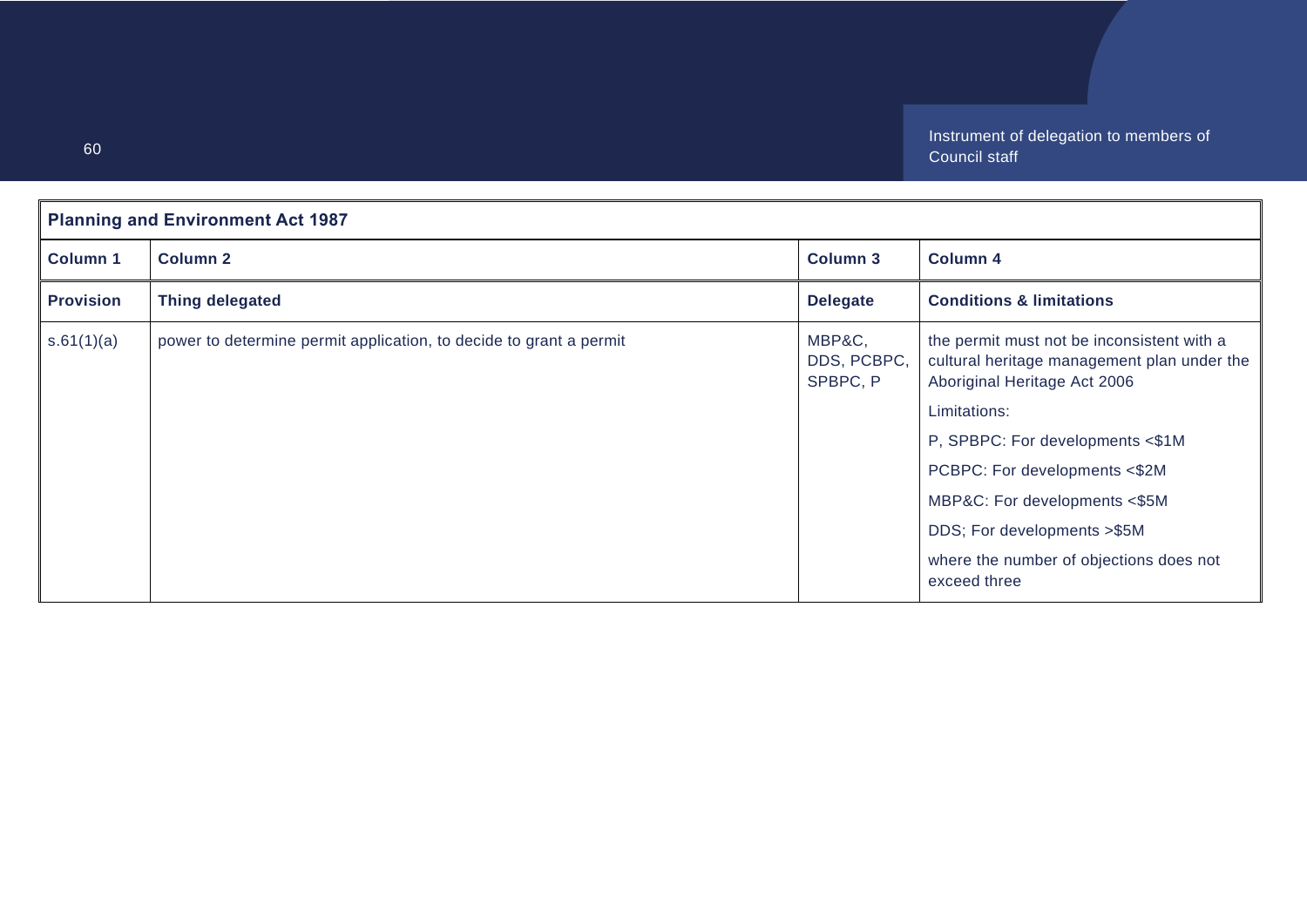| Planning and Environment Act 1987 | | | |
|---|---|---|---|
| **Column 1** | **Column 2** | **Column 3** | **Column 4** |
| **Provision** | **Thing delegated** | **Delegate** | **Conditions & limitations** |
| s.61(1)(a) | power to determine permit application, to decide to grant a permit | MBP&C, DDS, PCBPC, SPBPC, P | the permit must not be inconsistent with a cultural heritage management plan under the Aboriginal Heritage Act 2006<br><br>Limitations:<br><br>P, SPBPC: For developments <$1M<br><br>PCBPC: For developments <$2M<br><br>MBP&C: For developments <$5M<br><br>DDS; For developments >$5M<br><br>where the number of objections does not exceed three |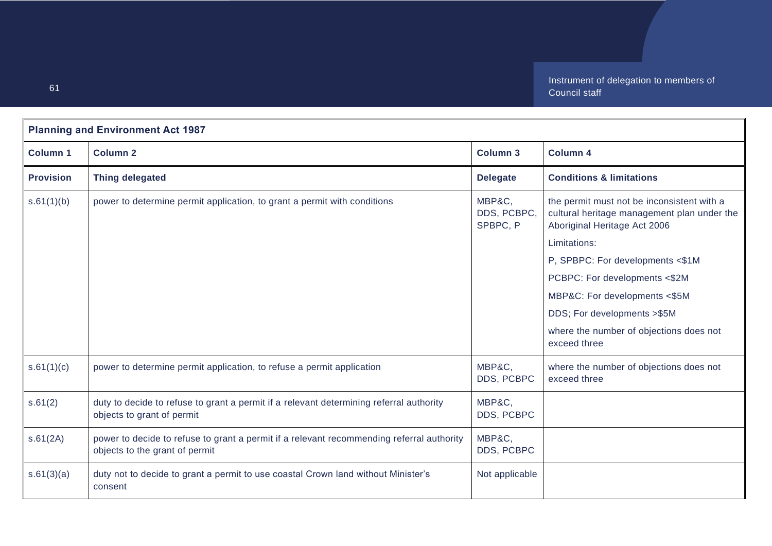| Planning and Environment Act 1987 | | | |
|---|---|---|---|
| **Column 1** | **Column 2** | **Column 3** | **Column 4** |
| **Provision** | **Thing delegated** | **Delegate** | **Conditions & limitations** |
| s.61(1)(b) | power to determine permit application, to grant a permit with conditions | MBP&C, DDS, PCBPC, SPBPC, P | the permit must not be inconsistent with a cultural heritage management plan under the Aboriginal Heritage Act 2006<br><br>Limitations:<br><br>P, SPBPC: For developments <$1M<br><br>PCBPC: For developments <$2M<br><br>MBP&C: For developments <$5M<br><br>DDS; For developments >$5M<br><br>where the number of objections does not exceed three |
| s.61(1)(c) | power to determine permit application, to refuse a permit application | MBP&C, DDS, PCBPC | where the number of objections does not exceed three |
| s.61(2) | duty to decide to refuse to grant a permit if a relevant determining referral authority objects to grant of permit | MBP&C, DDS, PCBPC | |
| s.61(2A) | power to decide to refuse to grant a permit if a relevant recommending referral authority objects to the grant of permit | MBP&C, DDS, PCBPC | |
| s.61(3)(a) | duty not to decide to grant a permit to use coastal Crown land without Minister's consent | Not applicable | |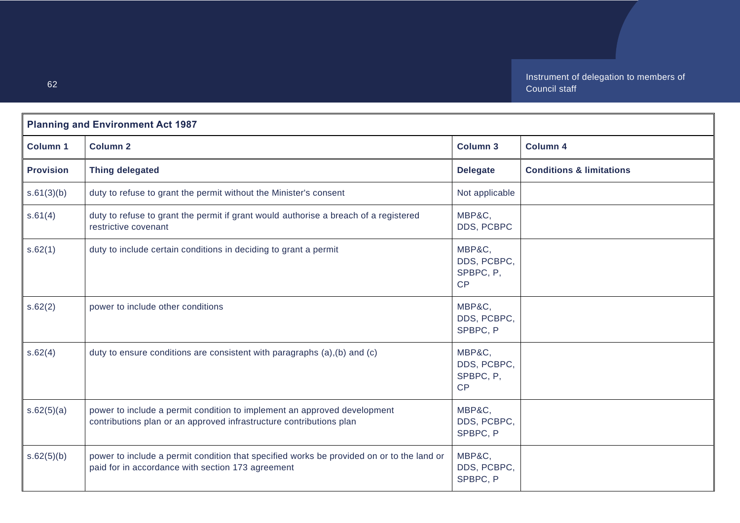| Planning and Environment Act 1987 | | | |
|---|---|---|---|
| **Column 1** | **Column 2** | **Column 3** | **Column 4** |
| **Provision** | **Thing delegated** | **Delegate** | **Conditions & limitations** |
| s.61(3)(b) | duty to refuse to grant the permit without the Minister's consent | Not applicable | |
| s.61(4) | duty to refuse to grant the permit if grant would authorise a breach of a registered restrictive covenant | MBP&C, DDS, PCBPC | |
| s.62(1) | duty to include certain conditions in deciding to grant a permit | MBP&C, DDS, PCBPC, SPBPC, P, CP | |
| s.62(2) | power to include other conditions | MBP&C, DDS, PCBPC, SPBPC, P | |
| s.62(4) | duty to ensure conditions are consistent with paragraphs (a),(b) and (c) | MBP&C, DDS, PCBPC, SPBPC, P, CP | |
| s.62(5)(a) | power to include a permit condition to implement an approved development contributions plan or an approved infrastructure contributions plan | MBP&C, DDS, PCBPC, SPBPC, P | |
| s.62(5)(b) | power to include a permit condition that specified works be provided on or to the land or paid for in accordance with section 173 agreement | MBP&C, DDS, PCBPC, SPBPC, P | |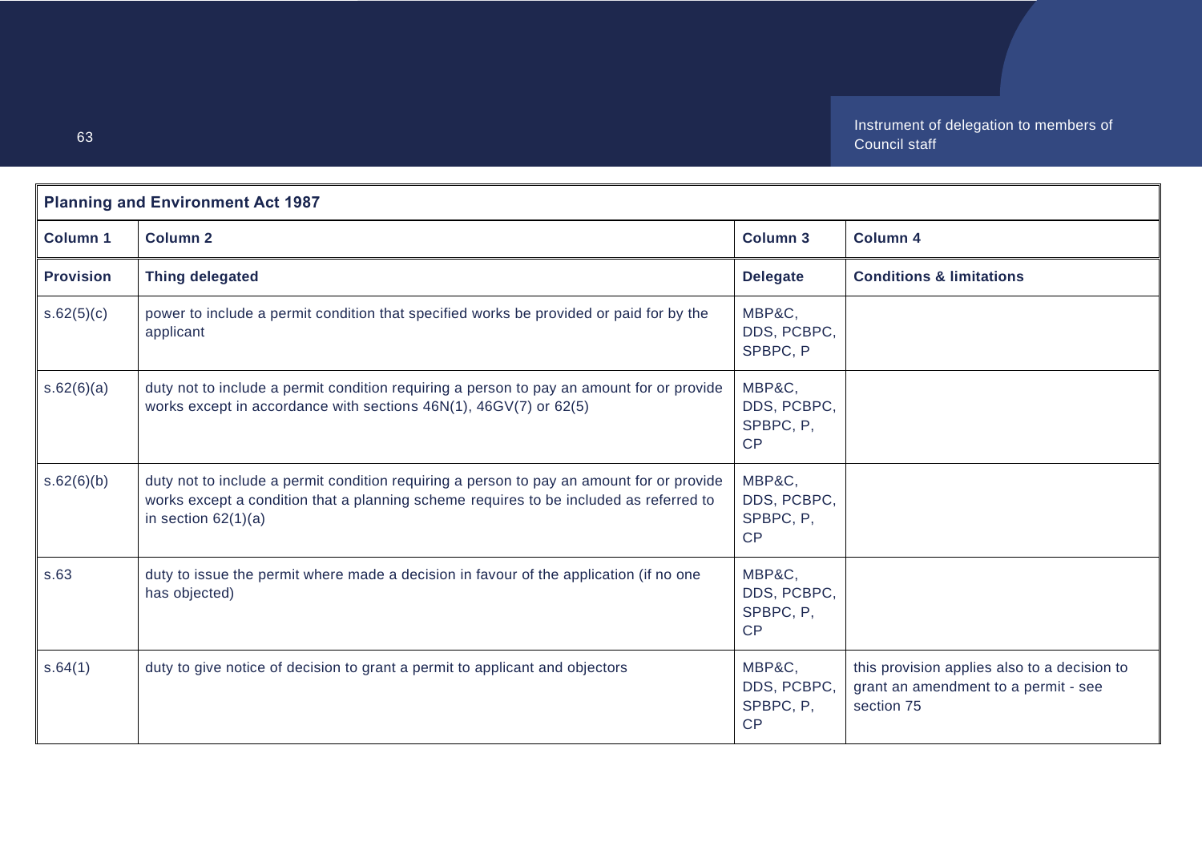| Planning and Environment Act 1987 | | | |
|---|---|---|---|
| **Column 1** | **Column 2** | **Column 3** | **Column 4** |
| **Provision** | **Thing delegated** | **Delegate** | **Conditions & limitations** |
| s.62(5)(c) | power to include a permit condition that specified works be provided or paid for by the applicant | MBP&C, DDS, PCBPC, SPBPC, P | |
| s.62(6)(a) | duty not to include a permit condition requiring a person to pay an amount for or provide works except in accordance with sections 46N(1), 46GV(7) or 62(5) | MBP&C, DDS, PCBPC, SPBPC, P, CP | |
| s.62(6)(b) | duty not to include a permit condition requiring a person to pay an amount for or provide works except a condition that a planning scheme requires to be included as referred to in section 62(1)(a) | MBP&C, DDS, PCBPC, SPBPC, P, CP | |
| s.63 | duty to issue the permit where made a decision in favour of the application (if no one has objected) | MBP&C, DDS, PCBPC, SPBPC, P, CP | |
| s.64(1) | duty to give notice of decision to grant a permit to applicant and objectors | MBP&C, DDS, PCBPC, SPBPC, P, CP | this provision applies also to a decision to grant an amendment to a permit - see section 75 |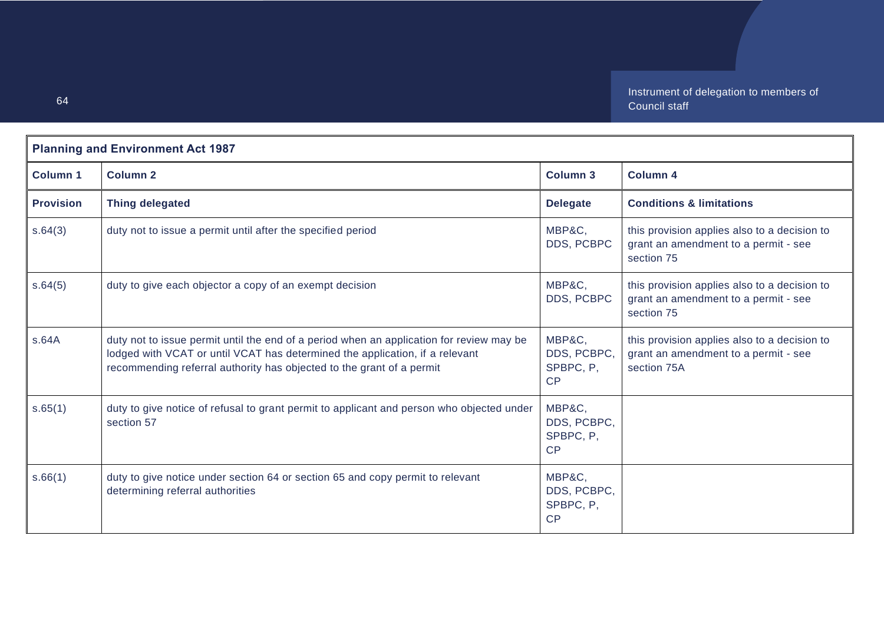| Planning and Environment Act 1987 | | | |
|---|---|---|---|
| **Column 1** | **Column 2** | **Column 3** | **Column 4** |
| **Provision** | **Thing delegated** | **Delegate** | **Conditions & limitations** |
| s.64(3) | duty not to issue a permit until after the specified period | MBP&C, DDS, PCBPC | this provision applies also to a decision to grant an amendment to a permit - see section 75 |
| s.64(5) | duty to give each objector a copy of an exempt decision | MBP&C, DDS, PCBPC | this provision applies also to a decision to grant an amendment to a permit - see section 75 |
| s.64A | duty not to issue permit until the end of a period when an application for review may be lodged with VCAT or until VCAT has determined the application, if a relevant recommending referral authority has objected to the grant of a permit | MBP&C, DDS, PCBPC, SPBPC, P, CP | this provision applies also to a decision to grant an amendment to a permit - see section 75A |
| s.65(1) | duty to give notice of refusal to grant permit to applicant and person who objected under section 57 | MBP&C, DDS, PCBPC, SPBPC, P, CP | |
| s.66(1) | duty to give notice under section 64 or section 65 and copy permit to relevant determining referral authorities | MBP&C, DDS, PCBPC, SPBPC, P, CP | |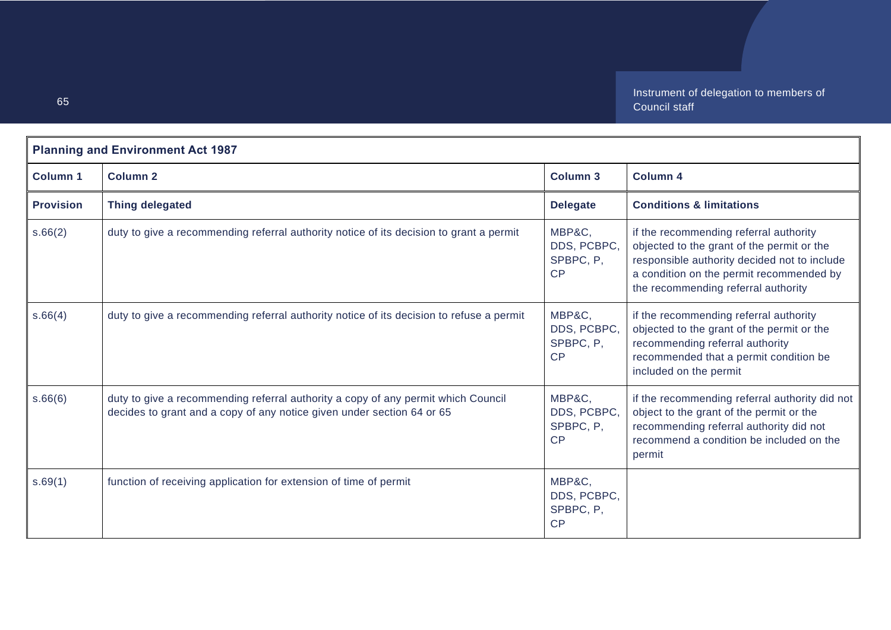| Planning and Environment Act 1987 | | | |
|---|---|---|---|
| **Column 1** | **Column 2** | **Column 3** | **Column 4** |
| **Provision** | **Thing delegated** | **Delegate** | **Conditions & limitations** |
| s.66(2) | duty to give a recommending referral authority notice of its decision to grant a permit | MBP&C, DDS, PCBPC, SPBPC, P, CP | if the recommending referral authority objected to the grant of the permit or the responsible authority decided not to include a condition on the permit recommended by the recommending referral authority |
| s.66(4) | duty to give a recommending referral authority notice of its decision to refuse a permit | MBP&C, DDS, PCBPC, SPBPC, P, CP | if the recommending referral authority objected to the grant of the permit or the recommending referral authority recommended that a permit condition be included on the permit |
| s.66(6) | duty to give a recommending referral authority a copy of any permit which Council decides to grant and a copy of any notice given under section 64 or 65 | MBP&C, DDS, PCBPC, SPBPC, P, CP | if the recommending referral authority did not object to the grant of the permit or the recommending referral authority did not recommend a condition be included on the permit |
| s.69(1) | function of receiving application for extension of time of permit | MBP&C, DDS, PCBPC, SPBPC, P, CP | |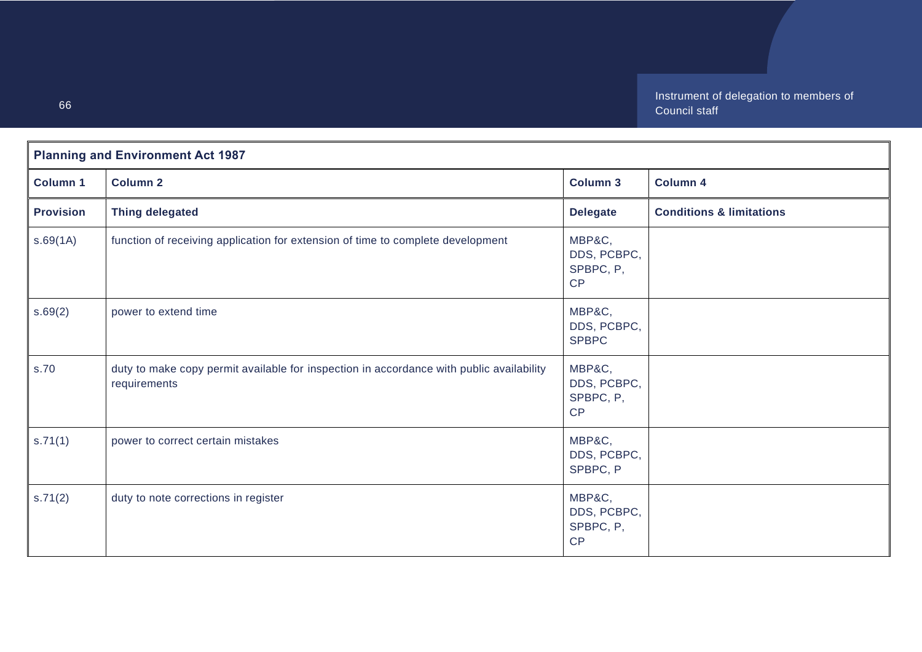| **Planning and Environment Act 1987** | | | |
|---|---|---|---|
| **Column 1** | **Column 2** | **Column 3** | **Column 4** |
| **Provision** | **Thing delegated** | **Delegate** | **Conditions & limitations** |
| s.69(1A) | function of receiving application for extension of time to complete development | MBP&C, DDS, PCBPC, SPBPC, P, CP | |
| s.69(2) | power to extend time | MBP&C, DDS, PCBPC, SPBPC | |
| s.70 | duty to make copy permit available for inspection in accordance with public availability requirements | MBP&C, DDS, PCBPC, SPBPC, P, CP | |
| s.71(1) | power to correct certain mistakes | MBP&C, DDS, PCBPC, SPBPC, P | |
| s.71(2) | duty to note corrections in register | MBP&C, DDS, PCBPC, SPBPC, P, CP | |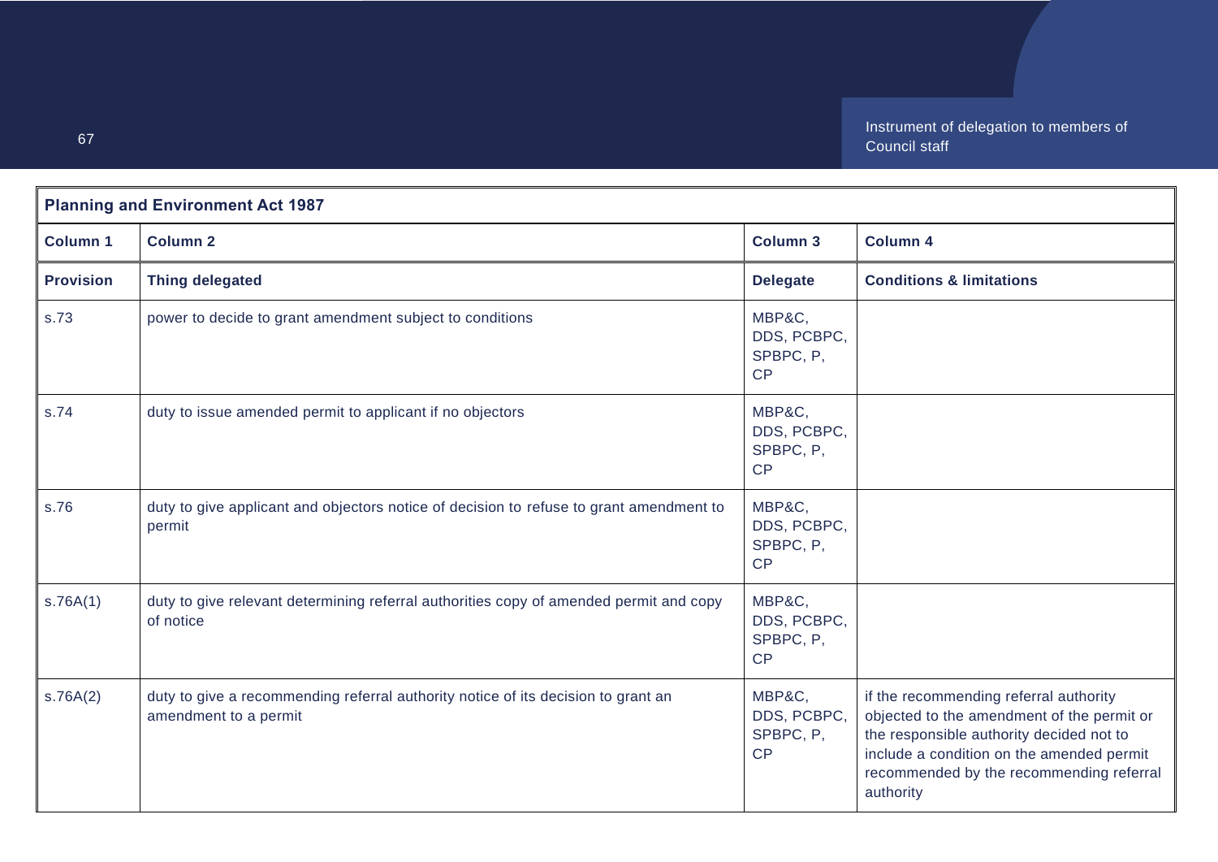| Planning and Environment Act 1987 | | | |
|---|---|---|---|
| **Column 1** | **Column 2** | **Column 3** | **Column 4** |
| **Provision** | **Thing delegated** | **Delegate** | **Conditions & limitations** |
| s.73 | power to decide to grant amendment subject to conditions | MBP&C, DDS, PCBPC, SPBPC, P, CP | |
| s.74 | duty to issue amended permit to applicant if no objectors | MBP&C, DDS, PCBPC, SPBPC, P, CP | |
| s.76 | duty to give applicant and objectors notice of decision to refuse to grant amendment to permit | MBP&C, DDS, PCBPC, SPBPC, P, CP | |
| s.76A(1) | duty to give relevant determining referral authorities copy of amended permit and copy of notice | MBP&C, DDS, PCBPC, SPBPC, P, CP | |
| s.76A(2) | duty to give a recommending referral authority notice of its decision to grant an amendment to a permit | MBP&C, DDS, PCBPC, SPBPC, P, CP | if the recommending referral authority objected to the amendment of the permit or the responsible authority decided not to include a condition on the amended permit recommended by the recommending referral authority |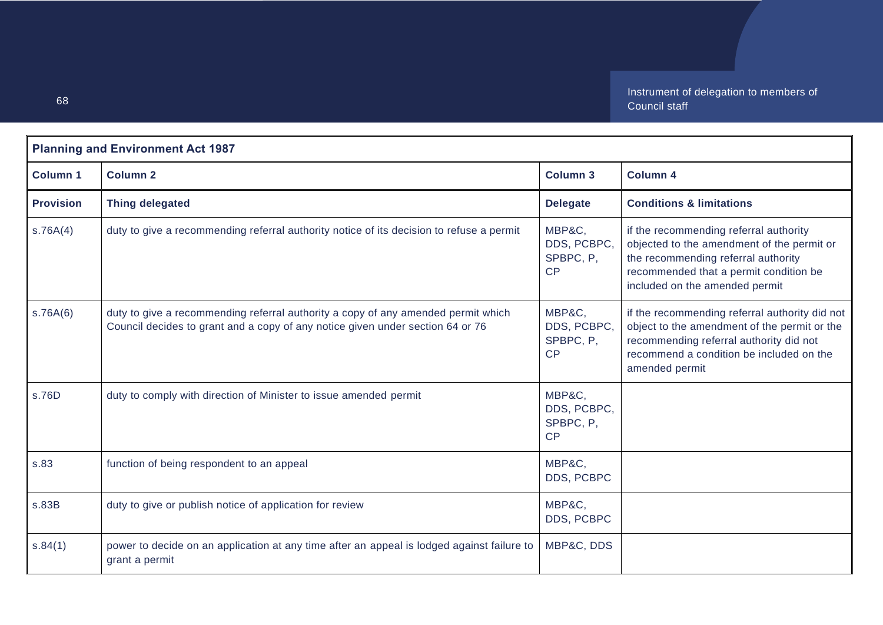| Planning and Environment Act 1987 | | | |
|---|---|---|---|
| **Column 1** | **Column 2** | **Column 3** | **Column 4** |
| **Provision** | **Thing delegated** | **Delegate** | **Conditions & limitations** |
| s.76A(4) | duty to give a recommending referral authority notice of its decision to refuse a permit | MBP&C, DDS, PCBPC, SPBPC, P, CP | if the recommending referral authority objected to the amendment of the permit or the recommending referral authority recommended that a permit condition be included on the amended permit |
| s.76A(6) | duty to give a recommending referral authority a copy of any amended permit which Council decides to grant and a copy of any notice given under section 64 or 76 | MBP&C, DDS, PCBPC, SPBPC, P, CP | if the recommending referral authority did not object to the amendment of the permit or the recommending referral authority did not recommend a condition be included on the amended permit |
| s.76D | duty to comply with direction of Minister to issue amended permit | MBP&C, DDS, PCBPC, SPBPC, P, CP | |
| s.83 | function of being respondent to an appeal | MBP&C, DDS, PCBPC | |
| s.83B | duty to give or publish notice of application for review | MBP&C, DDS, PCBPC | |
| s.84(1) | power to decide on an application at any time after an appeal is lodged against failure to grant a permit | MBP&C, DDS | |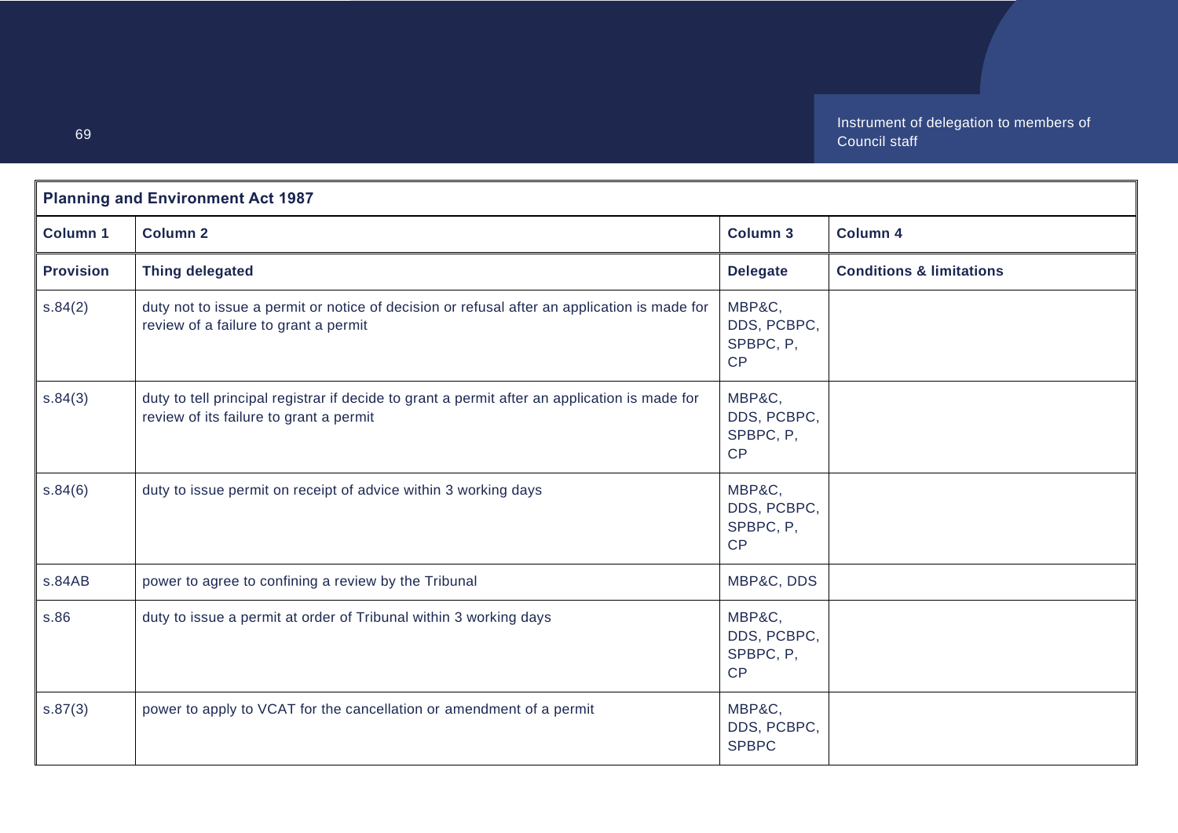| Planning and Environment Act 1987 | | | |
|---|---|---|---|
| **Column 1** | **Column 2** | **Column 3** | **Column 4** |
| **Provision** | **Thing delegated** | **Delegate** | **Conditions & limitations** |
| s.84(2) | duty not to issue a permit or notice of decision or refusal after an application is made for review of a failure to grant a permit | MBP&C, DDS, PCBPC, SPBPC, P, CP | |
| s.84(3) | duty to tell principal registrar if decide to grant a permit after an application is made for review of its failure to grant a permit | MBP&C, DDS, PCBPC, SPBPC, P, CP | |
| s.84(6) | duty to issue permit on receipt of advice within 3 working days | MBP&C, DDS, PCBPC, SPBPC, P, CP | |
| s.84AB | power to agree to confining a review by the Tribunal | MBP&C, DDS | |
| s.86 | duty to issue a permit at order of Tribunal within 3 working days | MBP&C, DDS, PCBPC, SPBPC, P, CP | |
| s.87(3) | power to apply to VCAT for the cancellation or amendment of a permit | MBP&C, DDS, PCBPC, SPBPC | |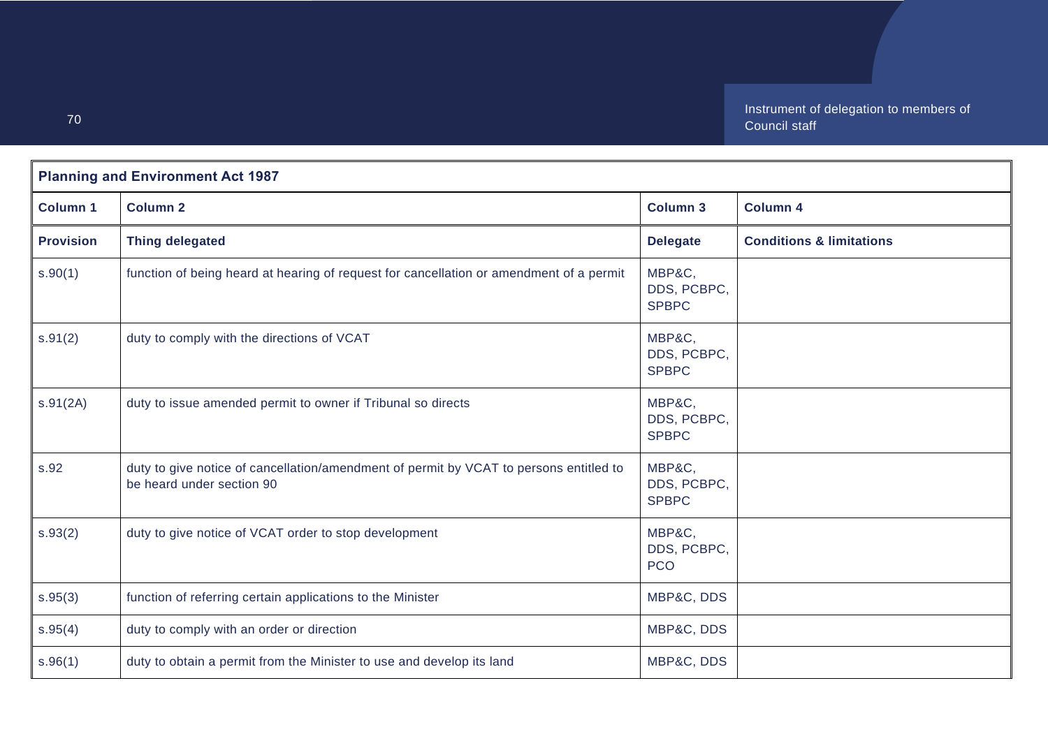| Planning and Environment Act 1987 | | | |
|---|---|---|---|
| **Column 1** | **Column 2** | **Column 3** | **Column 4** |
| **Provision** | **Thing delegated** | **Delegate** | **Conditions & limitations** |
| s.90(1) | function of being heard at hearing of request for cancellation or amendment of a permit | MBP&C, DDS, PCBPC, SPBPC | |
| s.91(2) | duty to comply with the directions of VCAT | MBP&C, DDS, PCBPC, SPBPC | |
| s.91(2A) | duty to issue amended permit to owner if Tribunal so directs | MBP&C, DDS, PCBPC, SPBPC | |
| s.92 | duty to give notice of cancellation/amendment of permit by VCAT to persons entitled to be heard under section 90 | MBP&C, DDS, PCBPC, SPBPC | |
| s.93(2) | duty to give notice of VCAT order to stop development | MBP&C, DDS, PCBPC, PCO | |
| s.95(3) | function of referring certain applications to the Minister | MBP&C, DDS | |
| s.95(4) | duty to comply with an order or direction | MBP&C, DDS | |
| s.96(1) | duty to obtain a permit from the Minister to use and develop its land | MBP&C, DDS | |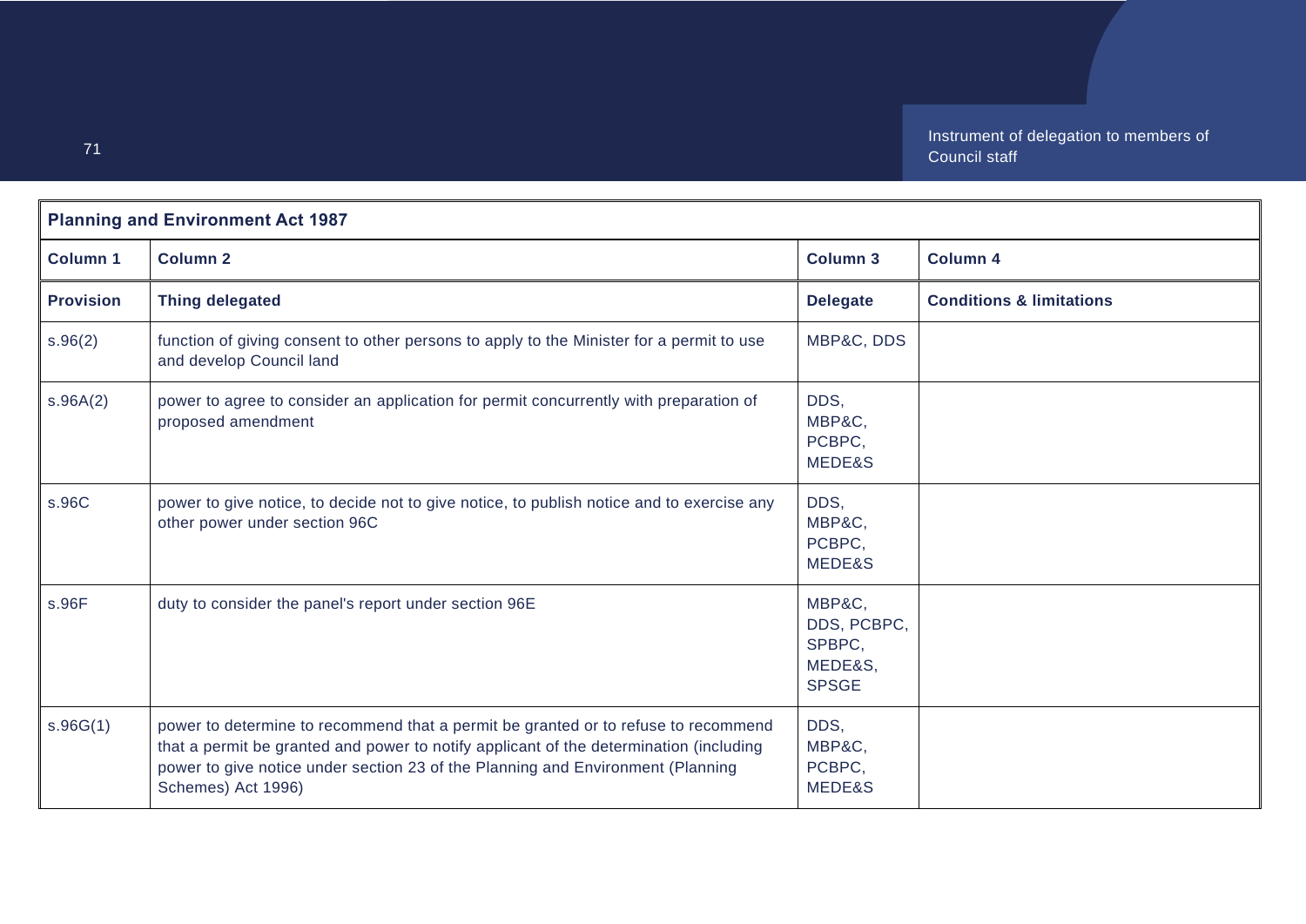| Planning and Environment Act 1987 | | | |
|---|---|---|---|
| **Column 1** | **Column 2** | **Column 3** | **Column 4** |
| **Provision** | **Thing delegated** | **Delegate** | **Conditions & limitations** |
| s.96(2) | function of giving consent to other persons to apply to the Minister for a permit to use and develop Council land | MBP&C, DDS | |
| s.96A(2) | power to agree to consider an application for permit concurrently with preparation of proposed amendment | DDS, MBP&C, PCBPC, MEDE&S | |
| s.96C | power to give notice, to decide not to give notice, to publish notice and to exercise any other power under section 96C | DDS, MBP&C, PCBPC, MEDE&S | |
| s.96F | duty to consider the panel's report under section 96E | MBP&C, DDS, PCBPC, SPBPC, MEDE&S, SPSGE | |
| s.96G(1) | power to determine to recommend that a permit be granted or to refuse to recommend that a permit be granted and power to notify applicant of the determination (including power to give notice under section 23 of the Planning and Environment (Planning Schemes) Act 1996) | DDS, MBP&C, PCBPC, MEDE&S | |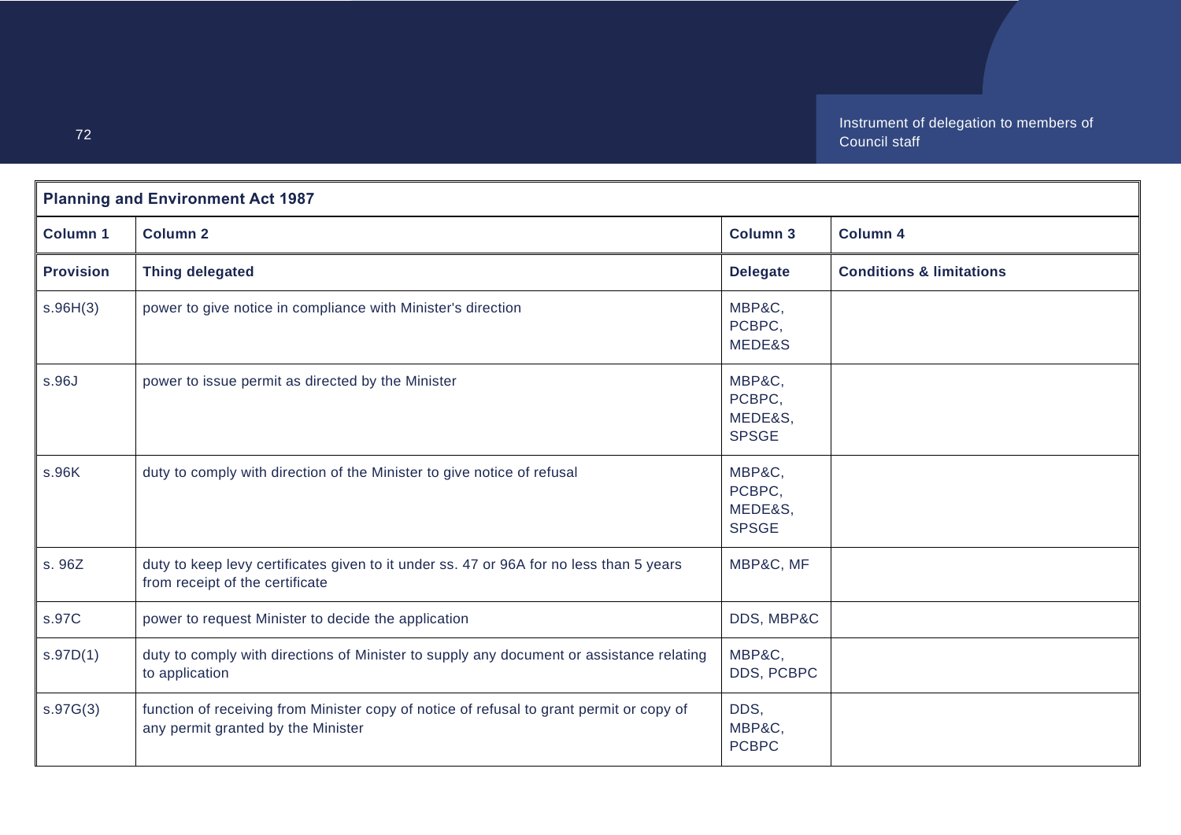| Planning and Environment Act 1987 | | | |
|---|---|---|---|
| **Column 1** | **Column 2** | **Column 3** | **Column 4** |
| **Provision** | **Thing delegated** | **Delegate** | **Conditions & limitations** |
| s.96H(3) | power to give notice in compliance with Minister's direction | MBP&C, PCBPC, MEDE&S | |
| s.96J | power to issue permit as directed by the Minister | MBP&C, PCBPC, MEDE&S, SPSGE | |
| s.96K | duty to comply with direction of the Minister to give notice of refusal | MBP&C, PCBPC, MEDE&S, SPSGE | |
| s. 96Z | duty to keep levy certificates given to it under ss. 47 or 96A for no less than 5 years from receipt of the certificate | MBP&C, MF | |
| s.97C | power to request Minister to decide the application | DDS, MBP&C | |
| s.97D(1) | duty to comply with directions of Minister to supply any document or assistance relating to application | MBP&C, DDS, PCBPC | |
| s.97G(3) | function of receiving from Minister copy of notice of refusal to grant permit or copy of any permit granted by the Minister | DDS, MBP&C, PCBPC | |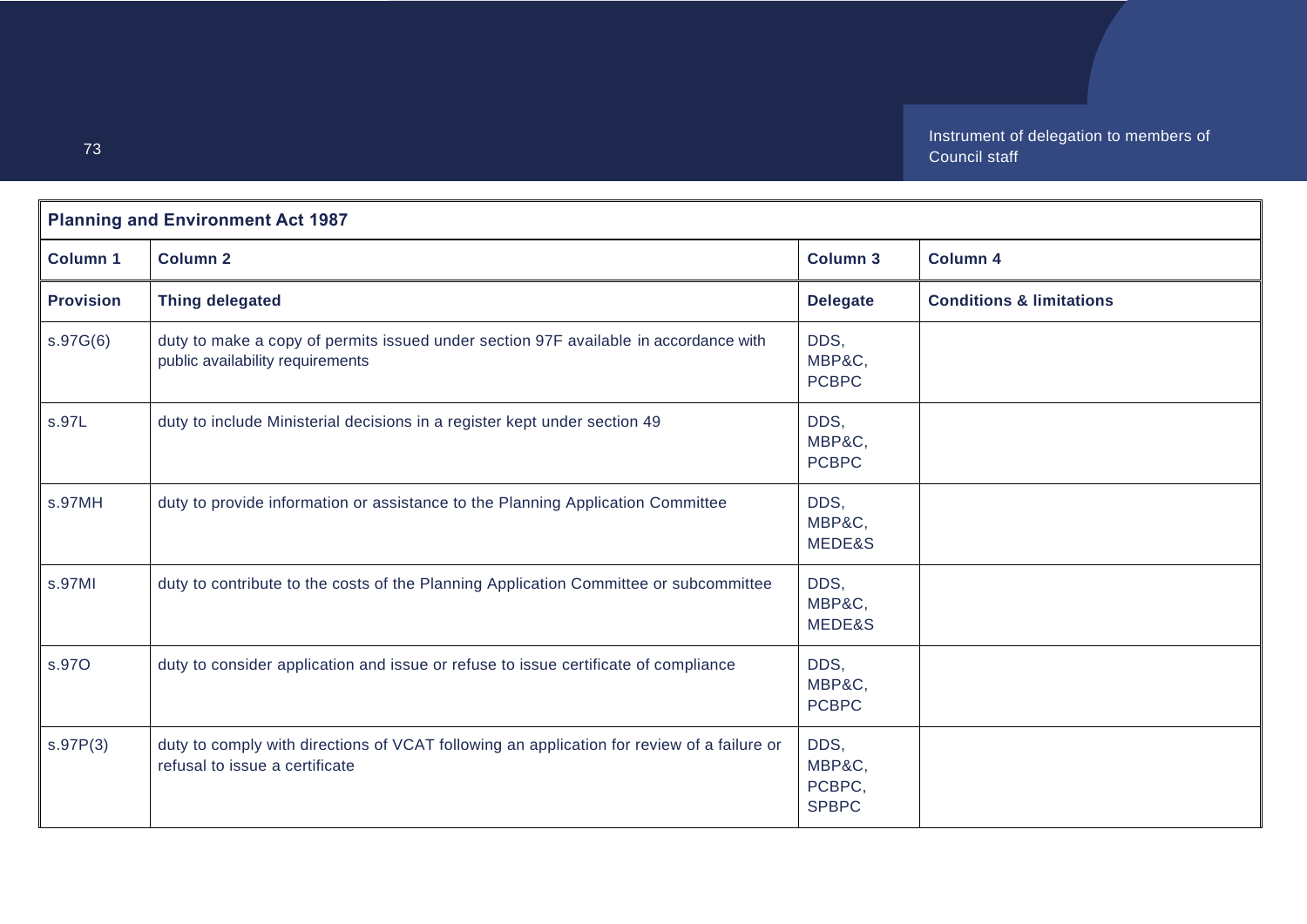| Planning and Environment Act 1987 | | | |
|---|---|---|---|
| **Column 1** | **Column 2** | **Column 3** | **Column 4** |
| **Provision** | **Thing delegated** | **Delegate** | **Conditions & limitations** |
| s.97G(6) | duty to make a copy of permits issued under section 97F available in accordance with public availability requirements | DDS, MBP&C, PCBPC | |
| s.97L | duty to include Ministerial decisions in a register kept under section 49 | DDS, MBP&C, PCBPC | |
| s.97MH | duty to provide information or assistance to the Planning Application Committee | DDS, MBP&C, MEDE&S | |
| s.97MI | duty to contribute to the costs of the Planning Application Committee or subcommittee | DDS, MBP&C, MEDE&S | |
| s.97O | duty to consider application and issue or refuse to issue certificate of compliance | DDS, MBP&C, PCBPC | |
| s.97P(3) | duty to comply with directions of VCAT following an application for review of a failure or refusal to issue a certificate | DDS, MBP&C, PCBPC, SPBPC | |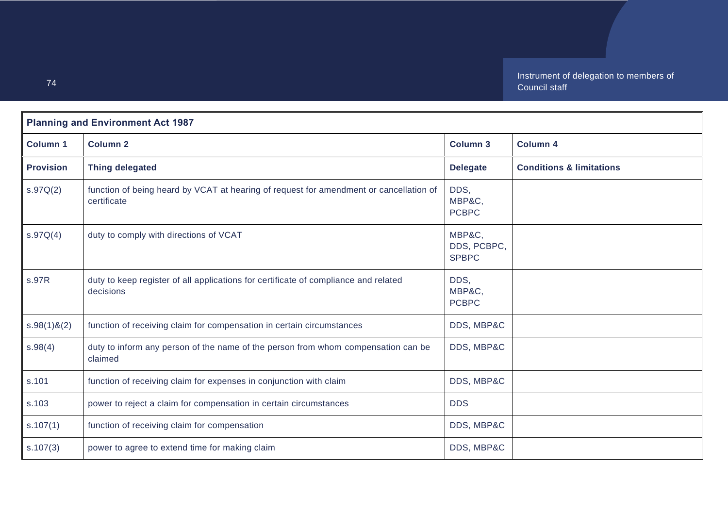| Planning and Environment Act 1987 | | | |
|---|---|---|---|
| **Column 1** | **Column 2** | **Column 3** | **Column 4** |
| **Provision** | **Thing delegated** | **Delegate** | **Conditions & limitations** |
| s.97Q(2) | function of being heard by VCAT at hearing of request for amendment or cancellation of certificate | DDS, MBP&C, PCBPC | |
| s.97Q(4) | duty to comply with directions of VCAT | MBP&C, DDS, PCBPC, SPBPC | |
| s.97R | duty to keep register of all applications for certificate of compliance and related decisions | DDS, MBP&C, PCBPC | |
| s.98(1)&(2) | function of receiving claim for compensation in certain circumstances | DDS, MBP&C | |
| s.98(4) | duty to inform any person of the name of the person from whom compensation can be claimed | DDS, MBP&C | |
| s.101 | function of receiving claim for expenses in conjunction with claim | DDS, MBP&C | |
| s.103 | power to reject a claim for compensation in certain circumstances | DDS | |
| s.107(1) | function of receiving claim for compensation | DDS, MBP&C | |
| s.107(3) | power to agree to extend time for making claim | DDS, MBP&C | |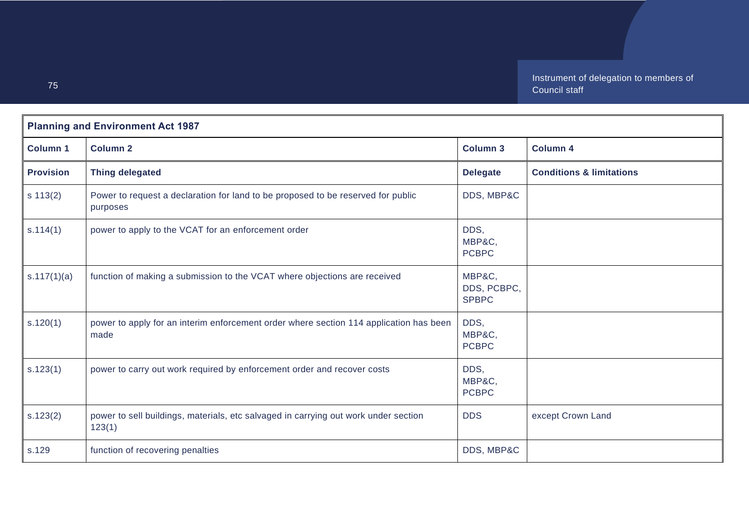| Planning and Environment Act 1987 | | | |
|---|---|---|---|
| **Column 1** | **Column 2** | **Column 3** | **Column 4** |
| **Provision** | **Thing delegated** | **Delegate** | **Conditions & limitations** |
| s 113(2) | Power to request a declaration for land to be proposed to be reserved for public purposes | DDS, MBP&C | |
| s.114(1) | power to apply to the VCAT for an enforcement order | DDS, MBP&C, PCBPC | |
| s.117(1)(a) | function of making a submission to the VCAT where objections are received | MBP&C, DDS, PCBPC, SPBPC | |
| s.120(1) | power to apply for an interim enforcement order where section 114 application has been made | DDS, MBP&C, PCBPC | |
| s.123(1) | power to carry out work required by enforcement order and recover costs | DDS, MBP&C, PCBPC | |
| s.123(2) | power to sell buildings, materials, etc salvaged in carrying out work under section 123(1) | DDS | except Crown Land |
| s.129 | function of recovering penalties | DDS, MBP&C | |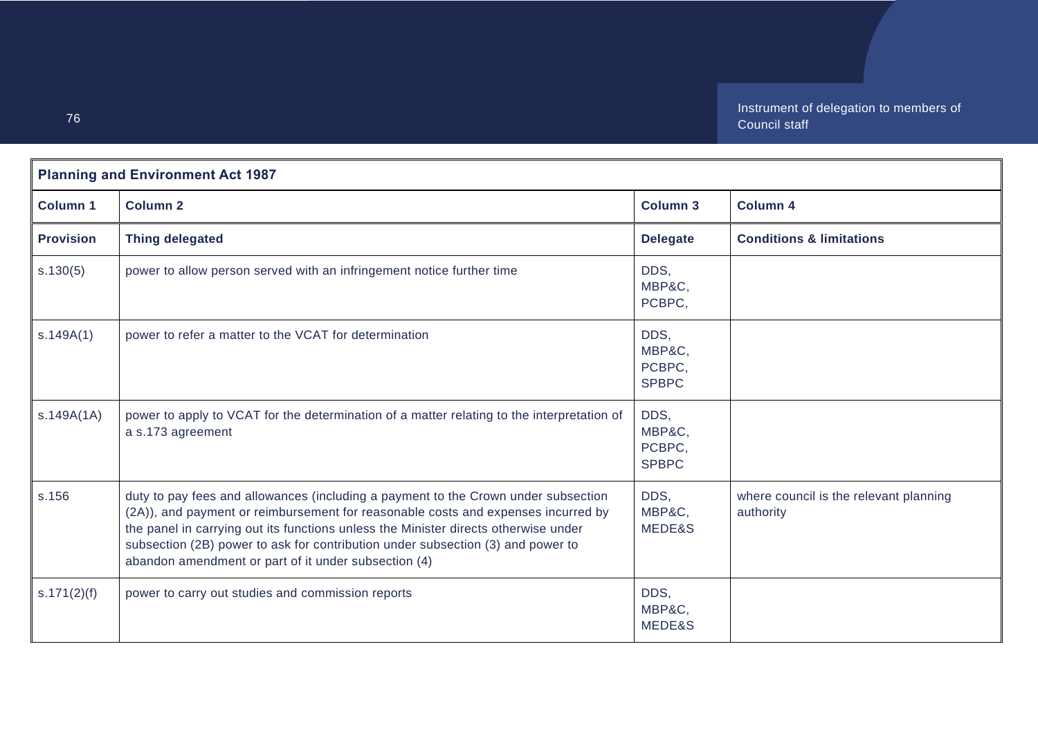| Planning and Environment Act 1987 | | | |
|---|---|---|---|
| **Column 1** | **Column 2** | **Column 3** | **Column 4** |
| **Provision** | **Thing delegated** | **Delegate** | **Conditions & limitations** |
| s.130(5) | power to allow person served with an infringement notice further time | DDS, MBP&C, PCBPC, | |
| s.149A(1) | power to refer a matter to the VCAT for determination | DDS, MBP&C, PCBPC, SPBPC | |
| s.149A(1A) | power to apply to VCAT for the determination of a matter relating to the interpretation of a s.173 agreement | DDS, MBP&C, PCBPC, SPBPC | |
| s.156 | duty to pay fees and allowances (including a payment to the Crown under subsection (2A)), and payment or reimbursement for reasonable costs and expenses incurred by the panel in carrying out its functions unless the Minister directs otherwise under subsection (2B) power to ask for contribution under subsection (3) and power to abandon amendment or part of it under subsection (4) | DDS, MBP&C, MEDE&S | where council is the relevant planning authority |
| s.171(2)(f) | power to carry out studies and commission reports | DDS, MBP&C, MEDE&S | |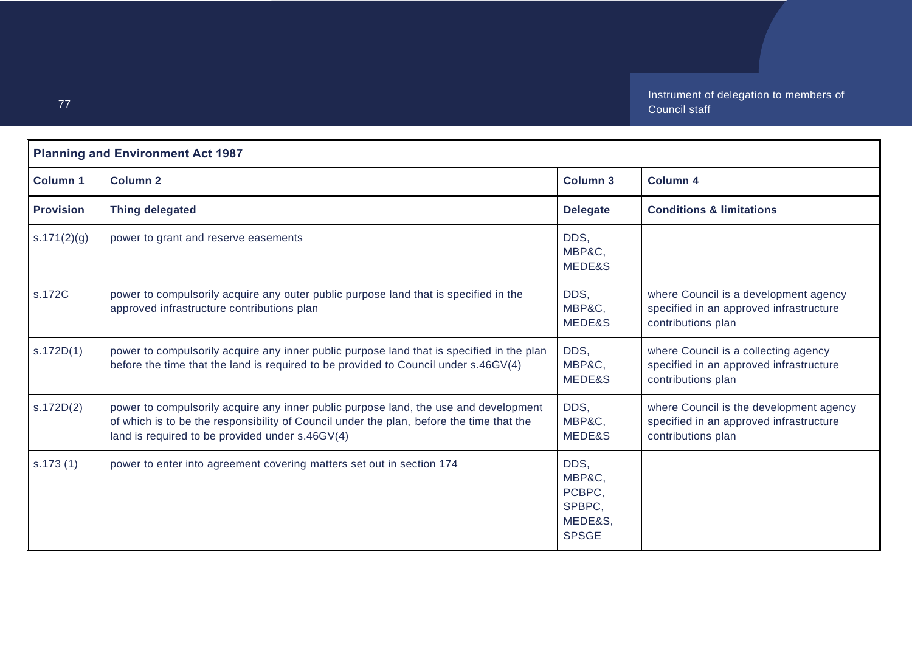| Planning and Environment Act 1987 | | | |
|---|---|---|---|
| **Column 1** | **Column 2** | **Column 3** | **Column 4** |
| **Provision** | **Thing delegated** | **Delegate** | **Conditions & limitations** |
| s.171(2)(g) | power to grant and reserve easements | DDS, MBP&C, MEDE&S | |
| s.172C | power to compulsorily acquire any outer public purpose land that is specified in the approved infrastructure contributions plan | DDS, MBP&C, MEDE&S | where Council is a development agency specified in an approved infrastructure contributions plan |
| s.172D(1) | power to compulsorily acquire any inner public purpose land that is specified in the plan before the time that the land is required to be provided to Council under s.46GV(4) | DDS, MBP&C, MEDE&S | where Council is a collecting agency specified in an approved infrastructure contributions plan |
| s.172D(2) | power to compulsorily acquire any inner public purpose land, the use and development of which is to be the responsibility of Council under the plan, before the time that the land is required to be provided under s.46GV(4) | DDS, MBP&C, MEDE&S | where Council is the development agency specified in an approved infrastructure contributions plan |
| s.173 (1) | power to enter into agreement covering matters set out in section 174 | DDS, MBP&C, PCBPC, SPBPC, MEDE&S, SPSGE | |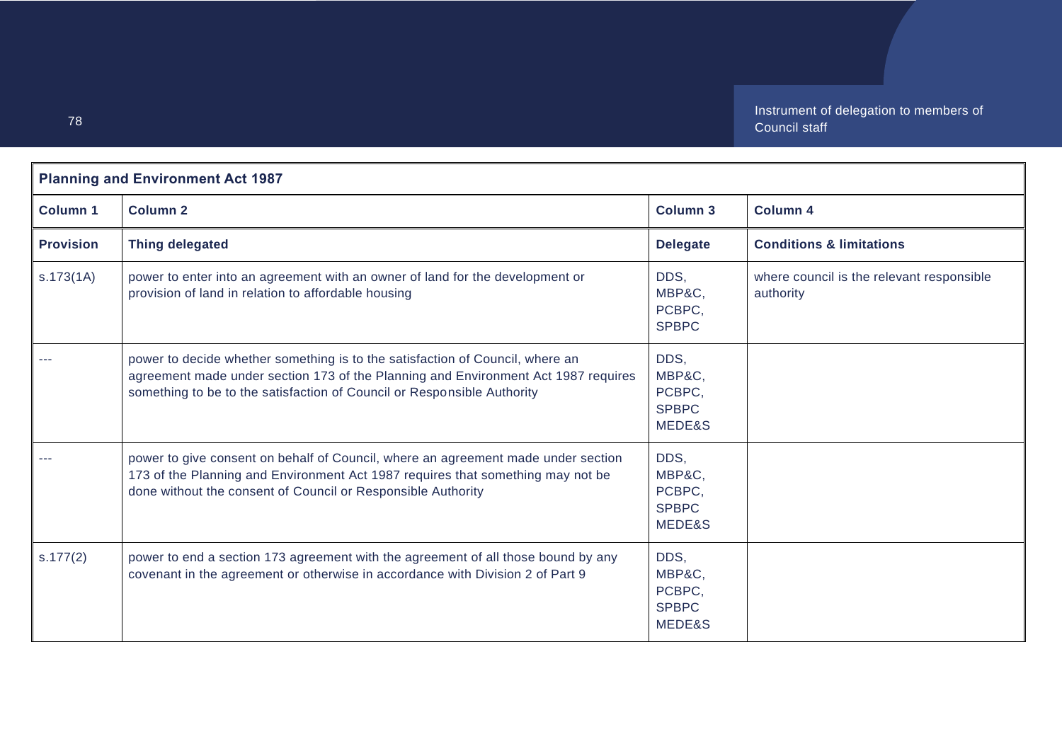| **Planning and Environment Act 1987** | | | |
|---|---|---|---|
| **Column 1** | **Column 2** | **Column 3** | **Column 4** |
| **Provision** | **Thing delegated** | **Delegate** | **Conditions & limitations** |
| s.173(1A) | power to enter into an agreement with an owner of land for the development or provision of land in relation to affordable housing | DDS, MBP&C, PCBPC, SPBPC | where council is the relevant responsible authority |
| --- | power to decide whether something is to the satisfaction of Council, where an agreement made under section 173 of the Planning and Environment Act 1987 requires something to be to the satisfaction of Council or Responsible Authority | DDS, MBP&C, PCBPC, SPBPC MEDE&S | |
| --- | power to give consent on behalf of Council, where an agreement made under section 173 of the Planning and Environment Act 1987 requires that something may not be done without the consent of Council or Responsible Authority | DDS, MBP&C, PCBPC, SPBPC MEDE&S | |
| s.177(2) | power to end a section 173 agreement with the agreement of all those bound by any covenant in the agreement or otherwise in accordance with Division 2 of Part 9 | DDS, MBP&C, PCBPC, SPBPC MEDE&S | |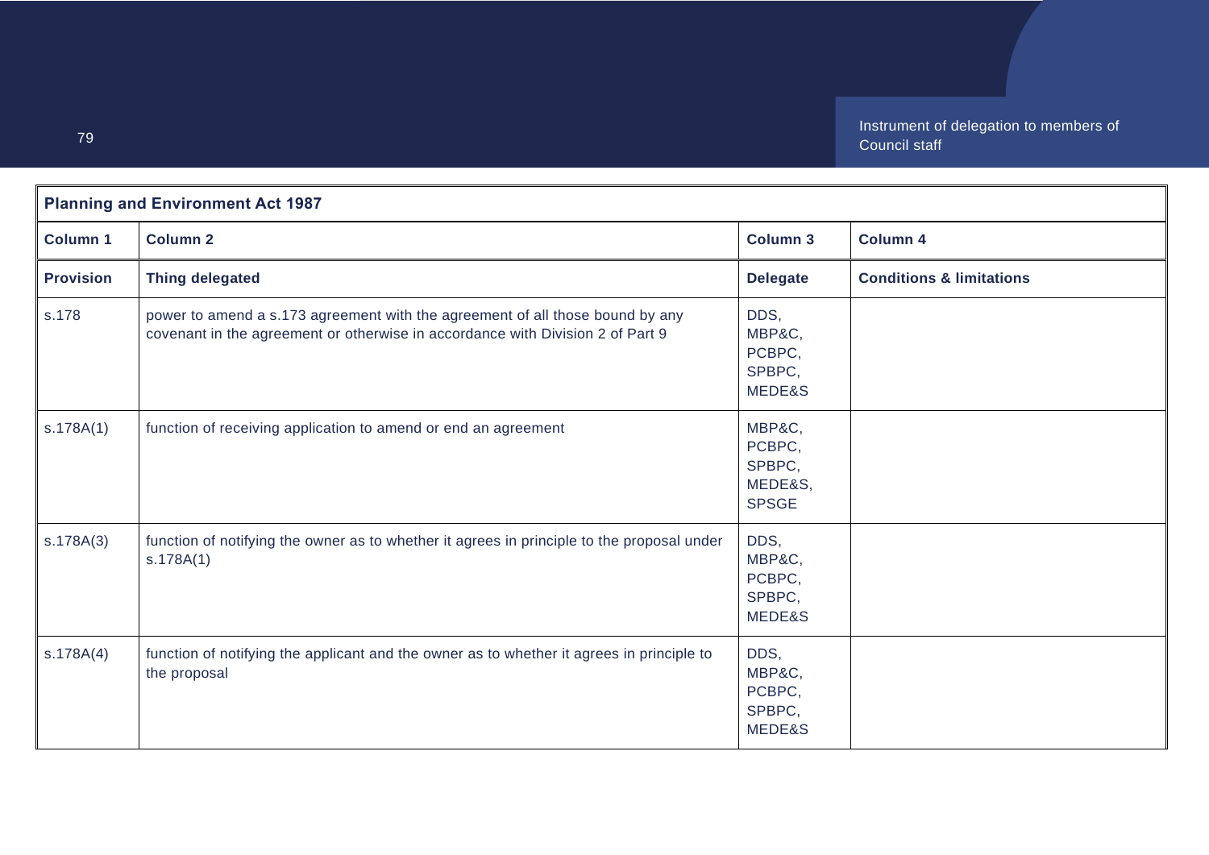| **Planning and Environment Act 1987** | | | |
|---|---|---|---|
| **Column 1** | **Column 2** | **Column 3** | **Column 4** |
| **Provision** | **Thing delegated** | **Delegate** | **Conditions & limitations** |
| s.178 | power to amend a s.173 agreement with the agreement of all those bound by any covenant in the agreement or otherwise in accordance with Division 2 of Part 9 | DDS, MBP&C, PCBPC, SPBPC, MEDE&S | |
| s.178A(1) | function of receiving application to amend or end an agreement | MBP&C, PCBPC, SPBPC, MEDE&S, SPSGE | |
| s.178A(3) | function of notifying the owner as to whether it agrees in principle to the proposal under s.178A(1) | DDS, MBP&C, PCBPC, SPBPC, MEDE&S | |
| s.178A(4) | function of notifying the applicant and the owner as to whether it agrees in principle to the proposal | DDS, MBP&C, PCBPC, SPBPC, MEDE&S | |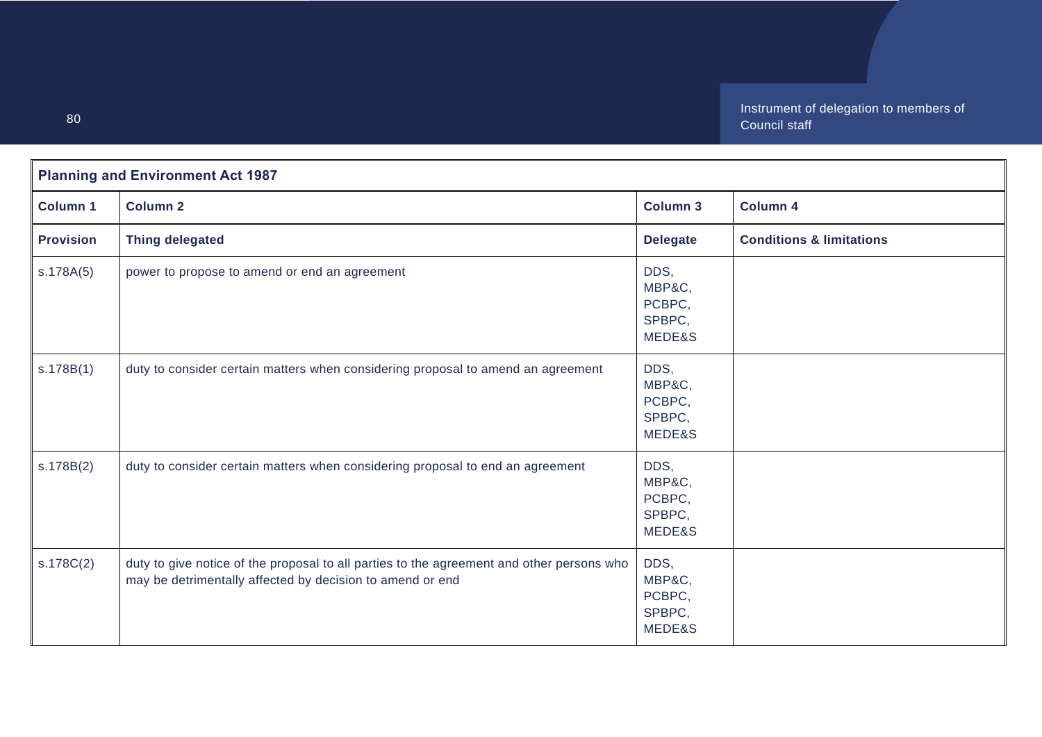| Planning and Environment Act 1987 | | | |
|---|---|---|---|
| **Column 1** | **Column 2** | **Column 3** | **Column 4** |
| **Provision** | **Thing delegated** | **Delegate** | **Conditions & limitations** |
| s.178A(5) | power to propose to amend or end an agreement | DDS, MBP&C, PCBPC, SPBPC, MEDE&S | |
| s.178B(1) | duty to consider certain matters when considering proposal to amend an agreement | DDS, MBP&C, PCBPC, SPBPC, MEDE&S | |
| s.178B(2) | duty to consider certain matters when considering proposal to end an agreement | DDS, MBP&C, PCBPC, SPBPC, MEDE&S | |
| s.178C(2) | duty to give notice of the proposal to all parties to the agreement and other persons who may be detrimentally affected by decision to amend or end | DDS, MBP&C, PCBPC, SPBPC, MEDE&S | |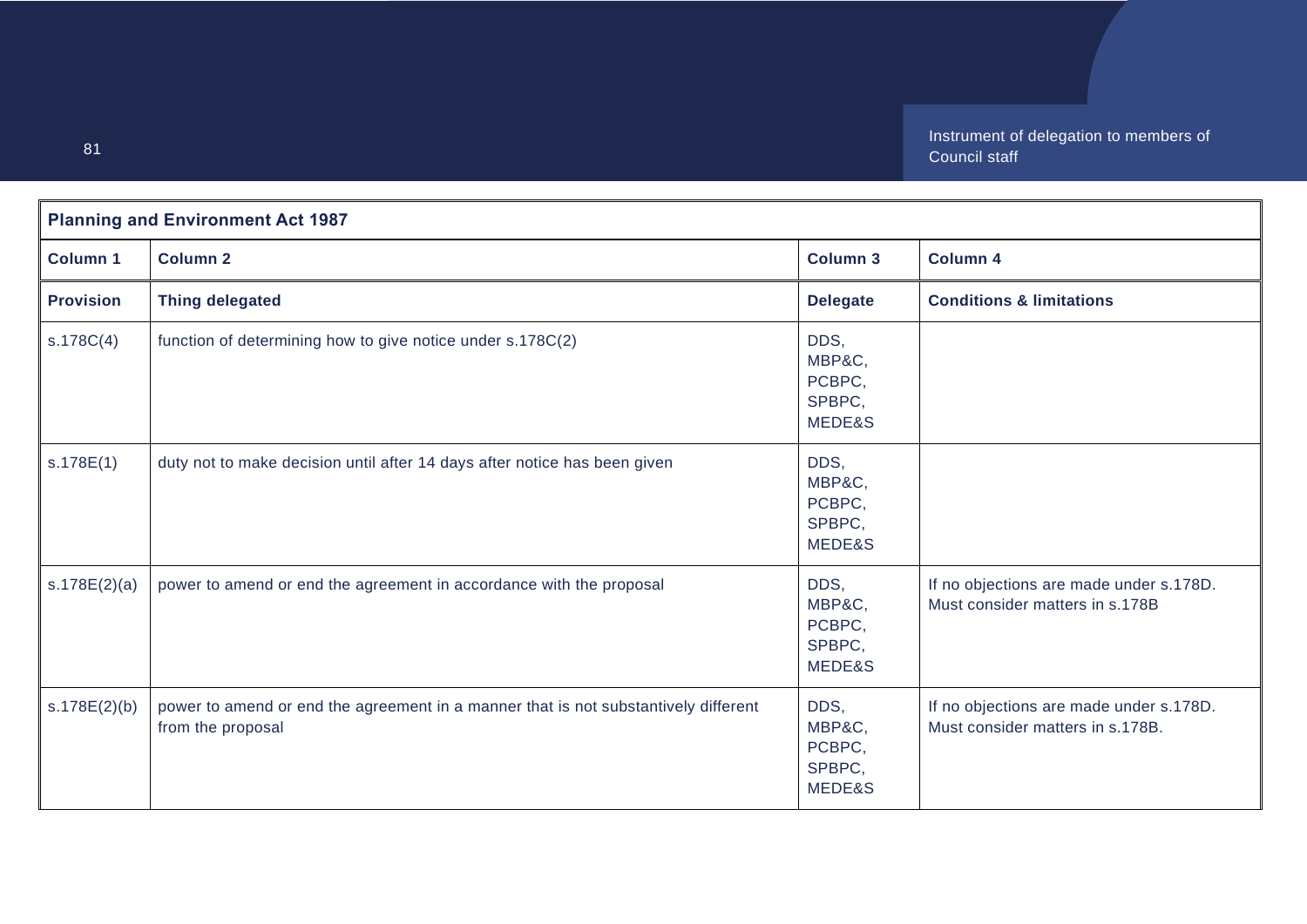| Planning and Environment Act 1987 | | | |
|---|---|---|---|
| **Column 1** | **Column 2** | **Column 3** | **Column 4** |
| **Provision** | **Thing delegated** | **Delegate** | **Conditions & limitations** |
| s.178C(4) | function of determining how to give notice under s.178C(2) | DDS, MBP&C, PCBPC, SPBPC, MEDE&S | |
| s.178E(1) | duty not to make decision until after 14 days after notice has been given | DDS, MBP&C, PCBPC, SPBPC, MEDE&S | |
| s.178E(2)(a) | power to amend or end the agreement in accordance with the proposal | DDS, MBP&C, PCBPC, SPBPC, MEDE&S | If no objections are made under s.178D. Must consider matters in s.178B |
| s.178E(2)(b) | power to amend or end the agreement in a manner that is not substantively different from the proposal | DDS, MBP&C, PCBPC, SPBPC, MEDE&S | If no objections are made under s.178D. Must consider matters in s.178B. |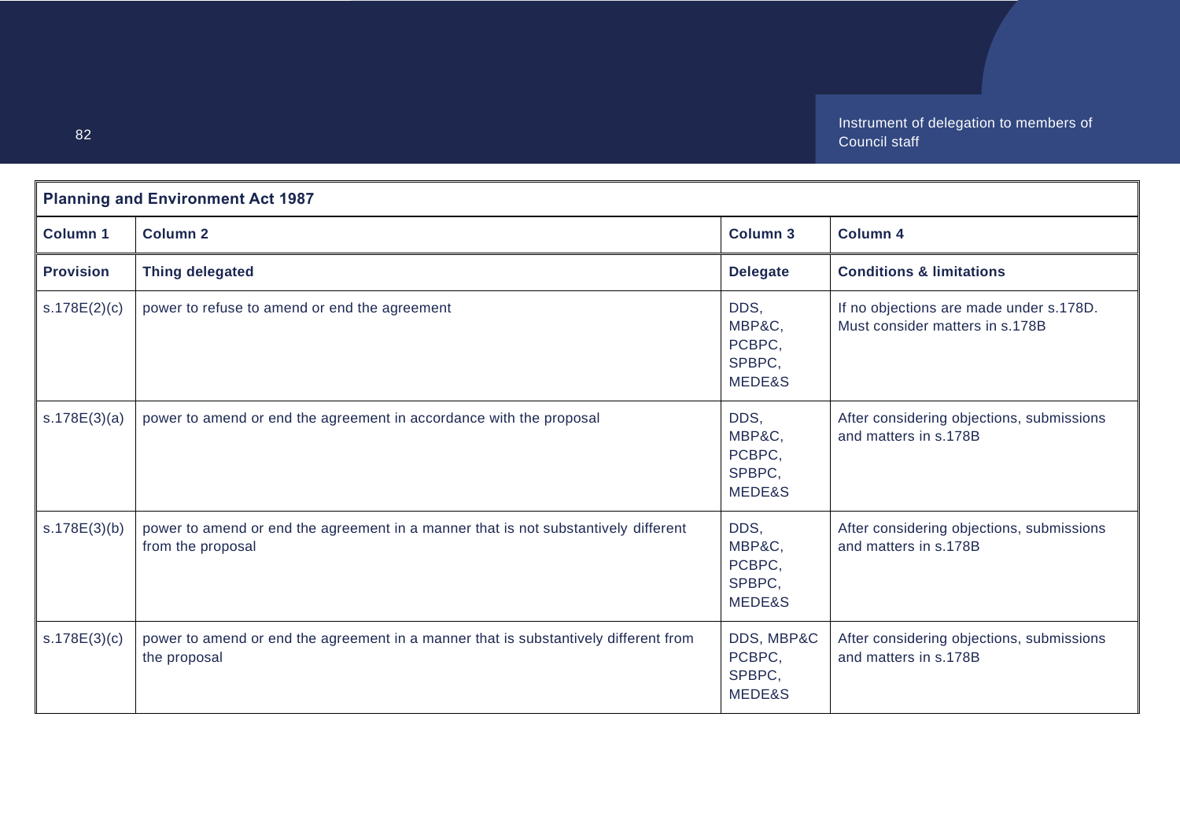| **Planning and Environment Act 1987** | | | |
|---|---|---|---|
| **Column 1** | **Column 2** | **Column 3** | **Column 4** |
| **Provision** | **Thing delegated** | **Delegate** | **Conditions & limitations** |
| s.178E(2)(c) | power to refuse to amend or end the agreement | DDS, MBP&C, PCBPC, SPBPC, MEDE&S | If no objections are made under s.178D. Must consider matters in s.178B |
| s.178E(3)(a) | power to amend or end the agreement in accordance with the proposal | DDS, MBP&C, PCBPC, SPBPC, MEDE&S | After considering objections, submissions and matters in s.178B |
| s.178E(3)(b) | power to amend or end the agreement in a manner that is not substantively different from the proposal | DDS, MBP&C, PCBPC, SPBPC, MEDE&S | After considering objections, submissions and matters in s.178B |
| s.178E(3)(c) | power to amend or end the agreement in a manner that is substantively different from the proposal | DDS, MBP&C PCBPC, SPBPC, MEDE&S | After considering objections, submissions and matters in s.178B |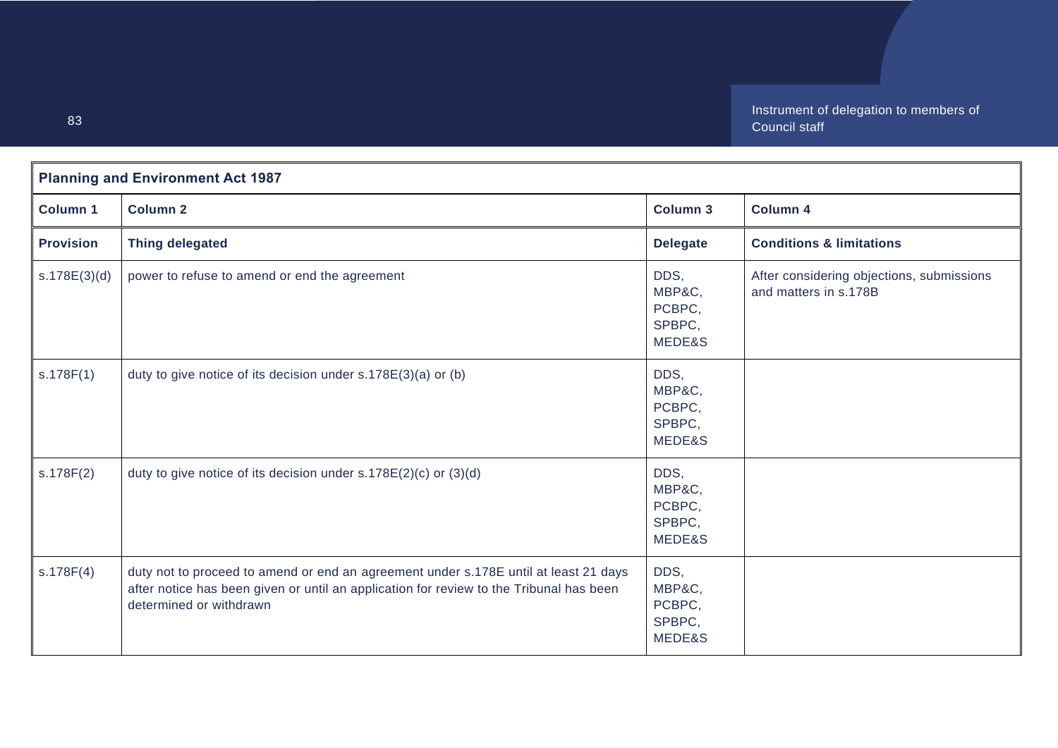| Planning and Environment Act 1987 | | | |
|---|---|---|---|
| **Column 1** | **Column 2** | **Column 3** | **Column 4** |
| **Provision** | **Thing delegated** | **Delegate** | **Conditions & limitations** |
| s.178E(3)(d) | power to refuse to amend or end the agreement | DDS, MBP&C, PCBPC, SPBPC, MEDE&S | After considering objections, submissions and matters in s.178B |
| s.178F(1) | duty to give notice of its decision under s.178E(3)(a) or (b) | DDS, MBP&C, PCBPC, SPBPC, MEDE&S | |
| s.178F(2) | duty to give notice of its decision under s.178E(2)(c) or (3)(d) | DDS, MBP&C, PCBPC, SPBPC, MEDE&S | |
| s.178F(4) | duty not to proceed to amend or end an agreement under s.178E until at least 21 days after notice has been given or until an application for review to the Tribunal has been determined or withdrawn | DDS, MBP&C, PCBPC, SPBPC, MEDE&S | |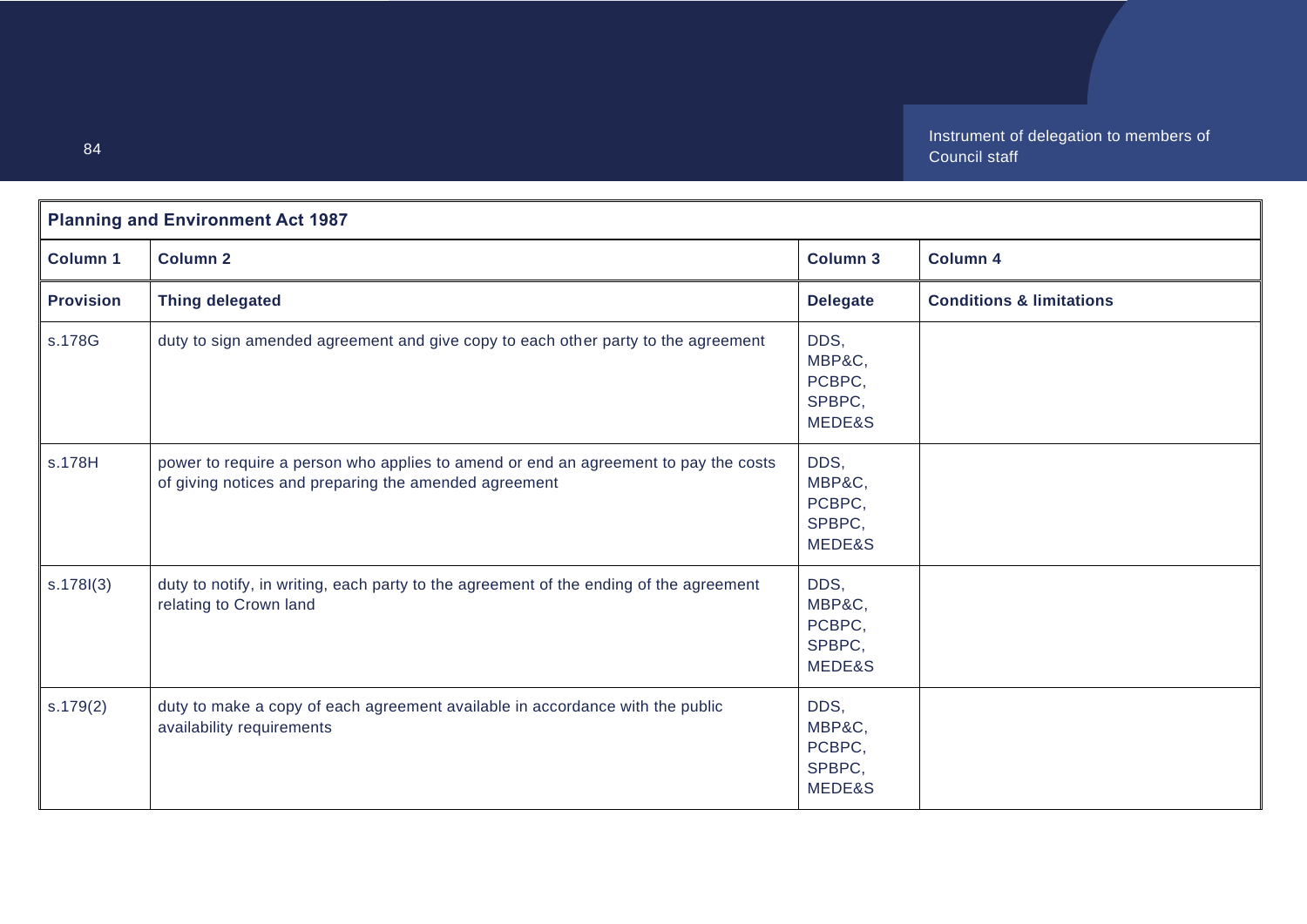| Planning and Environment Act 1987 | | | |
|---|---|---|---|
| **Column 1** | **Column 2** | **Column 3** | **Column 4** |
| **Provision** | **Thing delegated** | **Delegate** | **Conditions & limitations** |
| s.178G | duty to sign amended agreement and give copy to each other party to the agreement | DDS, MBP&C, PCBPC, SPBPC, MEDE&S | |
| s.178H | power to require a person who applies to amend or end an agreement to pay the costs of giving notices and preparing the amended agreement | DDS, MBP&C, PCBPC, SPBPC, MEDE&S | |
| s.178I(3) | duty to notify, in writing, each party to the agreement of the ending of the agreement relating to Crown land | DDS, MBP&C, PCBPC, SPBPC, MEDE&S | |
| s.179(2) | duty to make a copy of each agreement available in accordance with the public availability requirements | DDS, MBP&C, PCBPC, SPBPC, MEDE&S | |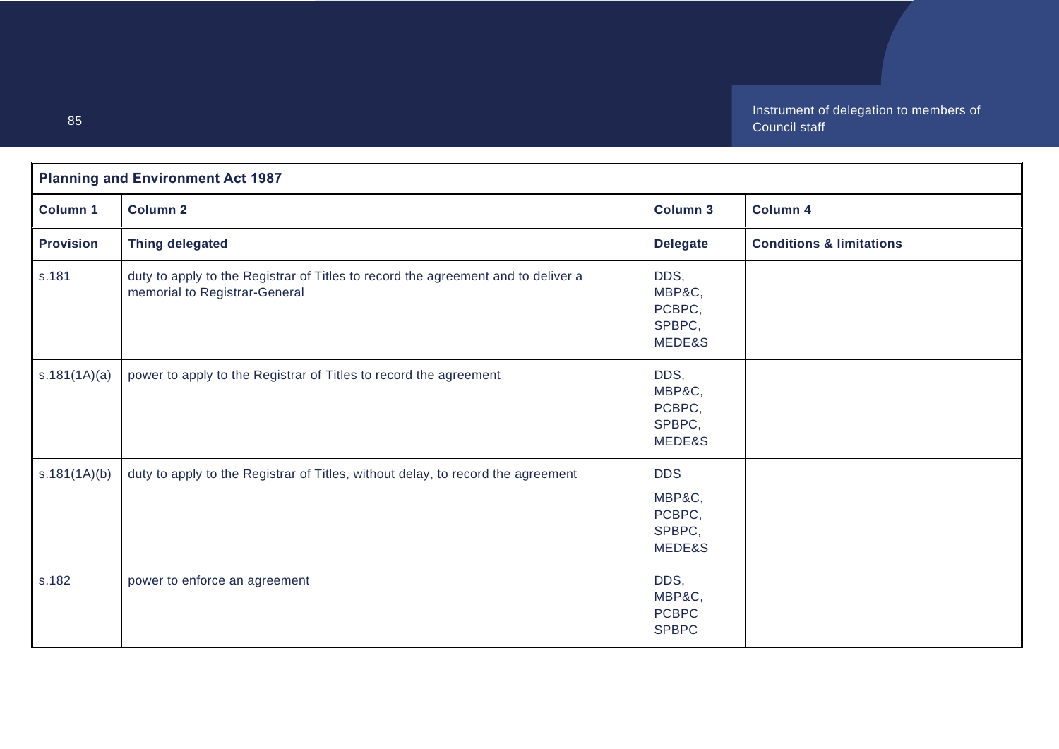| **Planning and Environment Act 1987** | | | |
|---|---|---|---|
| **Column 1** | **Column 2** | **Column 3** | **Column 4** |
| **Provision** | **Thing delegated** | **Delegate** | **Conditions & limitations** |
| s.181 | duty to apply to the Registrar of Titles to record the agreement and to deliver a memorial to Registrar-General | DDS, MBP&C, PCBPC, SPBPC, MEDE&S | |
| s.181(1A)(a) | power to apply to the Registrar of Titles to record the agreement | DDS, MBP&C, PCBPC, SPBPC, MEDE&S | |
| s.181(1A)(b) | duty to apply to the Registrar of Titles, without delay, to record the agreement | DDS MBP&C, PCBPC, SPBPC, MEDE&S | |
| s.182 | power to enforce an agreement | DDS, MBP&C, PCBPC SPBPC | |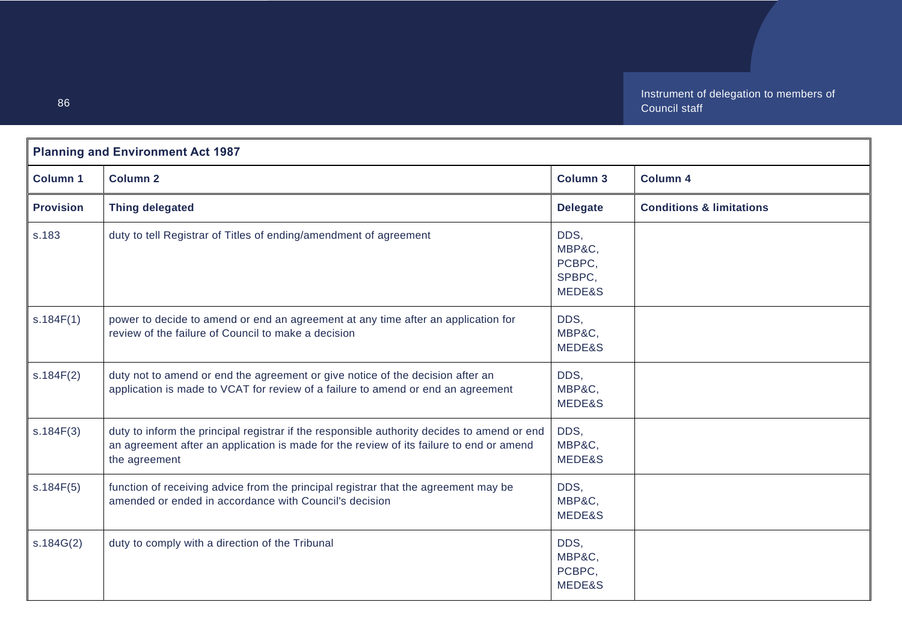| Planning and Environment Act 1987 | | | |
|---|---|---|---|
| **Column 1** | **Column 2** | **Column 3** | **Column 4** |
| **Provision** | **Thing delegated** | **Delegate** | **Conditions & limitations** |
| s.183 | duty to tell Registrar of Titles of ending/amendment of agreement | DDS, MBP&C, PCBPC, SPBPC, MEDE&S | |
| s.184F(1) | power to decide to amend or end an agreement at any time after an application for review of the failure of Council to make a decision | DDS, MBP&C, MEDE&S | |
| s.184F(2) | duty not to amend or end the agreement or give notice of the decision after an application is made to VCAT for review of a failure to amend or end an agreement | DDS, MBP&C, MEDE&S | |
| s.184F(3) | duty to inform the principal registrar if the responsible authority decides to amend or end an agreement after an application is made for the review of its failure to end or amend the agreement | DDS, MBP&C, MEDE&S | |
| s.184F(5) | function of receiving advice from the principal registrar that the agreement may be amended or ended in accordance with Council's decision | DDS, MBP&C, MEDE&S | |
| s.184G(2) | duty to comply with a direction of the Tribunal | DDS, MBP&C, PCBPC, MEDE&S | |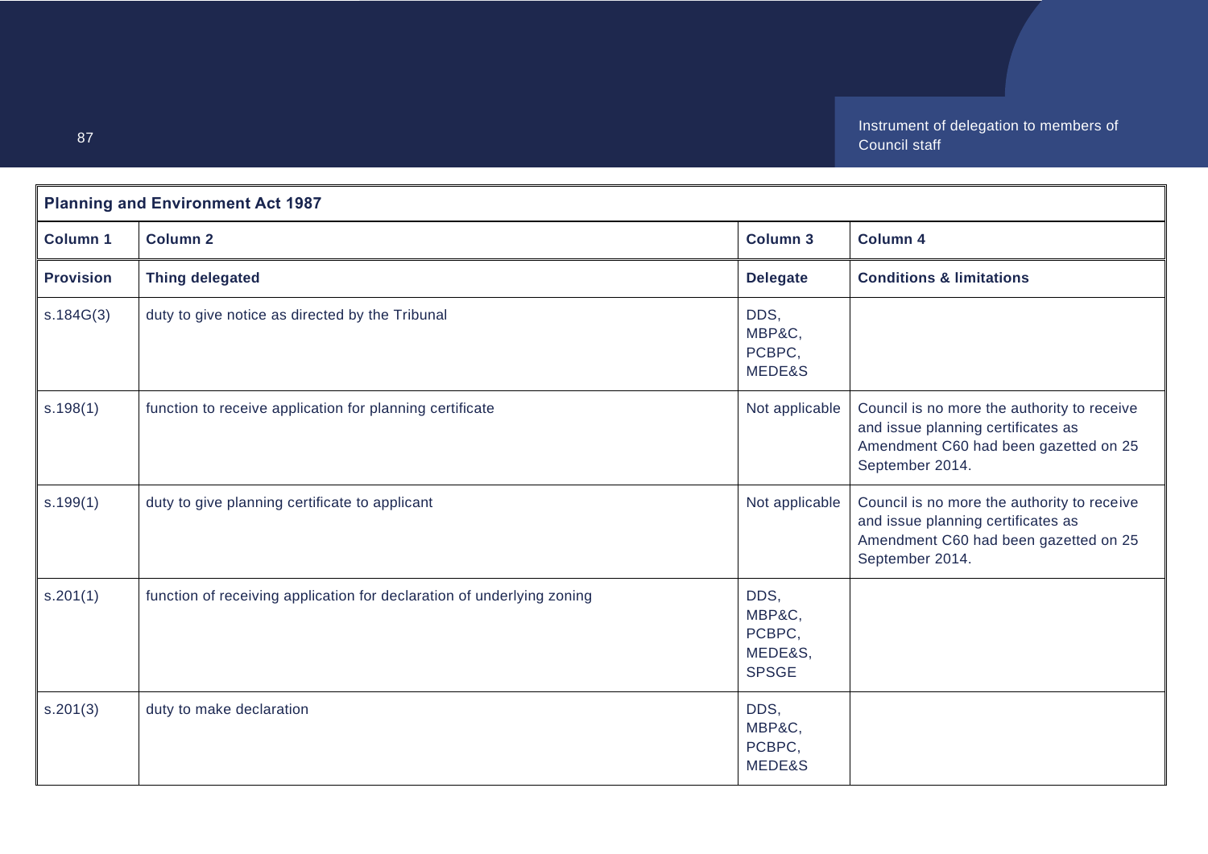| **Planning and Environment Act 1987** | | | |
|---|---|---|---|
| **Column 1** | **Column 2** | **Column 3** | **Column 4** |
| **Provision** | **Thing delegated** | **Delegate** | **Conditions & limitations** |
| s.184G(3) | duty to give notice as directed by the Tribunal | DDS, MBP&C, PCBPC, MEDE&S | |
| s.198(1) | function to receive application for planning certificate | Not applicable | Council is no more the authority to receive and issue planning certificates as Amendment C60 had been gazetted on 25 September 2014. |
| s.199(1) | duty to give planning certificate to applicant | Not applicable | Council is no more the authority to receive and issue planning certificates as Amendment C60 had been gazetted on 25 September 2014. |
| s.201(1) | function of receiving application for declaration of underlying zoning | DDS, MBP&C, PCBPC, MEDE&S, SPSGE | |
| s.201(3) | duty to make declaration | DDS, MBP&C, PCBPC, MEDE&S | |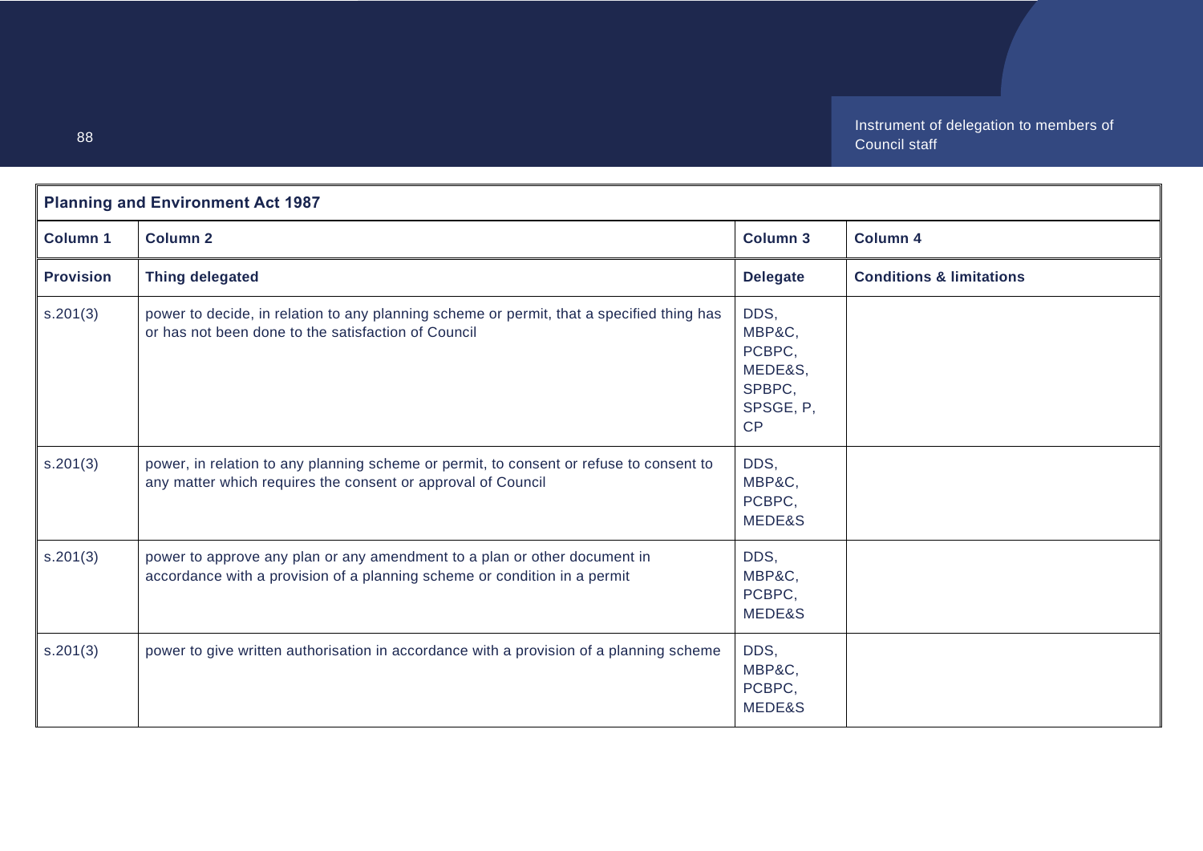| Planning and Environment Act 1987 | | | |
|---|---|---|---|
| **Column 1** | **Column 2** | **Column 3** | **Column 4** |
| **Provision** | **Thing delegated** | **Delegate** | **Conditions & limitations** |
| s.201(3) | power to decide, in relation to any planning scheme or permit, that a specified thing has or has not been done to the satisfaction of Council | DDS, MBP&C, PCBPC, MEDE&S, SPBPC, SPSGE, P, CP | |
| s.201(3) | power, in relation to any planning scheme or permit, to consent or refuse to consent to any matter which requires the consent or approval of Council | DDS, MBP&C, PCBPC, MEDE&S | |
| s.201(3) | power to approve any plan or any amendment to a plan or other document in accordance with a provision of a planning scheme or condition in a permit | DDS, MBP&C, PCBPC, MEDE&S | |
| s.201(3) | power to give written authorisation in accordance with a provision of a planning scheme | DDS, MBP&C, PCBPC, MEDE&S | |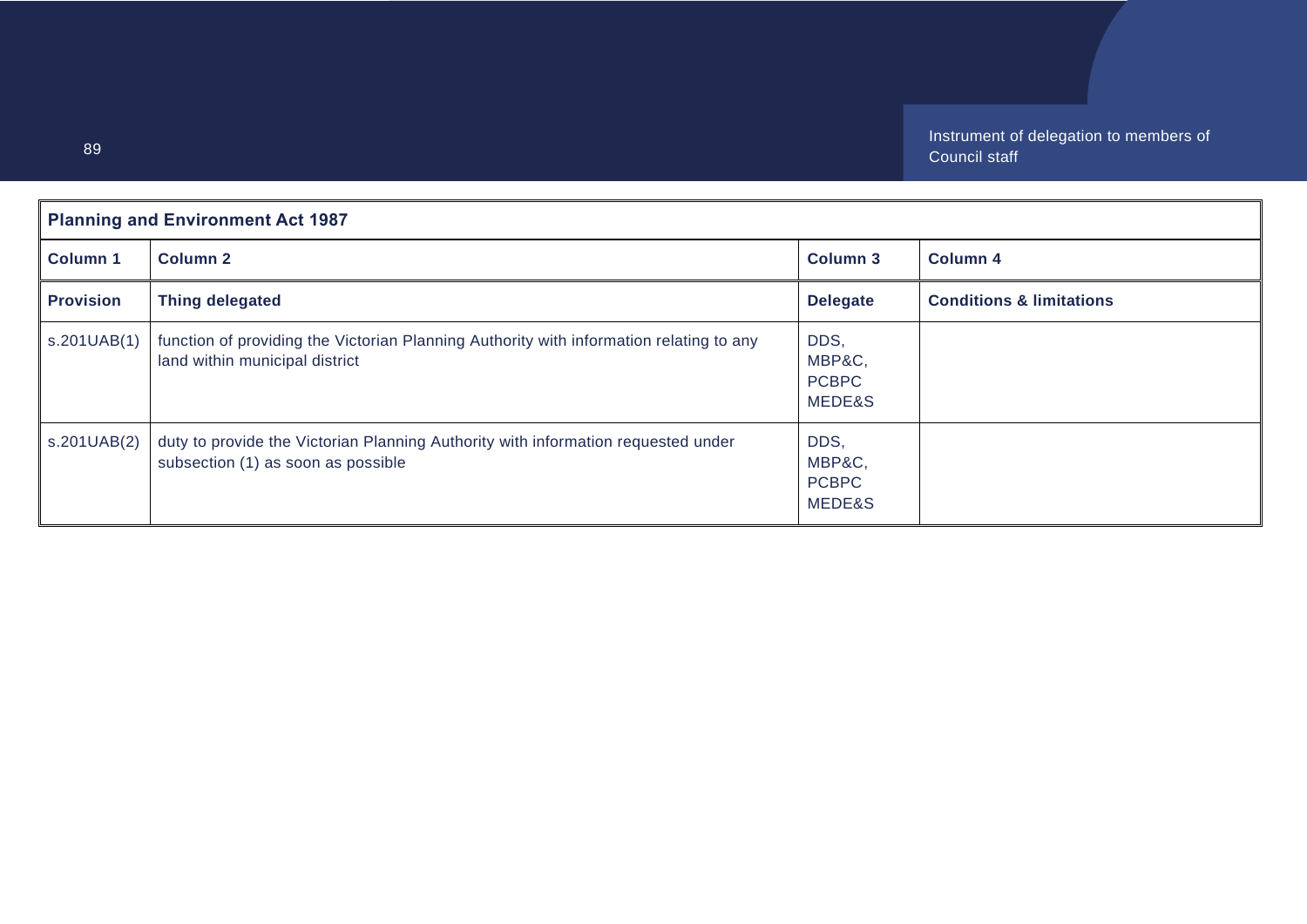| Planning and Environment Act 1987 | | | |
|---|---|---|---|
| **Column 1** | **Column 2** | **Column 3** | **Column 4** |
| **Provision** | **Thing delegated** | **Delegate** | **Conditions & limitations** |
| s.201UAB(1) | function of providing the Victorian Planning Authority with information relating to any land within municipal district | DDS, MBP&C, PCBPC MEDE&S | |
| s.201UAB(2) | duty to provide the Victorian Planning Authority with information requested under subsection (1) as soon as possible | DDS, MBP&C, PCBPC MEDE&S | |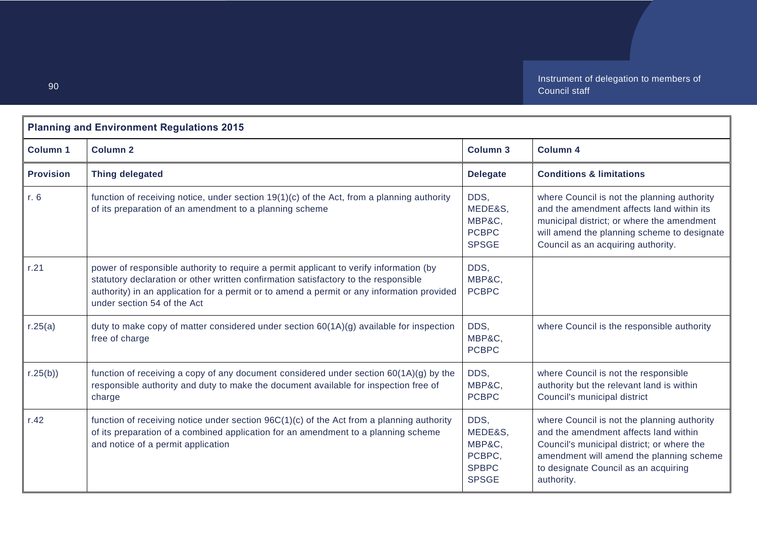| **Planning and Environment Regulations 2015** | | | |
|---|---|---|---|
| **Column 1** | **Column 2** | **Column 3** | **Column 4** |
| **Provision** | **Thing delegated** | **Delegate** | **Conditions & limitations** |
| r. 6 | function of receiving notice, under section 19(1)(c) of the Act, from a planning authority of its preparation of an amendment to a planning scheme | DDS, MEDE&S, MBP&C, PCBPC SPSGE | where Council is not the planning authority and the amendment affects land within its municipal district; or where the amendment will amend the planning scheme to designate Council as an acquiring authority. |
| r.21 | power of responsible authority to require a permit applicant to verify information (by statutory declaration or other written confirmation satisfactory to the responsible authority) in an application for a permit or to amend a permit or any information provided under section 54 of the Act | DDS, MBP&C, PCBPC | |
| r.25(a) | duty to make copy of matter considered under section 60(1A)(g) available for inspection free of charge | DDS, MBP&C, PCBPC | where Council is the responsible authority |
| r.25(b)) | function of receiving a copy of any document considered under section 60(1A)(g) by the responsible authority and duty to make the document available for inspection free of charge | DDS, MBP&C, PCBPC | where Council is not the responsible authority but the relevant land is within Council's municipal district |
| r.42 | function of receiving notice under section 96C(1)(c) of the Act from a planning authority of its preparation of a combined application for an amendment to a planning scheme and notice of a permit application | DDS, MEDE&S, MBP&C, PCBPC, SPBPC SPSGE | where Council is not the planning authority and the amendment affects land within Council's municipal district; or where the amendment will amend the planning scheme to designate Council as an acquiring authority. |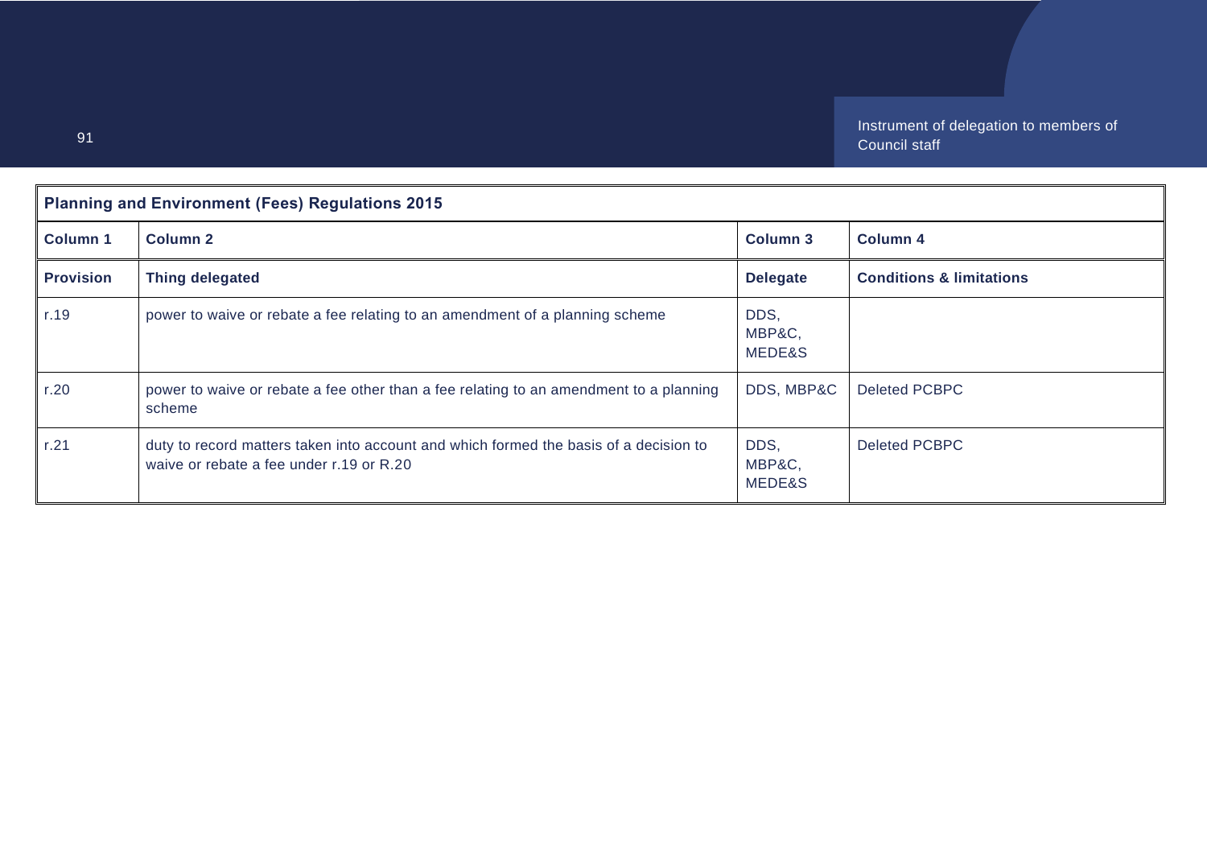| Planning and Environment (Fees) Regulations 2015 | | | |
|---|---|---|---|
| **Column 1** | **Column 2** | **Column 3** | **Column 4** |
| **Provision** | **Thing delegated** | **Delegate** | **Conditions & limitations** |
| r.19 | power to waive or rebate a fee relating to an amendment of a planning scheme | DDS, MBP&C, MEDE&S | |
| r.20 | power to waive or rebate a fee other than a fee relating to an amendment to a planning scheme | DDS, MBP&C | Deleted PCBPC |
| r.21 | duty to record matters taken into account and which formed the basis of a decision to waive or rebate a fee under r.19 or R.20 | DDS, MBP&C, MEDE&S | Deleted PCBPC |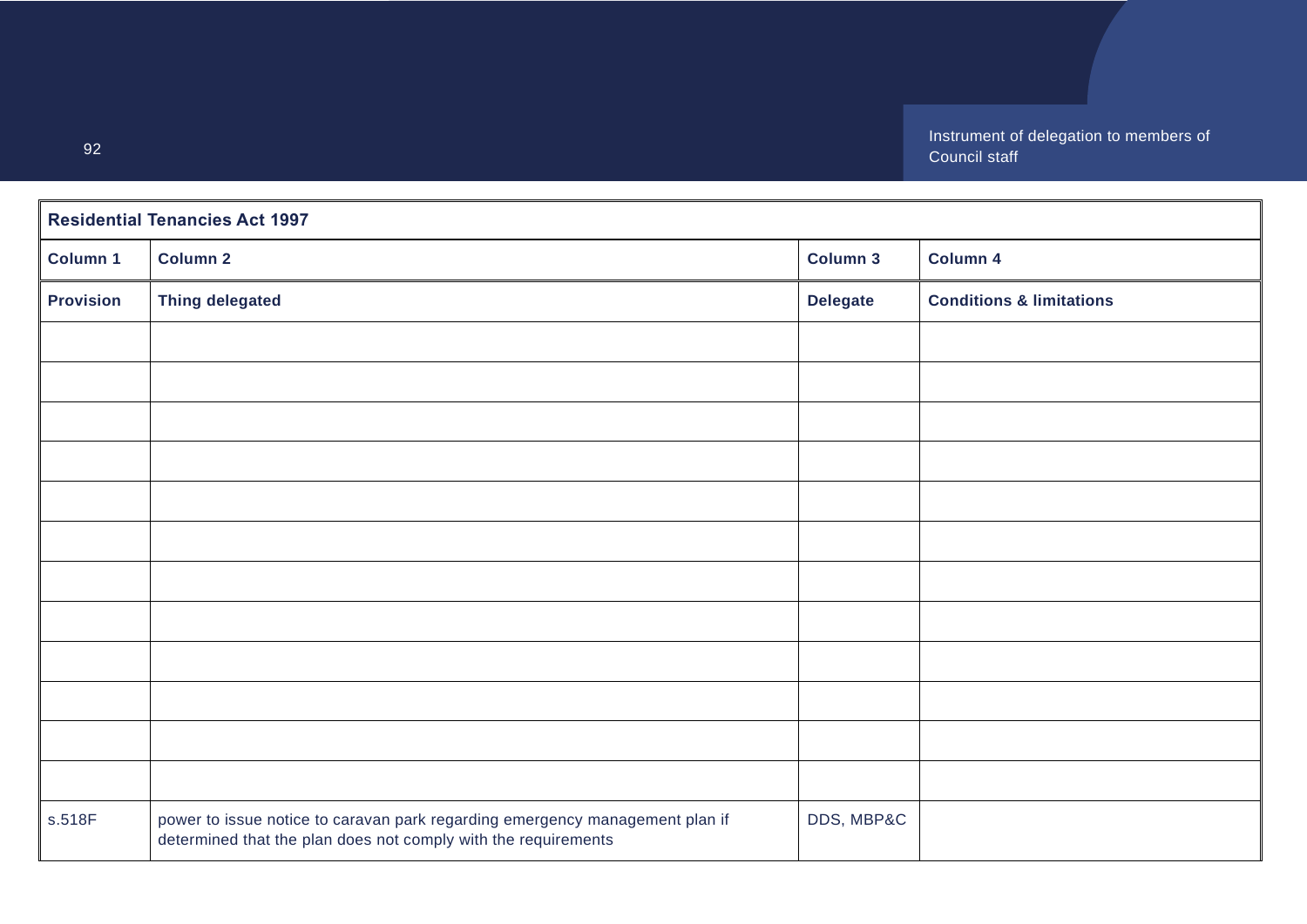| Residential Tenancies Act 1997 | | | |
|---|---|---|---|
| Column 1 | Column 2 | Column 3 | Column 4 |
| Provision | Thing delegated | Delegate | Conditions & limitations |
| | | | |
| | | | |
| | | | |
| | | | |
| | | | |
| | | | |
| | | | |
| | | | |
| | | | |
| | | | |
| | | | |
| | | | |
| s.518F | power to issue notice to caravan park regarding emergency management plan if determined that the plan does not comply with the requirements | DDS, MBP&C | |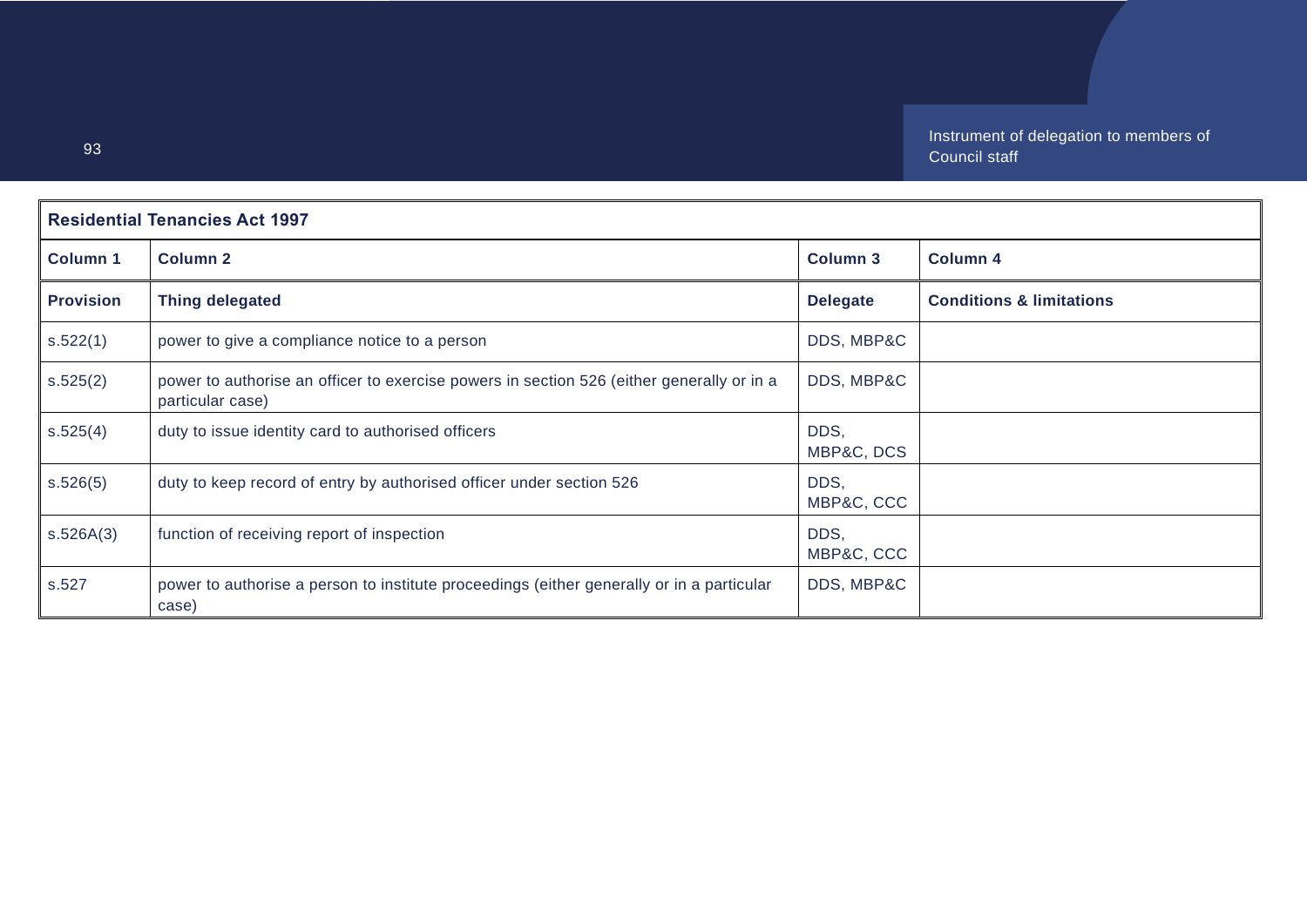| Residential Tenancies Act 1997 | | | |
|---|---|---|---|
| **Column 1** | **Column 2** | **Column 3** | **Column 4** |
| **Provision** | **Thing delegated** | **Delegate** | **Conditions & limitations** |
| s.522(1) | power to give a compliance notice to a person | DDS, MBP&C | |
| s.525(2) | power to authorise an officer to exercise powers in section 526 (either generally or in a particular case) | DDS, MBP&C | |
| s.525(4) | duty to issue identity card to authorised officers | DDS, MBP&C, DCS | |
| s.526(5) | duty to keep record of entry by authorised officer under section 526 | DDS, MBP&C, CCC | |
| s.526A(3) | function of receiving report of inspection | DDS, MBP&C, CCC | |
| s.527 | power to authorise a person to institute proceedings (either generally or in a particular case) | DDS, MBP&C | |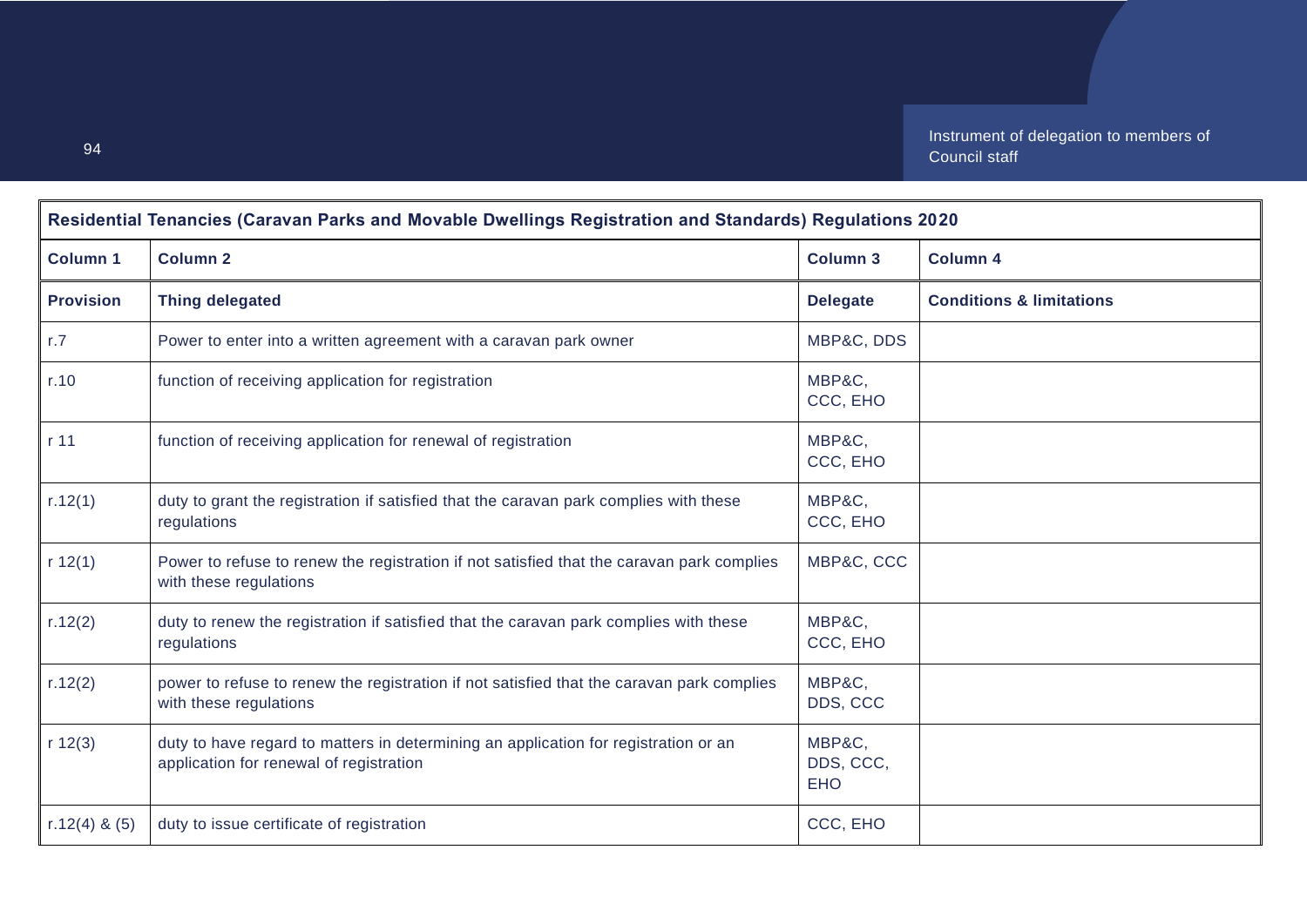| Residential Tenancies (Caravan Parks and Movable Dwellings Registration and Standards) Regulations 2020 | | | |
|---|---|---|---|
| **Column 1** | **Column 2** | **Column 3** | **Column 4** |
| **Provision** | **Thing delegated** | **Delegate** | **Conditions & limitations** |
| r.7 | Power to enter into a written agreement with a caravan park owner | MBP&C, DDS | |
| r.10 | function of receiving application for registration | MBP&C, CCC, EHO | |
| r 11 | function of receiving application for renewal of registration | MBP&C, CCC, EHO | |
| r.12(1) | duty to grant the registration if satisfied that the caravan park complies with these regulations | MBP&C, CCC, EHO | |
| r 12(1) | Power to refuse to renew the registration if not satisfied that the caravan park complies with these regulations | MBP&C, CCC | |
| r.12(2) | duty to renew the registration if satisfied that the caravan park complies with these regulations | MBP&C, CCC, EHO | |
| r.12(2) | power to refuse to renew the registration if not satisfied that the caravan park complies with these regulations | MBP&C, DDS, CCC | |
| r 12(3) | duty to have regard to matters in determining an application for registration or an application for renewal of registration | MBP&C, DDS, CCC, EHO | |
| r.12(4) & (5) | duty to issue certificate of registration | CCC, EHO | |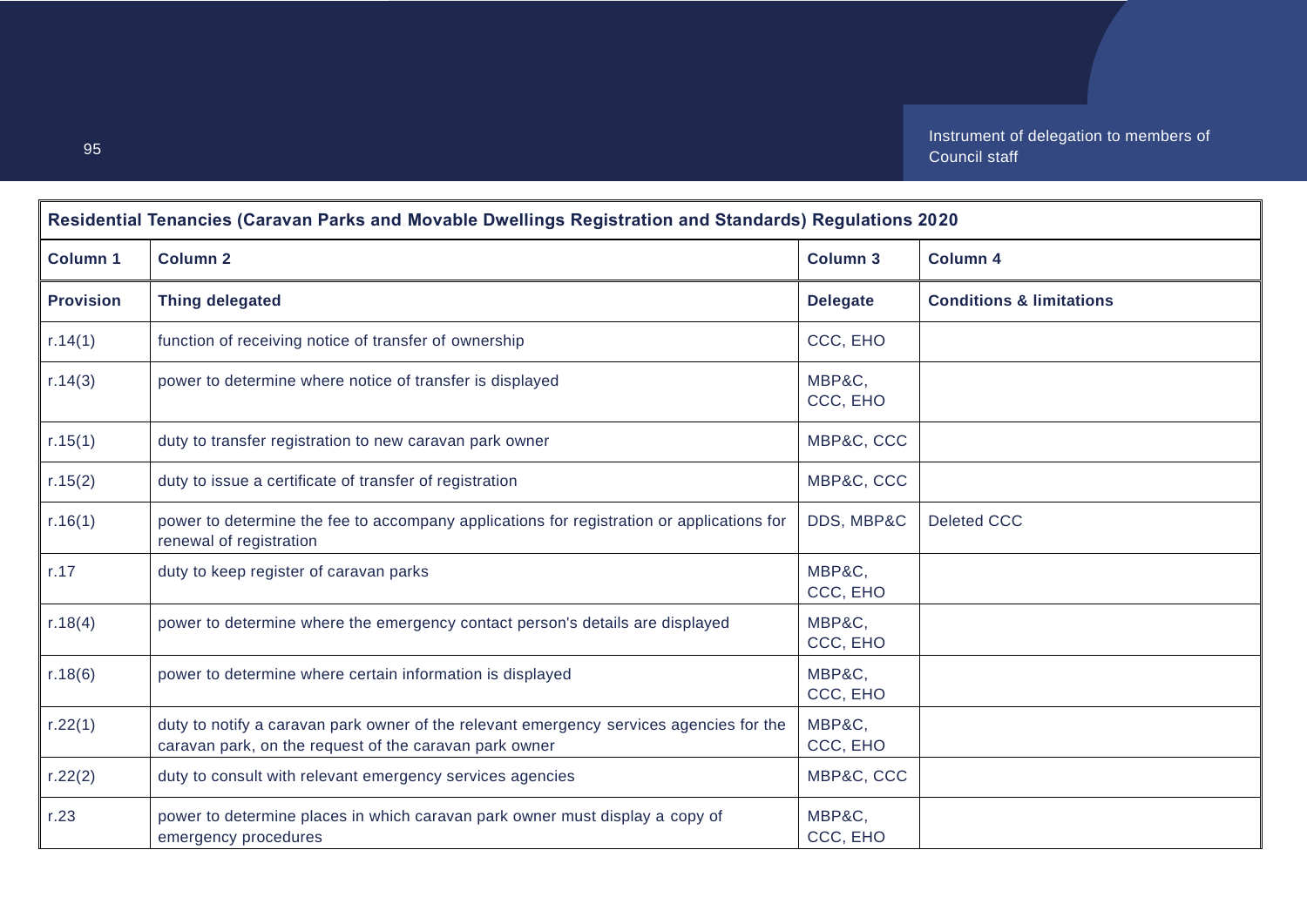| Residential Tenancies (Caravan Parks and Movable Dwellings Registration and Standards) Regulations 2020 | | | |
|---|---|---|---|
| **Column 1** | **Column 2** | **Column 3** | **Column 4** |
| **Provision** | **Thing delegated** | **Delegate** | **Conditions & limitations** |
| r.14(1) | function of receiving notice of transfer of ownership | CCC, EHO | |
| r.14(3) | power to determine where notice of transfer is displayed | MBP&C, CCC, EHO | |
| r.15(1) | duty to transfer registration to new caravan park owner | MBP&C, CCC | |
| r.15(2) | duty to issue a certificate of transfer of registration | MBP&C, CCC | |
| r.16(1) | power to determine the fee to accompany applications for registration or applications for renewal of registration | DDS, MBP&C | Deleted CCC |
| r.17 | duty to keep register of caravan parks | MBP&C, CCC, EHO | |
| r.18(4) | power to determine where the emergency contact person's details are displayed | MBP&C, CCC, EHO | |
| r.18(6) | power to determine where certain information is displayed | MBP&C, CCC, EHO | |
| r.22(1) | duty to notify a caravan park owner of the relevant emergency services agencies for the caravan park, on the request of the caravan park owner | MBP&C, CCC, EHO | |
| r.22(2) | duty to consult with relevant emergency services agencies | MBP&C, CCC | |
| r.23 | power to determine places in which caravan park owner must display a copy of emergency procedures | MBP&C, CCC, EHO | |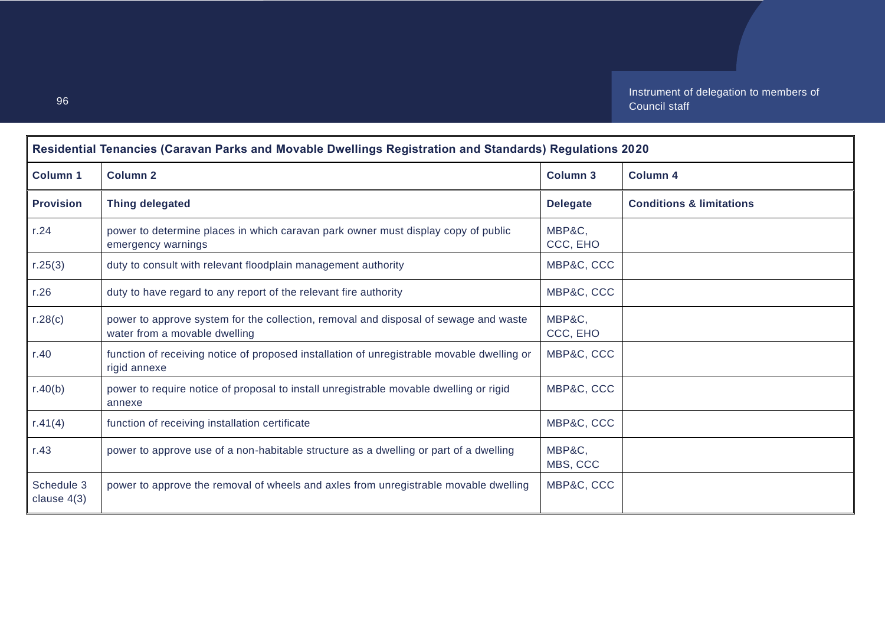| Residential Tenancies (Caravan Parks and Movable Dwellings Registration and Standards) Regulations 2020 | | | |
|---|---|---|---|
| **Column 1** | **Column 2** | **Column 3** | **Column 4** |
| **Provision** | **Thing delegated** | **Delegate** | **Conditions & limitations** |
| r.24 | power to determine places in which caravan park owner must display copy of public emergency warnings | MBP&C, CCC, EHO | |
| r.25(3) | duty to consult with relevant floodplain management authority | MBP&C, CCC | |
| r.26 | duty to have regard to any report of the relevant fire authority | MBP&C, CCC | |
| r.28(c) | power to approve system for the collection, removal and disposal of sewage and waste water from a movable dwelling | MBP&C, CCC, EHO | |
| r.40 | function of receiving notice of proposed installation of unregistrable movable dwelling or rigid annexe | MBP&C, CCC | |
| r.40(b) | power to require notice of proposal to install unregistrable movable dwelling or rigid annexe | MBP&C, CCC | |
| r.41(4) | function of receiving installation certificate | MBP&C, CCC | |
| r.43 | power to approve use of a non-habitable structure as a dwelling or part of a dwelling | MBP&C, MBS, CCC | |
| Schedule 3 clause 4(3) | power to approve the removal of wheels and axles from unregistrable movable dwelling | MBP&C, CCC | |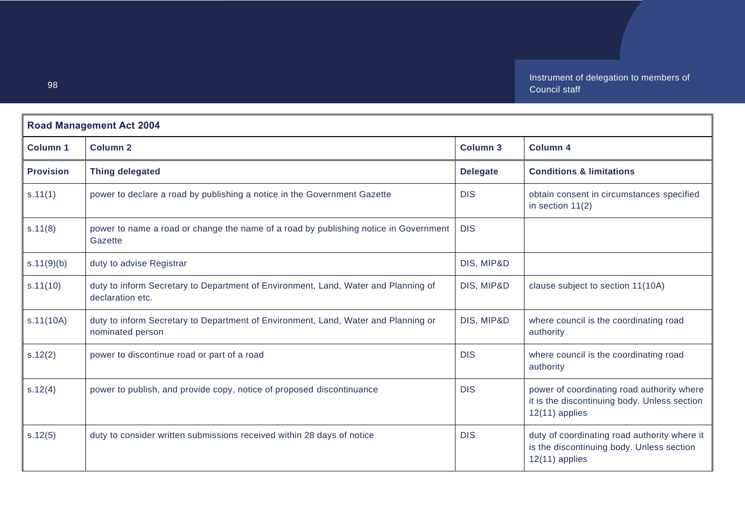| **Road Management Act 2004** | | | |
|---|---|---|---|
| **Column 1** | **Column 2** | **Column 3** | **Column 4** |
| **Provision** | **Thing delegated** | **Delegate** | **Conditions & limitations** |
| s.11(1) | power to declare a road by publishing a notice in the Government Gazette | DIS | obtain consent in circumstances specified in section 11(2) |
| s.11(8) | power to name a road or change the name of a road by publishing notice in Government Gazette | DIS | |
| s.11(9)(b) | duty to advise Registrar | DIS, MIP&D | |
| s.11(10) | duty to inform Secretary to Department of Environment, Land, Water and Planning of declaration etc. | DIS, MIP&D | clause subject to section 11(10A) |
| s.11(10A) | duty to inform Secretary to Department of Environment, Land, Water and Planning or nominated person | DIS, MIP&D | where council is the coordinating road authority |
| s.12(2) | power to discontinue road or part of a road | DIS | where council is the coordinating road authority |
| s.12(4) | power to publish, and provide copy, notice of proposed discontinuance | DIS | power of coordinating road authority where it is the discontinuing body. Unless section 12(11) applies |
| s.12(5) | duty to consider written submissions received within 28 days of notice | DIS | duty of coordinating road authority where it is the discontinuing body. Unless section 12(11) applies |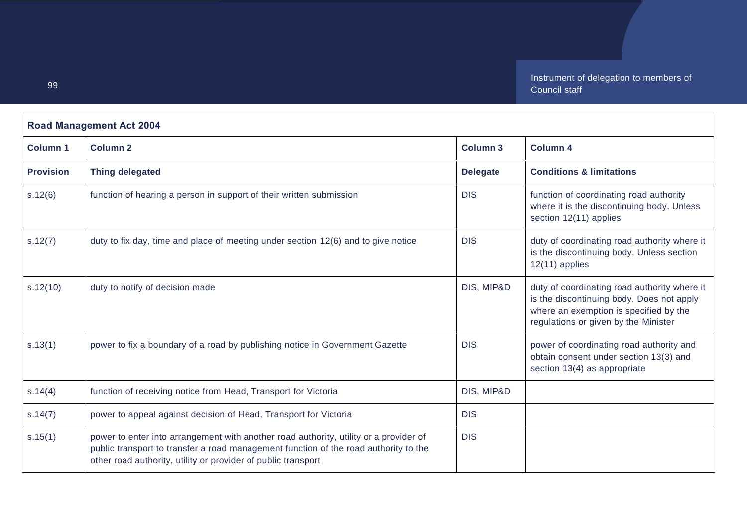| Road Management Act 2004 | | | |
|---|---|---|---|
| **Column 1** | **Column 2** | **Column 3** | **Column 4** |
| **Provision** | **Thing delegated** | **Delegate** | **Conditions & limitations** |
| s.12(6) | function of hearing a person in support of their written submission | DIS | function of coordinating road authority where it is the discontinuing body. Unless section 12(11) applies |
| s.12(7) | duty to fix day, time and place of meeting under section 12(6) and to give notice | DIS | duty of coordinating road authority where it is the discontinuing body. Unless section 12(11) applies |
| s.12(10) | duty to notify of decision made | DIS, MIP&D | duty of coordinating road authority where it is the discontinuing body. Does not apply where an exemption is specified by the regulations or given by the Minister |
| s.13(1) | power to fix a boundary of a road by publishing notice in Government Gazette | DIS | power of coordinating road authority and obtain consent under section 13(3) and section 13(4) as appropriate |
| s.14(4) | function of receiving notice from Head, Transport for Victoria | DIS, MIP&D | |
| s.14(7) | power to appeal against decision of Head, Transport for Victoria | DIS | |
| s.15(1) | power to enter into arrangement with another road authority, utility or a provider of public transport to transfer a road management function of the road authority to the other road authority, utility or provider of public transport | DIS | |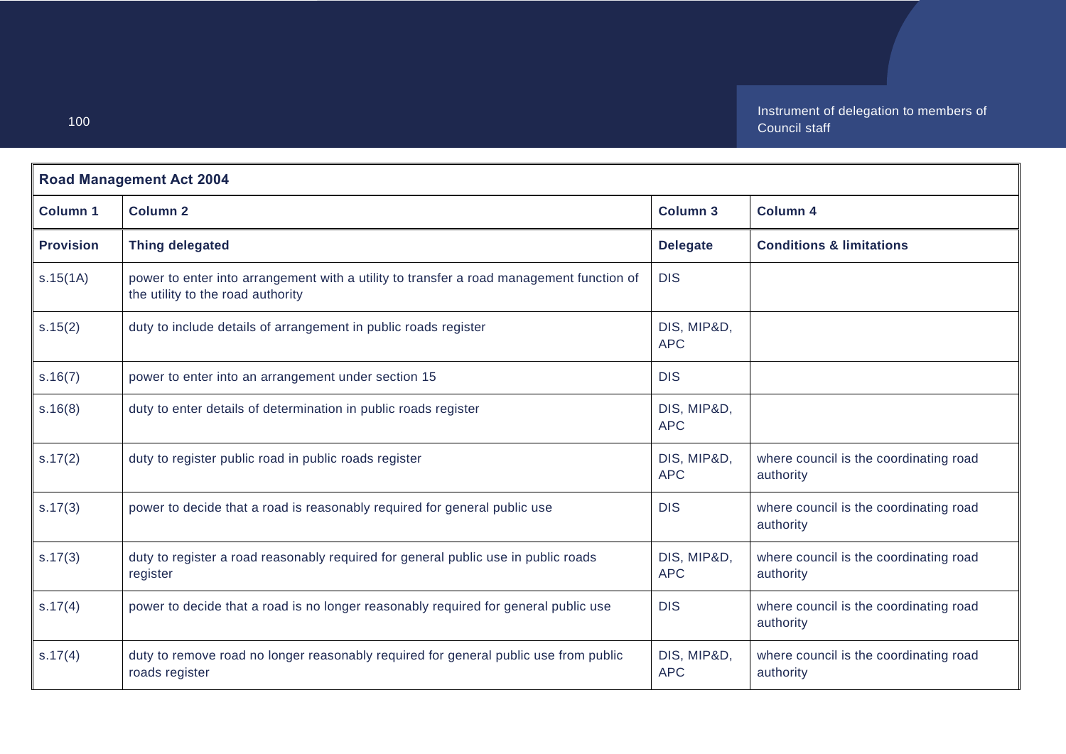| Road Management Act 2004 | | | |
|---|---|---|---|
| **Column 1** | **Column 2** | **Column 3** | **Column 4** |
| **Provision** | **Thing delegated** | **Delegate** | **Conditions & limitations** |
| s.15(1A) | power to enter into arrangement with a utility to transfer a road management function of the utility to the road authority | DIS | |
| s.15(2) | duty to include details of arrangement in public roads register | DIS, MIP&D, APC | |
| s.16(7) | power to enter into an arrangement under section 15 | DIS | |
| s.16(8) | duty to enter details of determination in public roads register | DIS, MIP&D, APC | |
| s.17(2) | duty to register public road in public roads register | DIS, MIP&D, APC | where council is the coordinating road authority |
| s.17(3) | power to decide that a road is reasonably required for general public use | DIS | where council is the coordinating road authority |
| s.17(3) | duty to register a road reasonably required for general public use in public roads register | DIS, MIP&D, APC | where council is the coordinating road authority |
| s.17(4) | power to decide that a road is no longer reasonably required for general public use | DIS | where council is the coordinating road authority |
| s.17(4) | duty to remove road no longer reasonably required for general public use from public roads register | DIS, MIP&D, APC | where council is the coordinating road authority |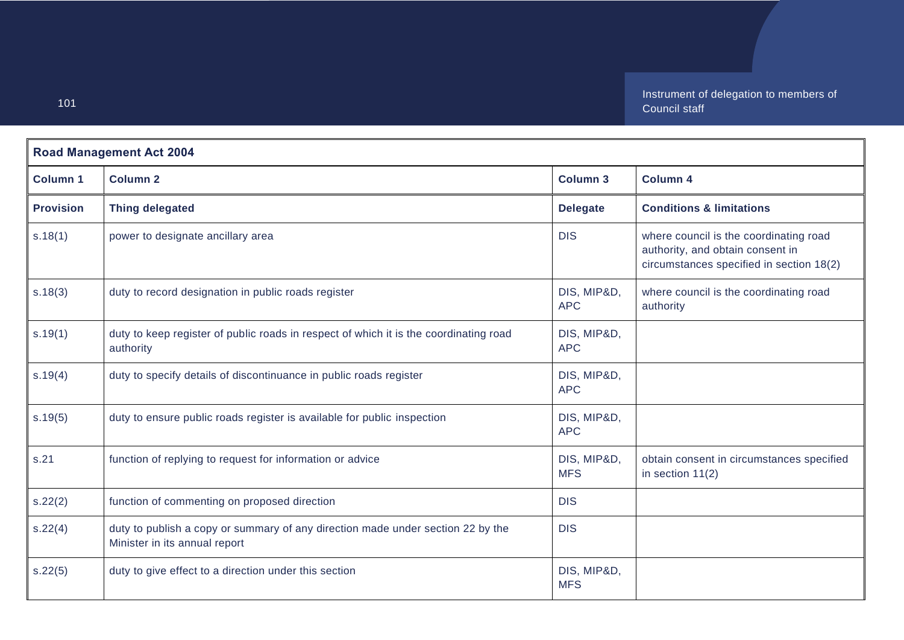| Road Management Act 2004 | | | |
|---|---|---|---|
| **Column 1** | **Column 2** | **Column 3** | **Column 4** |
| **Provision** | **Thing delegated** | **Delegate** | **Conditions & limitations** |
| s.18(1) | power to designate ancillary area | DIS | where council is the coordinating road authority, and obtain consent in circumstances specified in section 18(2) |
| s.18(3) | duty to record designation in public roads register | DIS, MIP&D, APC | where council is the coordinating road authority |
| s.19(1) | duty to keep register of public roads in respect of which it is the coordinating road authority | DIS, MIP&D, APC | |
| s.19(4) | duty to specify details of discontinuance in public roads register | DIS, MIP&D, APC | |
| s.19(5) | duty to ensure public roads register is available for public inspection | DIS, MIP&D, APC | |
| s.21 | function of replying to request for information or advice | DIS, MIP&D, MFS | obtain consent in circumstances specified in section 11(2) |
| s.22(2) | function of commenting on proposed direction | DIS | |
| s.22(4) | duty to publish a copy or summary of any direction made under section 22 by the Minister in its annual report | DIS | |
| s.22(5) | duty to give effect to a direction under this section | DIS, MIP&D, MFS | |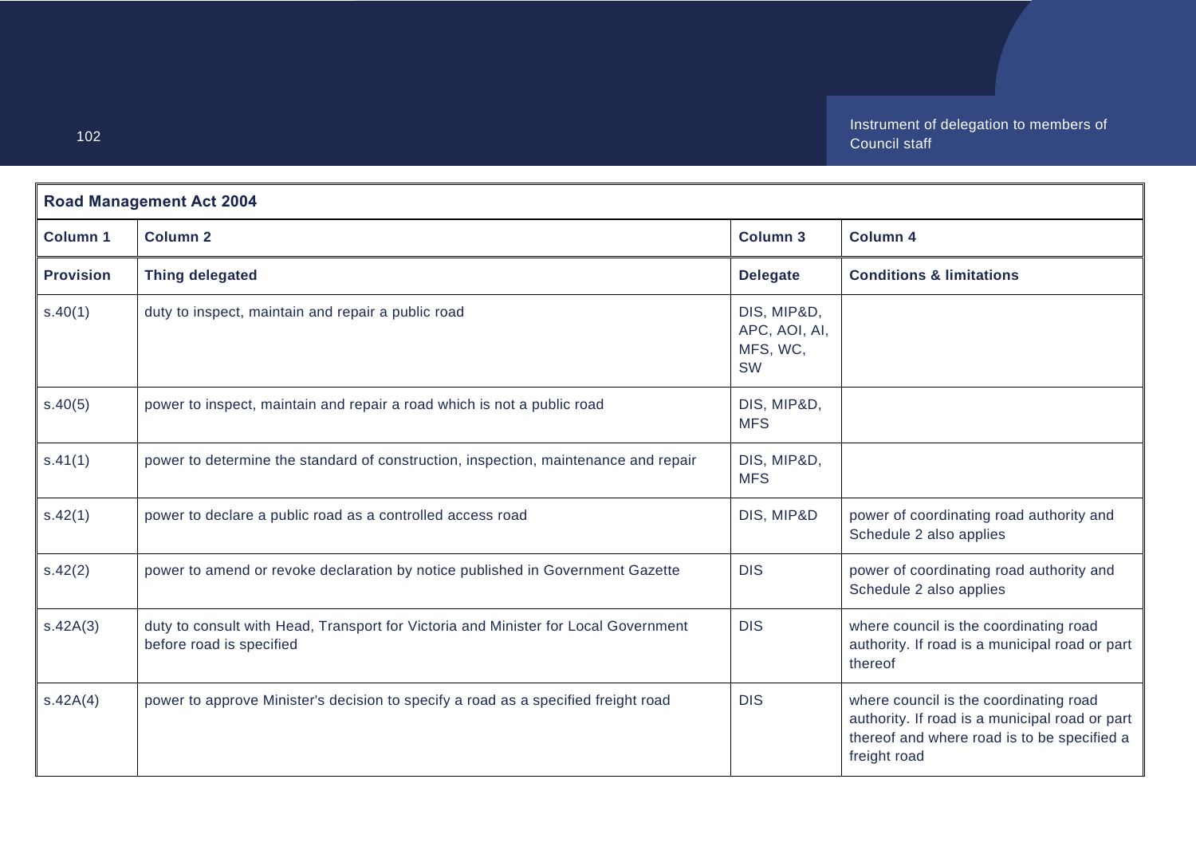| Road Management Act 2004 | | | |
|---|---|---|---|
| **Column 1** | **Column 2** | **Column 3** | **Column 4** |
| **Provision** | **Thing delegated** | **Delegate** | **Conditions & limitations** |
| s.40(1) | duty to inspect, maintain and repair a public road | DIS, MIP&D, APC, AOI, AI, MFS, WC, SW | |
| s.40(5) | power to inspect, maintain and repair a road which is not a public road | DIS, MIP&D, MFS | |
| s.41(1) | power to determine the standard of construction, inspection, maintenance and repair | DIS, MIP&D, MFS | |
| s.42(1) | power to declare a public road as a controlled access road | DIS, MIP&D | power of coordinating road authority and Schedule 2 also applies |
| s.42(2) | power to amend or revoke declaration by notice published in Government Gazette | DIS | power of coordinating road authority and Schedule 2 also applies |
| s.42A(3) | duty to consult with Head, Transport for Victoria and Minister for Local Government before road is specified | DIS | where council is the coordinating road authority. If road is a municipal road or part thereof |
| s.42A(4) | power to approve Minister's decision to specify a road as a specified freight road | DIS | where council is the coordinating road authority. If road is a municipal road or part thereof and where road is to be specified a freight road |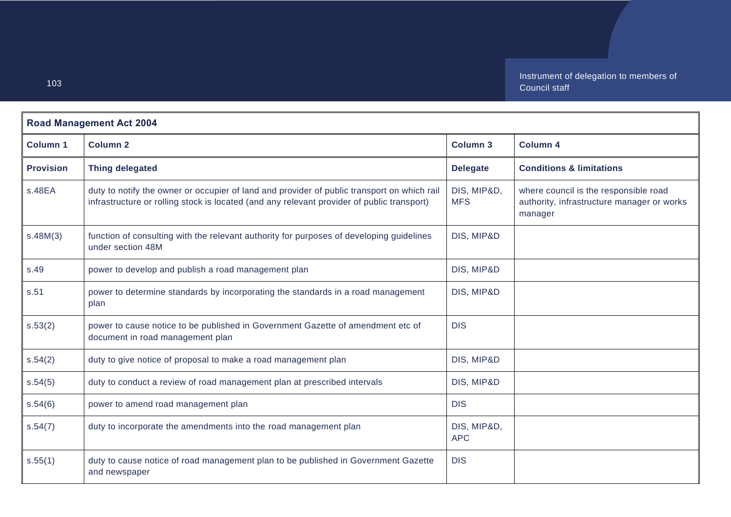| Road Management Act 2004 | | | |
|---|---|---|---|
| **Column 1** | **Column 2** | **Column 3** | **Column 4** |
| **Provision** | **Thing delegated** | **Delegate** | **Conditions & limitations** |
| s.48EA | duty to notify the owner or occupier of land and provider of public transport on which rail infrastructure or rolling stock is located (and any relevant provider of public transport) | DIS, MIP&D, MFS | where council is the responsible road authority, infrastructure manager or works manager |
| s.48M(3) | function of consulting with the relevant authority for purposes of developing guidelines under section 48M | DIS, MIP&D | |
| s.49 | power to develop and publish a road management plan | DIS, MIP&D | |
| s.51 | power to determine standards by incorporating the standards in a road management plan | DIS, MIP&D | |
| s.53(2) | power to cause notice to be published in Government Gazette of amendment etc of document in road management plan | DIS | |
| s.54(2) | duty to give notice of proposal to make a road management plan | DIS, MIP&D | |
| s.54(5) | duty to conduct a review of road management plan at prescribed intervals | DIS, MIP&D | |
| s.54(6) | power to amend road management plan | DIS | |
| s.54(7) | duty to incorporate the amendments into the road management plan | DIS, MIP&D, APC | |
| s.55(1) | duty to cause notice of road management plan to be published in Government Gazette and newspaper | DIS | |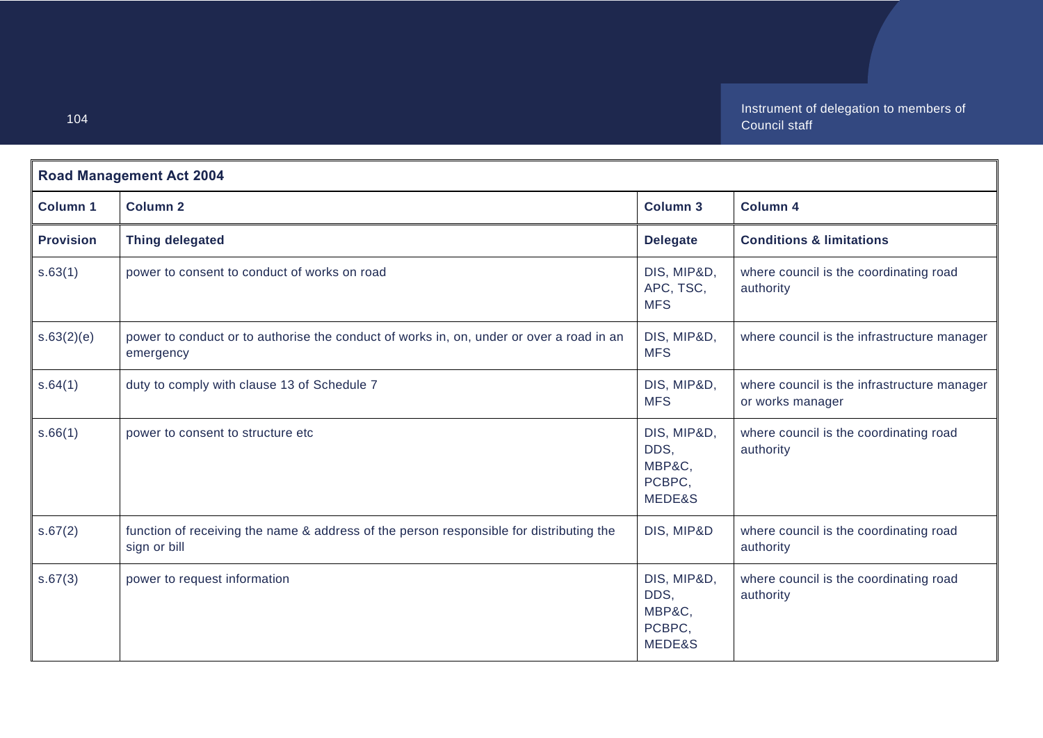| Road Management Act 2004 | | | |
|---|---|---|---|
| **Column 1** | **Column 2** | **Column 3** | **Column 4** |
| **Provision** | **Thing delegated** | **Delegate** | **Conditions & limitations** |
| s.63(1) | power to consent to conduct of works on road | DIS, MIP&D, APC, TSC, MFS | where council is the coordinating road authority |
| s.63(2)(e) | power to conduct or to authorise the conduct of works in, on, under or over a road in an emergency | DIS, MIP&D, MFS | where council is the infrastructure manager |
| s.64(1) | duty to comply with clause 13 of Schedule 7 | DIS, MIP&D, MFS | where council is the infrastructure manager or works manager |
| s.66(1) | power to consent to structure etc | DIS, MIP&D, DDS, MBP&C, PCBPC, MEDE&S | where council is the coordinating road authority |
| s.67(2) | function of receiving the name & address of the person responsible for distributing the sign or bill | DIS, MIP&D | where council is the coordinating road authority |
| s.67(3) | power to request information | DIS, MIP&D, DDS, MBP&C, PCBPC, MEDE&S | where council is the coordinating road authority |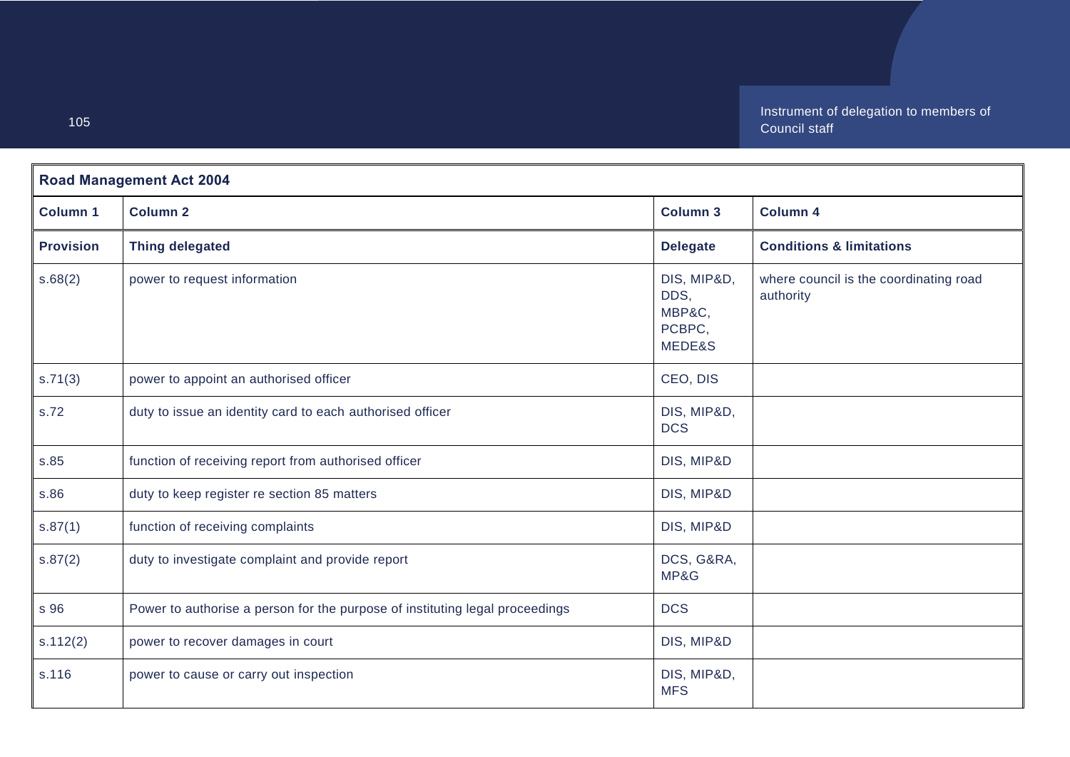| Road Management Act 2004 | | | |
|---|---|---|---|
| **Column 1** | **Column 2** | **Column 3** | **Column 4** |
| **Provision** | **Thing delegated** | **Delegate** | **Conditions & limitations** |
| s.68(2) | power to request information | DIS, MIP&D, DDS, MBP&C, PCBPC, MEDE&S | where council is the coordinating road authority |
| s.71(3) | power to appoint an authorised officer | CEO, DIS | |
| s.72 | duty to issue an identity card to each authorised officer | DIS, MIP&D, DCS | |
| s.85 | function of receiving report from authorised officer | DIS, MIP&D | |
| s.86 | duty to keep register re section 85 matters | DIS, MIP&D | |
| s.87(1) | function of receiving complaints | DIS, MIP&D | |
| s.87(2) | duty to investigate complaint and provide report | DCS, G&RA, MP&G | |
| s 96 | Power to authorise a person for the purpose of instituting legal proceedings | DCS | |
| s.112(2) | power to recover damages in court | DIS, MIP&D | |
| s.116 | power to cause or carry out inspection | DIS, MIP&D, MFS | |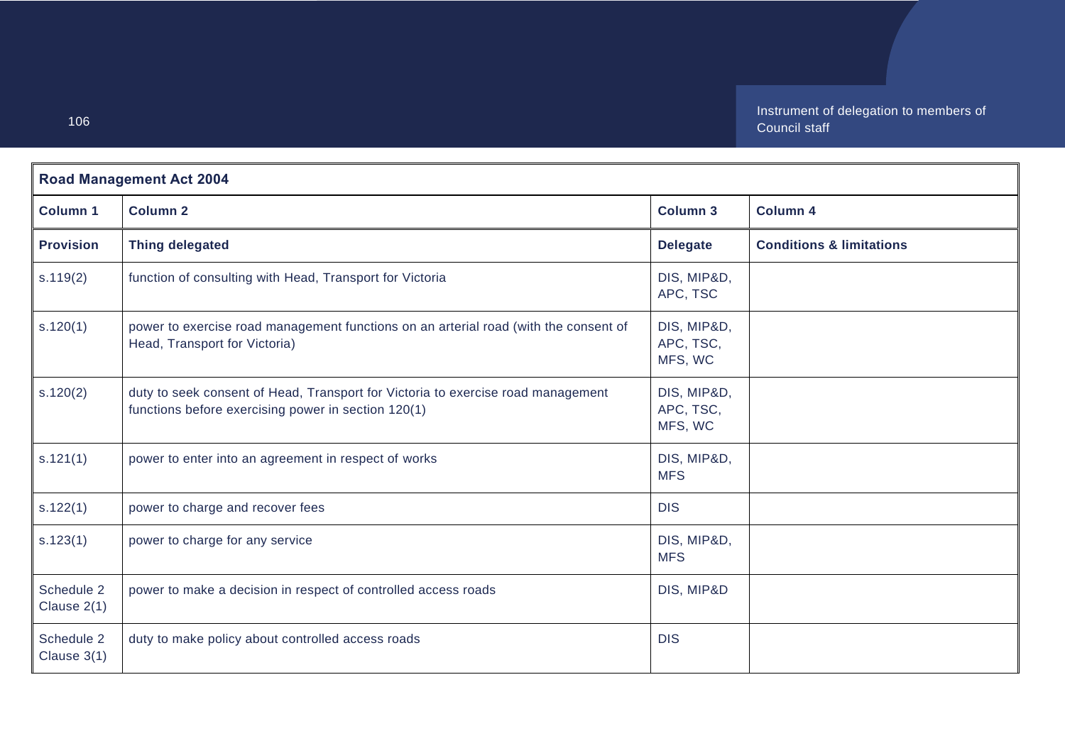| Road Management Act 2004 | | | |
|---|---|---|---|
| **Column 1** | **Column 2** | **Column 3** | **Column 4** |
| **Provision** | **Thing delegated** | **Delegate** | **Conditions & limitations** |
| s.119(2) | function of consulting with Head, Transport for Victoria | DIS, MIP&D, APC, TSC | |
| s.120(1) | power to exercise road management functions on an arterial road (with the consent of Head, Transport for Victoria) | DIS, MIP&D, APC, TSC, MFS, WC | |
| s.120(2) | duty to seek consent of Head, Transport for Victoria to exercise road management functions before exercising power in section 120(1) | DIS, MIP&D, APC, TSC, MFS, WC | |
| s.121(1) | power to enter into an agreement in respect of works | DIS, MIP&D, MFS | |
| s.122(1) | power to charge and recover fees | DIS | |
| s.123(1) | power to charge for any service | DIS, MIP&D, MFS | |
| Schedule 2 Clause 2(1) | power to make a decision in respect of controlled access roads | DIS, MIP&D | |
| Schedule 2 Clause 3(1) | duty to make policy about controlled access roads | DIS | |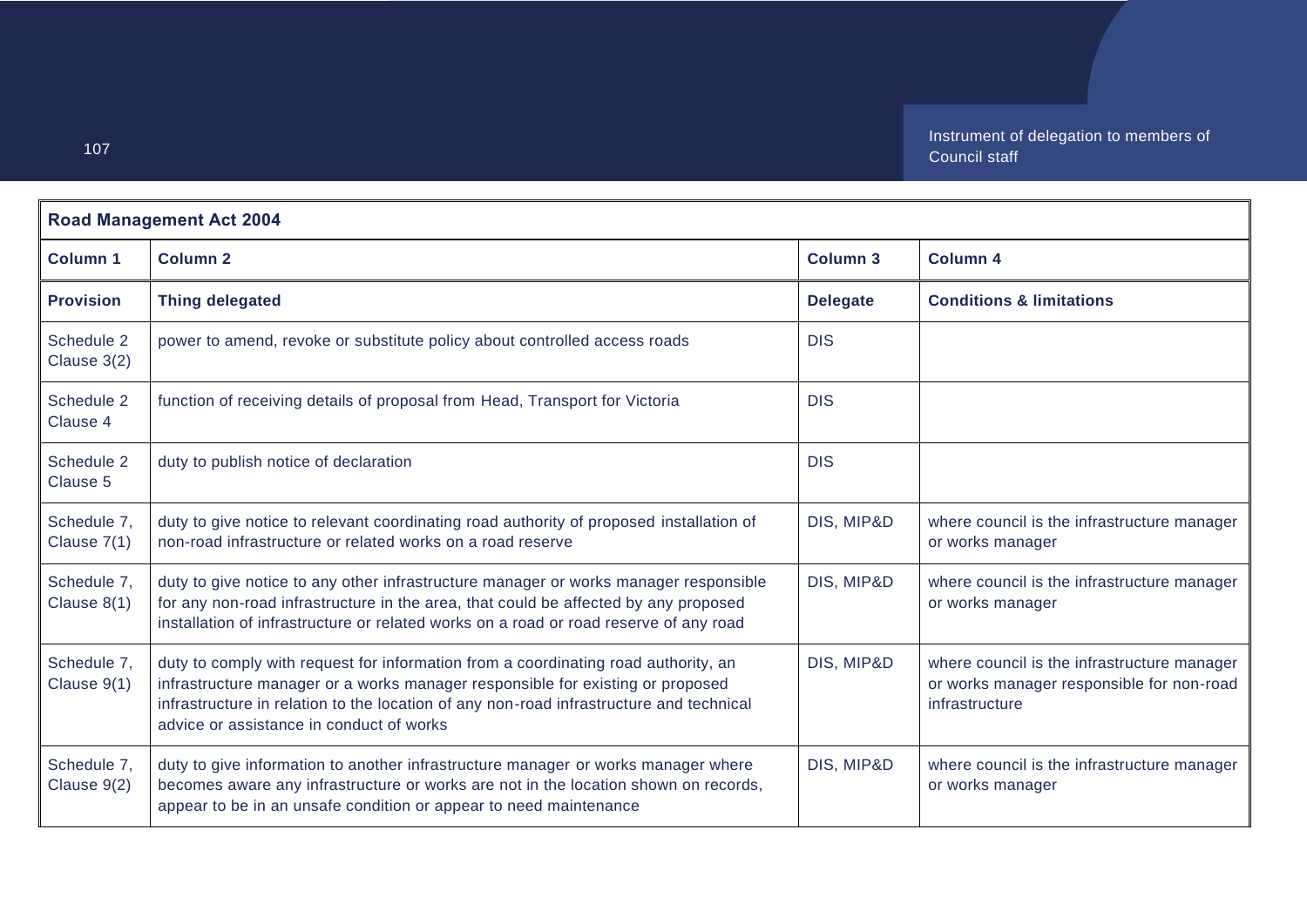| Road Management Act 2004 | | | |
|---|---|---|---|
| **Column 1** | **Column 2** | **Column 3** | **Column 4** |
| **Provision** | **Thing delegated** | **Delegate** | **Conditions & limitations** |
| Schedule 2 Clause 3(2) | power to amend, revoke or substitute policy about controlled access roads | DIS | |
| Schedule 2 Clause 4 | function of receiving details of proposal from Head, Transport for Victoria | DIS | |
| Schedule 2 Clause 5 | duty to publish notice of declaration | DIS | |
| Schedule 7, Clause 7(1) | duty to give notice to relevant coordinating road authority of proposed installation of non-road infrastructure or related works on a road reserve | DIS, MIP&D | where council is the infrastructure manager or works manager |
| Schedule 7, Clause 8(1) | duty to give notice to any other infrastructure manager or works manager responsible for any non-road infrastructure in the area, that could be affected by any proposed installation of infrastructure or related works on a road or road reserve of any road | DIS, MIP&D | where council is the infrastructure manager or works manager |
| Schedule 7, Clause 9(1) | duty to comply with request for information from a coordinating road authority, an infrastructure manager or a works manager responsible for existing or proposed infrastructure in relation to the location of any non-road infrastructure and technical advice or assistance in conduct of works | DIS, MIP&D | where council is the infrastructure manager or works manager responsible for non-road infrastructure |
| Schedule 7, Clause 9(2) | duty to give information to another infrastructure manager or works manager where becomes aware any infrastructure or works are not in the location shown on records, appear to be in an unsafe condition or appear to need maintenance | DIS, MIP&D | where council is the infrastructure manager or works manager |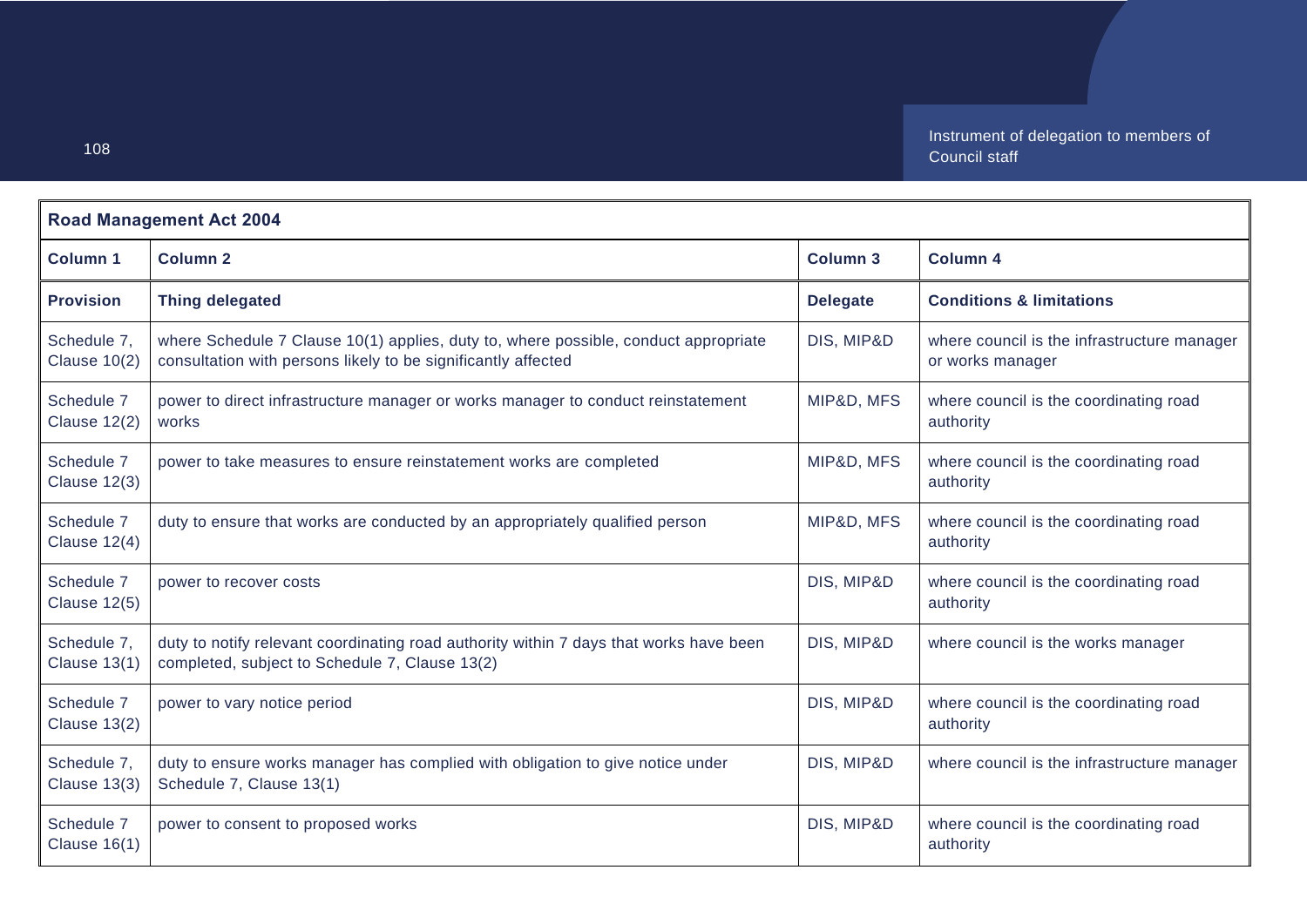| Road Management Act 2004 | | | |
|---|---|---|---|
| **Column 1** | **Column 2** | **Column 3** | **Column 4** |
| **Provision** | **Thing delegated** | **Delegate** | **Conditions & limitations** |
| Schedule 7, Clause 10(2) | where Schedule 7 Clause 10(1) applies, duty to, where possible, conduct appropriate consultation with persons likely to be significantly affected | DIS, MIP&D | where council is the infrastructure manager or works manager |
| Schedule 7 Clause 12(2) | power to direct infrastructure manager or works manager to conduct reinstatement works | MIP&D, MFS | where council is the coordinating road authority |
| Schedule 7 Clause 12(3) | power to take measures to ensure reinstatement works are completed | MIP&D, MFS | where council is the coordinating road authority |
| Schedule 7 Clause 12(4) | duty to ensure that works are conducted by an appropriately qualified person | MIP&D, MFS | where council is the coordinating road authority |
| Schedule 7 Clause 12(5) | power to recover costs | DIS, MIP&D | where council is the coordinating road authority |
| Schedule 7, Clause 13(1) | duty to notify relevant coordinating road authority within 7 days that works have been completed, subject to Schedule 7, Clause 13(2) | DIS, MIP&D | where council is the works manager |
| Schedule 7 Clause 13(2) | power to vary notice period | DIS, MIP&D | where council is the coordinating road authority |
| Schedule 7, Clause 13(3) | duty to ensure works manager has complied with obligation to give notice under Schedule 7, Clause 13(1) | DIS, MIP&D | where council is the infrastructure manager |
| Schedule 7 Clause 16(1) | power to consent to proposed works | DIS, MIP&D | where council is the coordinating road authority |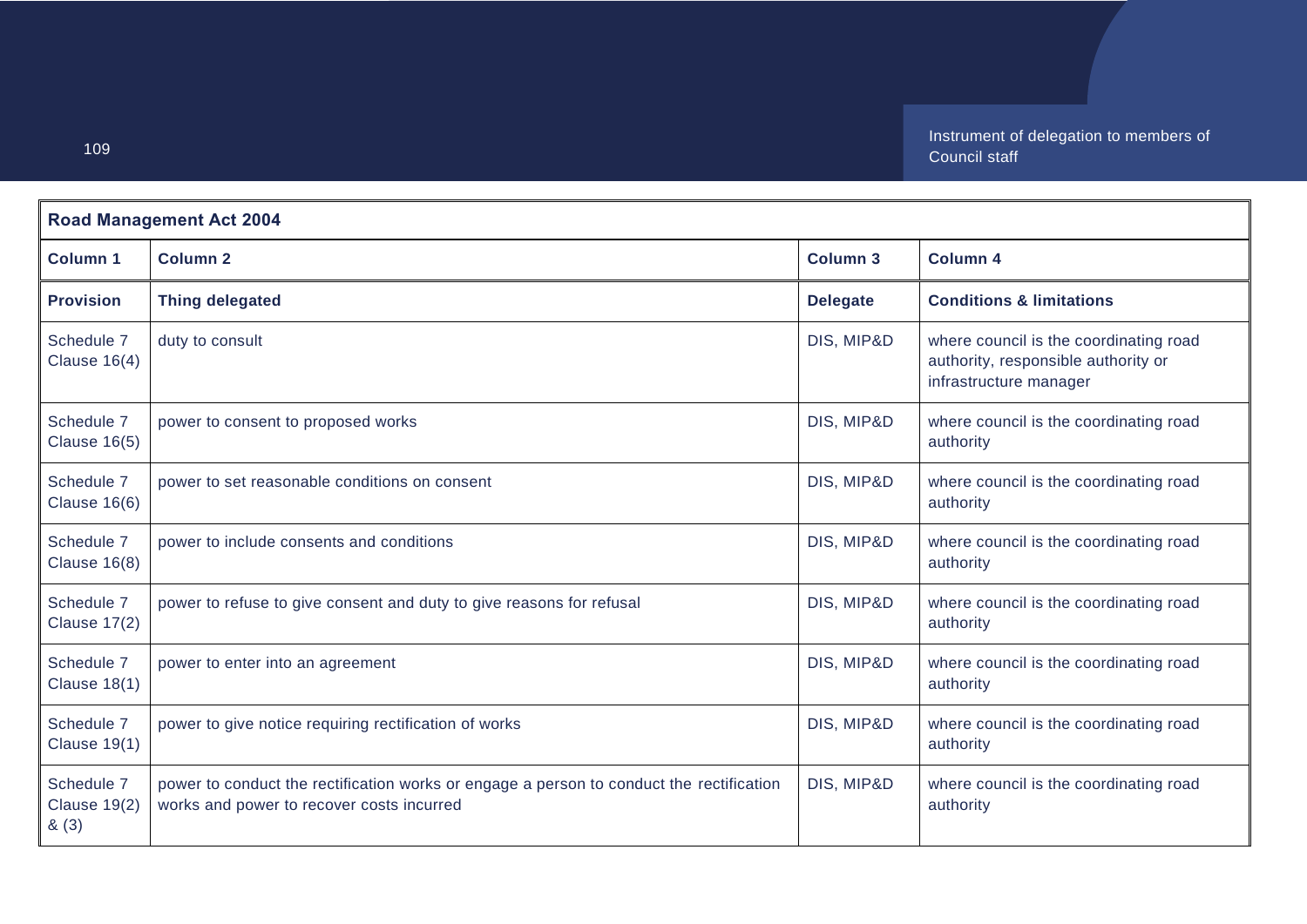| Road Management Act 2004 | | | |
|---|---|---|---|
| **Column 1** | **Column 2** | **Column 3** | **Column 4** |
| **Provision** | **Thing delegated** | **Delegate** | **Conditions & limitations** |
| Schedule 7 Clause 16(4) | duty to consult | DIS, MIP&D | where council is the coordinating road authority, responsible authority or infrastructure manager |
| Schedule 7 Clause 16(5) | power to consent to proposed works | DIS, MIP&D | where council is the coordinating road authority |
| Schedule 7 Clause 16(6) | power to set reasonable conditions on consent | DIS, MIP&D | where council is the coordinating road authority |
| Schedule 7 Clause 16(8) | power to include consents and conditions | DIS, MIP&D | where council is the coordinating road authority |
| Schedule 7 Clause 17(2) | power to refuse to give consent and duty to give reasons for refusal | DIS, MIP&D | where council is the coordinating road authority |
| Schedule 7 Clause 18(1) | power to enter into an agreement | DIS, MIP&D | where council is the coordinating road authority |
| Schedule 7 Clause 19(1) | power to give notice requiring rectification of works | DIS, MIP&D | where council is the coordinating road authority |
| Schedule 7 Clause 19(2) & (3) | power to conduct the rectification works or engage a person to conduct the rectification works and power to recover costs incurred | DIS, MIP&D | where council is the coordinating road authority |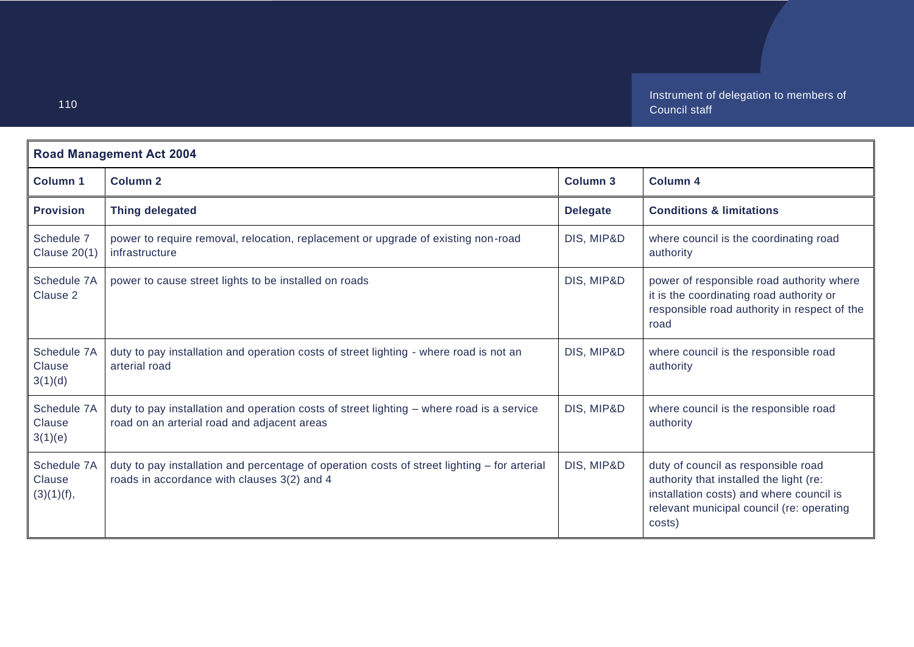| Road Management Act 2004 | | | |
|---|---|---|---|
| **Column 1** | **Column 2** | **Column 3** | **Column 4** |
| **Provision** | **Thing delegated** | **Delegate** | **Conditions & limitations** |
| Schedule 7 Clause 20(1) | power to require removal, relocation, replacement or upgrade of existing non-road infrastructure | DIS, MIP&D | where council is the coordinating road authority |
| Schedule 7A Clause 2 | power to cause street lights to be installed on roads | DIS, MIP&D | power of responsible road authority where it is the coordinating road authority or responsible road authority in respect of the road |
| Schedule 7A Clause 3(1)(d) | duty to pay installation and operation costs of street lighting - where road is not an arterial road | DIS, MIP&D | where council is the responsible road authority |
| Schedule 7A Clause 3(1)(e) | duty to pay installation and operation costs of street lighting – where road is a service road on an arterial road and adjacent areas | DIS, MIP&D | where council is the responsible road authority |
| Schedule 7A Clause (3)(1)(f), | duty to pay installation and percentage of operation costs of street lighting – for arterial roads in accordance with clauses 3(2) and 4 | DIS, MIP&D | duty of council as responsible road authority that installed the light (re: installation costs) and where council is relevant municipal council (re: operating costs) |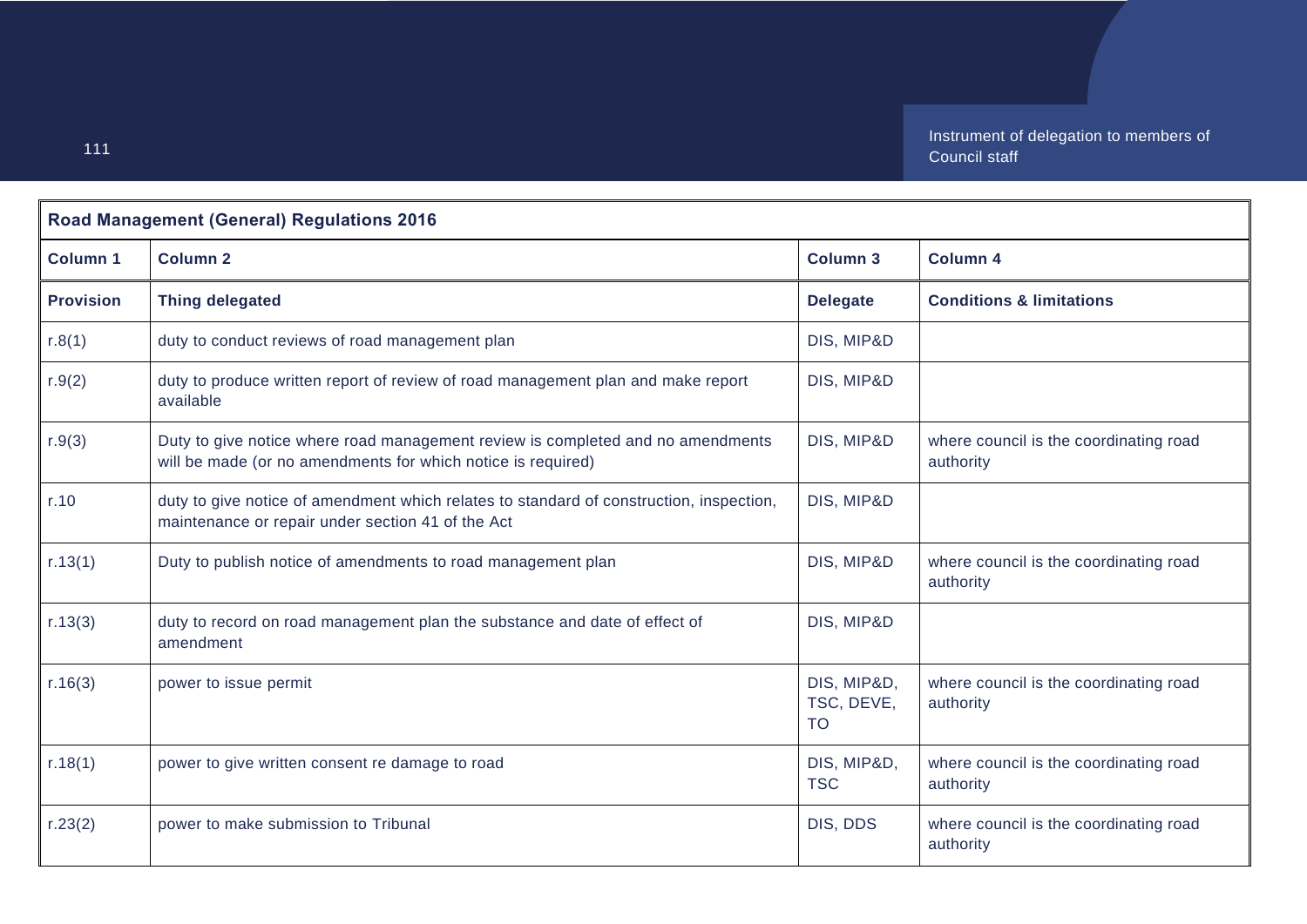| Road Management (General) Regulations 2016 | | | |
|---|---|---|---|
| **Column 1** | **Column 2** | **Column 3** | **Column 4** |
| **Provision** | **Thing delegated** | **Delegate** | **Conditions & limitations** |
| r.8(1) | duty to conduct reviews of road management plan | DIS, MIP&D | |
| r.9(2) | duty to produce written report of review of road management plan and make report available | DIS, MIP&D | |
| r.9(3) | Duty to give notice where road management review is completed and no amendments will be made (or no amendments for which notice is required) | DIS, MIP&D | where council is the coordinating road authority |
| r.10 | duty to give notice of amendment which relates to standard of construction, inspection, maintenance or repair under section 41 of the Act | DIS, MIP&D | |
| r.13(1) | Duty to publish notice of amendments to road management plan | DIS, MIP&D | where council is the coordinating road authority |
| r.13(3) | duty to record on road management plan the substance and date of effect of amendment | DIS, MIP&D | |
| r.16(3) | power to issue permit | DIS, MIP&D, TSC, DEVE, TO | where council is the coordinating road authority |
| r.18(1) | power to give written consent re damage to road | DIS, MIP&D, TSC | where council is the coordinating road authority |
| r.23(2) | power to make submission to Tribunal | DIS, DDS | where council is the coordinating road authority |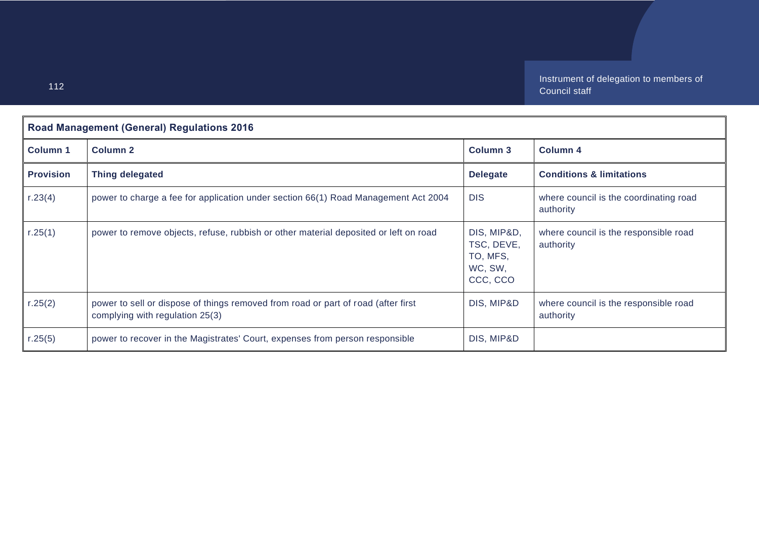| Road Management (General) Regulations 2016 | | | |
|---|---|---|---|
| **Column 1** | **Column 2** | **Column 3** | **Column 4** |
| **Provision** | **Thing delegated** | **Delegate** | **Conditions & limitations** |
| r.23(4) | power to charge a fee for application under section 66(1) Road Management Act 2004 | DIS | where council is the coordinating road authority |
| r.25(1) | power to remove objects, refuse, rubbish or other material deposited or left on road | DIS, MIP&D, TSC, DEVE, TO, MFS, WC, SW, CCC, CCO | where council is the responsible road authority |
| r.25(2) | power to sell or dispose of things removed from road or part of road (after first complying with regulation 25(3) | DIS, MIP&D | where council is the responsible road authority |
| r.25(5) | power to recover in the Magistrates' Court, expenses from person responsible | DIS, MIP&D | |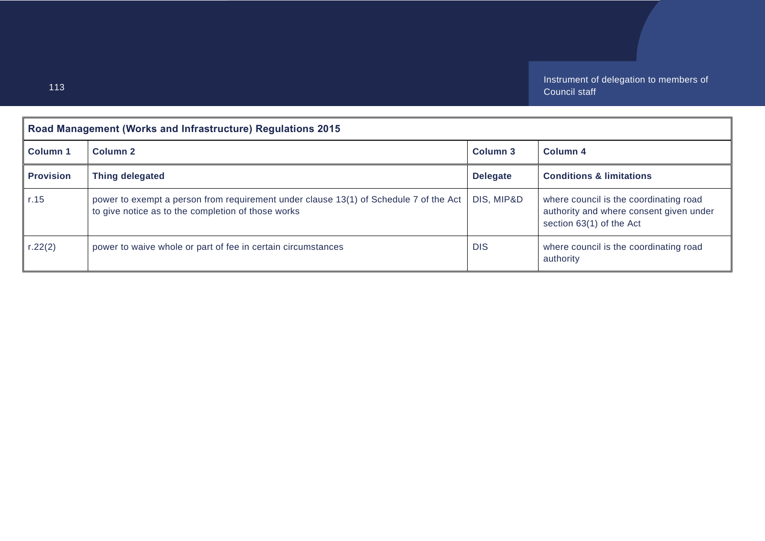| Road Management (Works and Infrastructure) Regulations 2015 | | | |
|---|---|---|---|
| **Column 1** | **Column 2** | **Column 3** | **Column 4** |
| **Provision** | **Thing delegated** | **Delegate** | **Conditions & limitations** |
| r.15 | power to exempt a person from requirement under clause 13(1) of Schedule 7 of the Act to give notice as to the completion of those works | DIS, MIP&D | where council is the coordinating road authority and where consent given under section 63(1) of the Act |
| r.22(2) | power to waive whole or part of fee in certain circumstances | DIS | where council is the coordinating road authority |